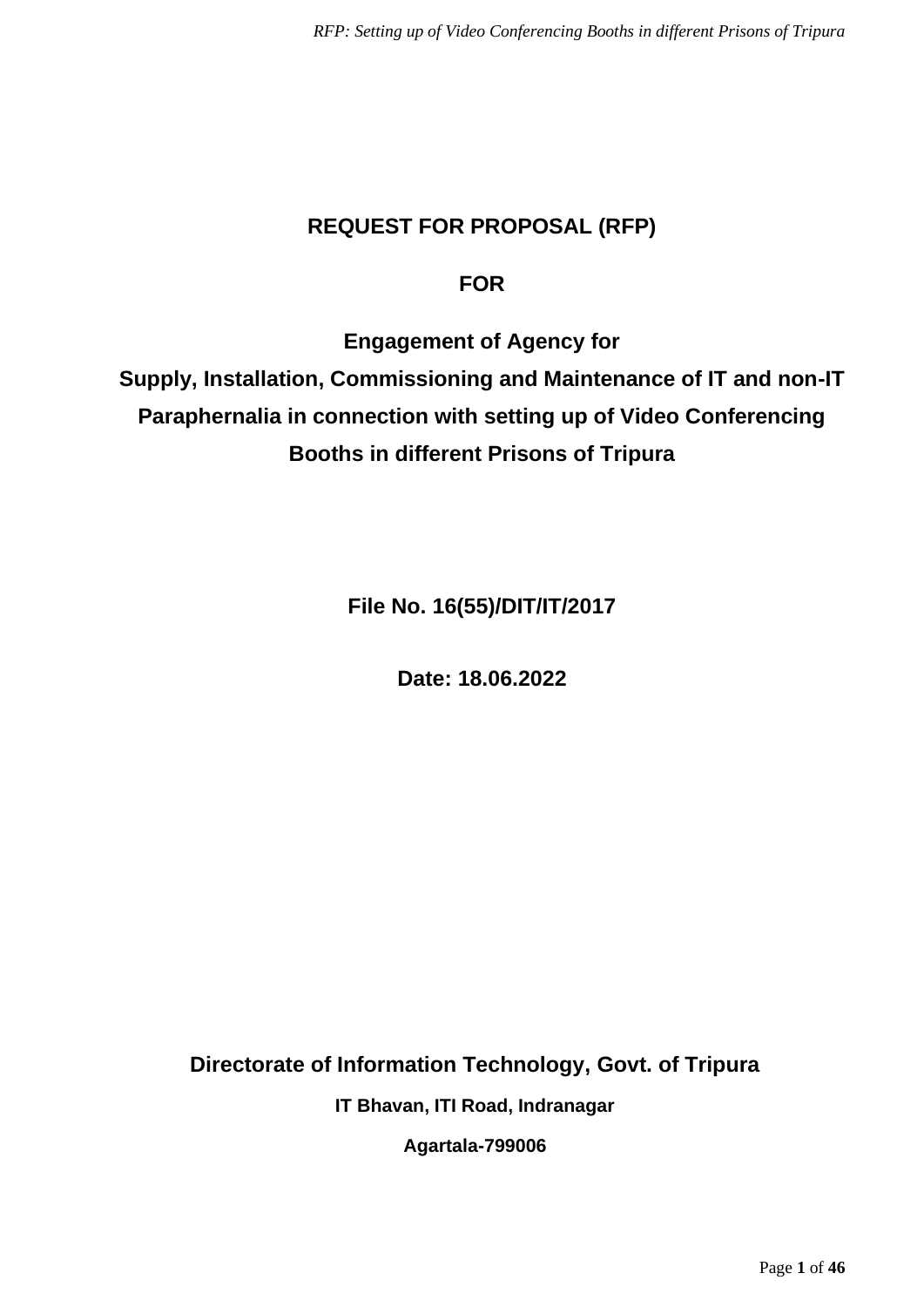# REQUEST FOR PROPOSAL (RFP)

## FOR

## Engagement of Agency for Supply, Installation, Commissioning and Maintenance of IT and non-IT Paraphernalia in connection with setting up of Video Conferencing Booths in different Prisons of Tripura

**File No. 16(55)/DIT/IT/2017**

**Date: 18.06.2022**

**Directorate of Information Technology, Govt. of Tripura**

**IT Bhavan, ITI Road, Indranagar**

**Agartala-799006**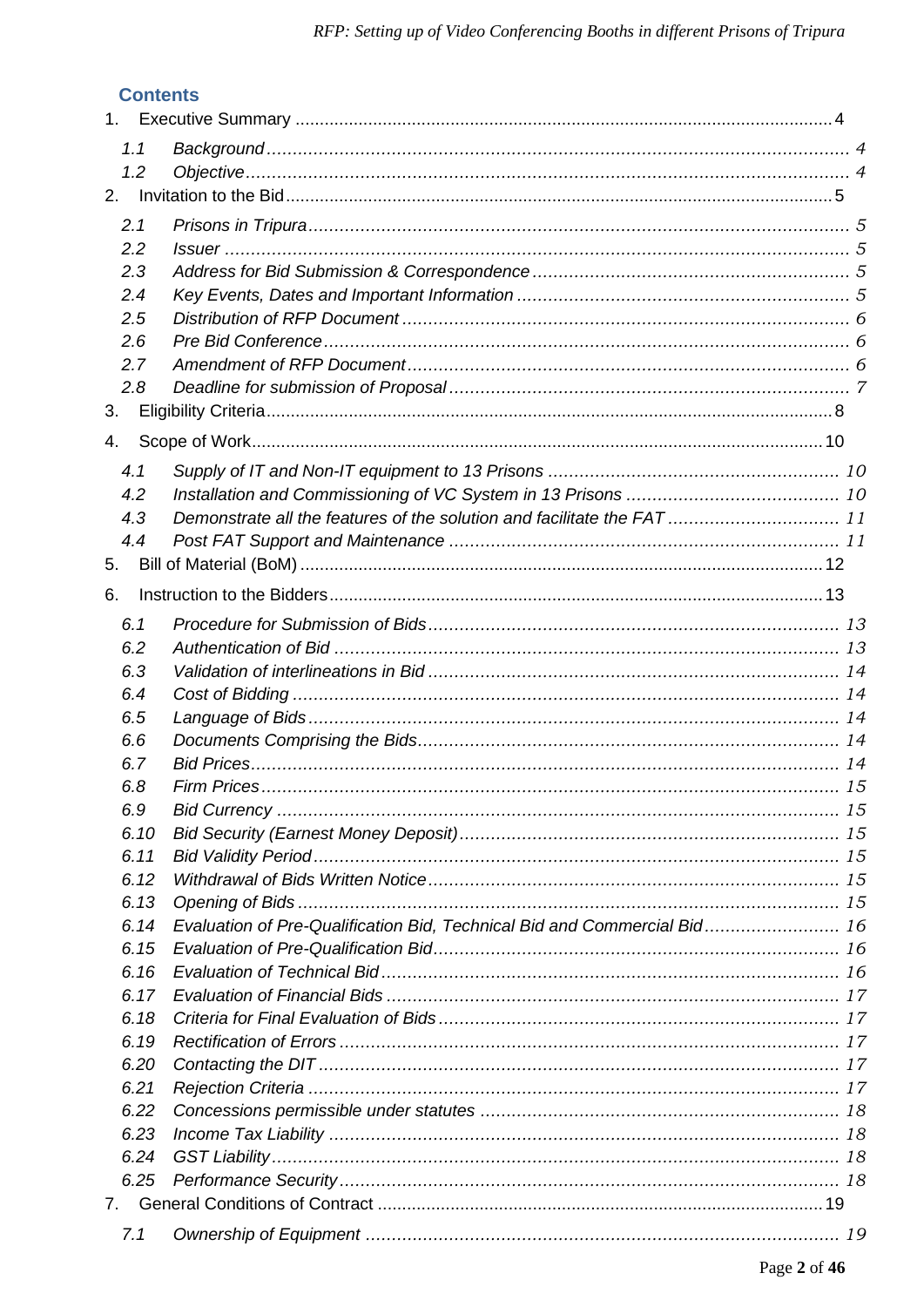## Contents

1. Executive Summary ........................................................................................................ 4
   - 1.1 *Background* ........................................................................................................ 4
   - 1.2 *Objective* ........................................................................................................... 4
2. Invitation to the Bid ....................................................................................................... 5
   - 2.1 *Prisons in Tripura* .............................................................................................. 5
   - 2.2 *Issuer* ................................................................................................................. 5
   - 2.3 *Address for Bid Submission & Correspondence* ................................................ 5
   - 2.4 *Key Events, Dates and Important Information* ................................................... 5
   - 2.5 *Distribution of RFP Document* ........................................................................... 6
   - 2.6 *Pre Bid Conference* ............................................................................................ 6
   - 2.7 *Amendment of RFP Document* ........................................................................... 6
   - 2.8 *Deadline for submission of Proposal* ................................................................. 7
3. Eligibility Criteria ........................................................................................................... 8
4. Scope of Work ............................................................................................................. 10
   - 4.1 *Supply of IT and Non-IT equipment to 13 Prisons* ............................................ 10
   - 4.2 *Installation and Commissioning of VC System in 13 Prisons* ............................ 10
   - 4.3 *Demonstrate all the features of the solution and facilitate the FAT* .................. 11
   - 4.4 *Post FAT Support and Maintenance* .................................................................. 11
5. Bill of Material (BoM) .................................................................................................. 12
6. Instruction to the Bidders ............................................................................................ 13
   - 6.1 *Procedure for Submission of Bids* ..................................................................... 13
   - 6.2 *Authentication of Bid* ........................................................................................ 13
   - 6.3 *Validation of interlineations in Bid* .................................................................. 14
   - 6.4 *Cost of Bidding* .................................................................................................. 14
   - 6.5 *Language of Bids* ............................................................................................... 14
   - 6.6 *Documents Comprising the Bids* ....................................................................... 14
   - 6.7 *Bid Prices* .......................................................................................................... 14
   - 6.8 *Firm Prices* ........................................................................................................ 15
   - 6.9 *Bid Currency* ..................................................................................................... 15
   - 6.10 *Bid Security (Earnest Money Deposit)* ............................................................ 15
   - 6.11 *Bid Validity Period* .......................................................................................... 15
   - 6.12 *Withdrawal of Bids Written Notice* .................................................................. 15
   - 6.13 *Opening of Bids* ............................................................................................... 15
   - 6.14 *Evaluation of Pre-Qualification Bid, Technical Bid and Commercial Bid* ........ 16
   - 6.15 *Evaluation of Pre-Qualification Bid* ................................................................ 16
   - 6.16 *Evaluation of Technical Bid* ............................................................................. 16
   - 6.17 *Evaluation of Financial Bids* ............................................................................ 17
   - 6.18 *Criteria for Final Evaluation of Bids* ............................................................... 17
   - 6.19 *Rectification of Errors* ..................................................................................... 17
   - 6.20 *Contacting the DIT* .......................................................................................... 17
   - 6.21 *Rejection Criteria* ............................................................................................ 17
   - 6.22 *Concessions permissible under statutes* .......................................................... 18
   - 6.23 *Income Tax Liability* ........................................................................................ 18
   - 6.24 *GST Liability* ................................................................................................... 18
   - 6.25 *Performance Security* ...................................................................................... 18
7. General Conditions of Contract ................................................................................... 19
   - 7.1 *Ownership of Equipment* ................................................................................... 19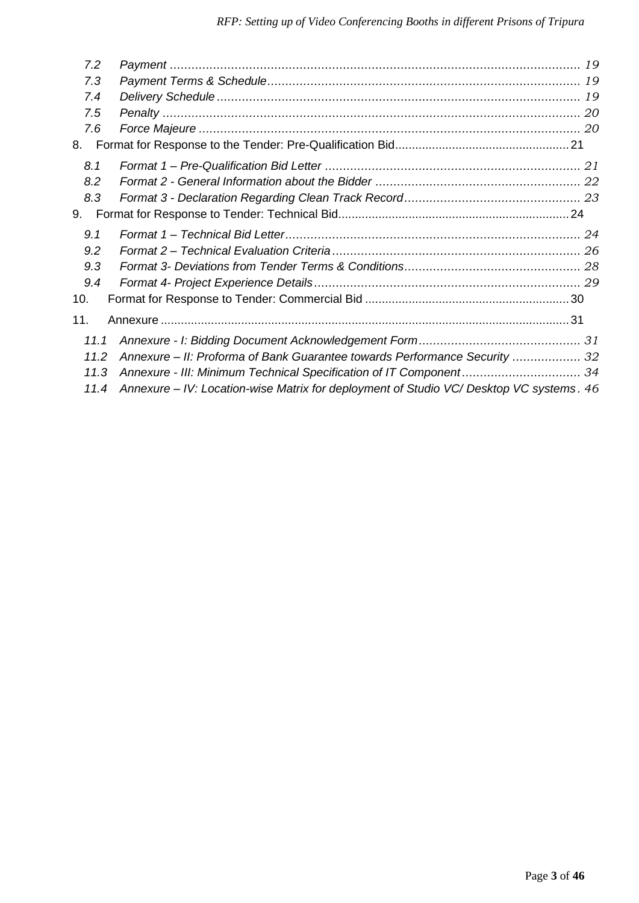7.2 Payment ... 19
7.3 Payment Terms & Schedule ... 19
7.4 Delivery Schedule ... 19
7.5 Penalty ... 20
7.6 Force Majeure ... 20

8. Format for Response to the Tender: Pre-Qualification Bid ... 21

8.1 Format 1 – Pre-Qualification Bid Letter ... 21
8.2 Format 2 - General Information about the Bidder ... 22
8.3 Format 3 - Declaration Regarding Clean Track Record ... 23

9. Format for Response to Tender: Technical Bid ... 24

9.1 Format 1 – Technical Bid Letter ... 24
9.2 Format 2 – Technical Evaluation Criteria ... 26
9.3 Format 3- Deviations from Tender Terms & Conditions ... 28
9.4 Format 4- Project Experience Details ... 29

10. Format for Response to Tender: Commercial Bid ... 30

11. Annexure ... 31

11.1 Annexure - I: Bidding Document Acknowledgement Form ... 31
11.2 Annexure – II: Proforma of Bank Guarantee towards Performance Security ... 32
11.3 Annexure - III: Minimum Technical Specification of IT Component ... 34
11.4 Annexure – IV: Location-wise Matrix for deployment of Studio VC/ Desktop VC systems ... 46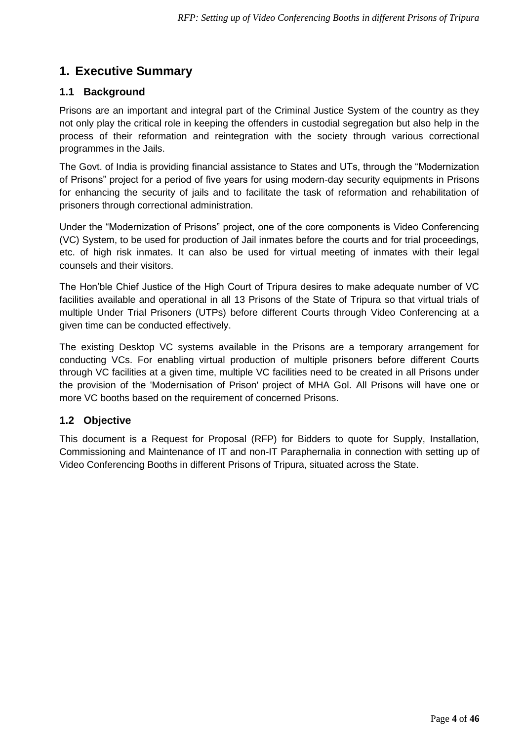# 1. Executive Summary

## 1.1 Background

Prisons are an important and integral part of the Criminal Justice System of the country as they not only play the critical role in keeping the offenders in custodial segregation but also help in the process of their reformation and reintegration with the society through various correctional programmes in the Jails.

The Govt. of India is providing financial assistance to States and UTs, through the “Modernization of Prisons” project for a period of five years for using modern-day security equipments in Prisons for enhancing the security of jails and to facilitate the task of reformation and rehabilitation of prisoners through correctional administration.

Under the “Modernization of Prisons” project, one of the core components is Video Conferencing (VC) System, to be used for production of Jail inmates before the courts and for trial proceedings, etc. of high risk inmates. It can also be used for virtual meeting of inmates with their legal counsels and their visitors.

The Hon’ble Chief Justice of the High Court of Tripura desires to make adequate number of VC facilities available and operational in all 13 Prisons of the State of Tripura so that virtual trials of multiple Under Trial Prisoners (UTPs) before different Courts through Video Conferencing at a given time can be conducted effectively.

The existing Desktop VC systems available in the Prisons are a temporary arrangement for conducting VCs. For enabling virtual production of multiple prisoners before different Courts through VC facilities at a given time, multiple VC facilities need to be created in all Prisons under the provision of the 'Modernisation of Prison' project of MHA GoI. All Prisons will have one or more VC booths based on the requirement of concerned Prisons.

## 1.2 Objective

This document is a Request for Proposal (RFP) for Bidders to quote for Supply, Installation, Commissioning and Maintenance of IT and non-IT Paraphernalia in connection with setting up of Video Conferencing Booths in different Prisons of Tripura, situated across the State.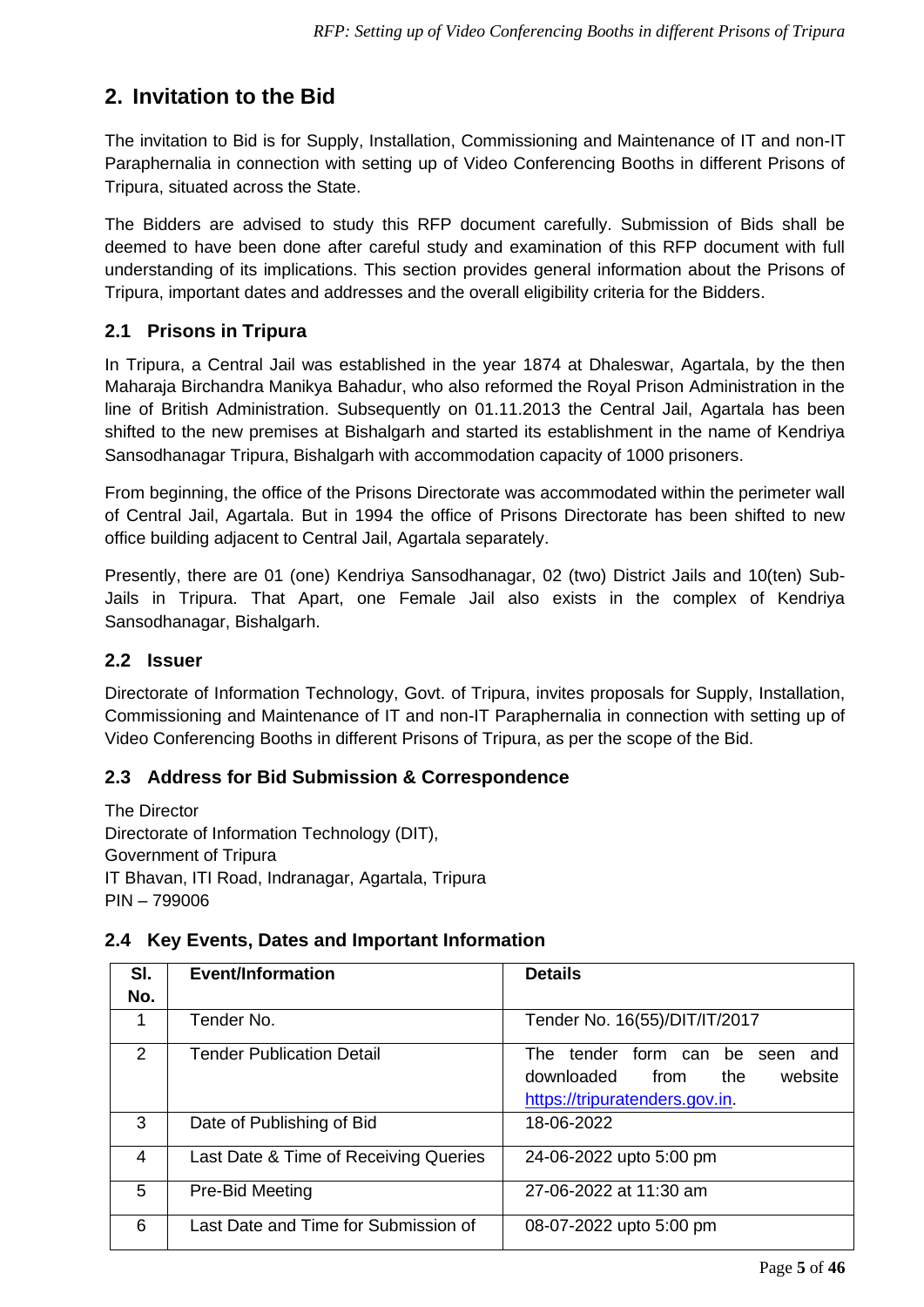## 2. Invitation to the Bid

The invitation to Bid is for Supply, Installation, Commissioning and Maintenance of IT and non-IT Paraphernalia in connection with setting up of Video Conferencing Booths in different Prisons of Tripura, situated across the State.

The Bidders are advised to study this RFP document carefully. Submission of Bids shall be deemed to have been done after careful study and examination of this RFP document with full understanding of its implications. This section provides general information about the Prisons of Tripura, important dates and addresses and the overall eligibility criteria for the Bidders.

### 2.1 Prisons in Tripura

In Tripura, a Central Jail was established in the year 1874 at Dhaleswar, Agartala, by the then Maharaja Birchandra Manikya Bahadur, who also reformed the Royal Prison Administration in the line of British Administration. Subsequently on 01.11.2013 the Central Jail, Agartala has been shifted to the new premises at Bishalgarh and started its establishment in the name of Kendriya Sansodhanagar Tripura, Bishalgarh with accommodation capacity of 1000 prisoners.

From beginning, the office of the Prisons Directorate was accommodated within the perimeter wall of Central Jail, Agartala. But in 1994 the office of Prisons Directorate has been shifted to new office building adjacent to Central Jail, Agartala separately.

Presently, there are 01 (one) Kendriya Sansodhanagar, 02 (two) District Jails and 10(ten) Sub-Jails in Tripura. That Apart, one Female Jail also exists in the complex of Kendriya Sansodhanagar, Bishalgarh.

### 2.2 Issuer

Directorate of Information Technology, Govt. of Tripura, invites proposals for Supply, Installation, Commissioning and Maintenance of IT and non-IT Paraphernalia in connection with setting up of Video Conferencing Booths in different Prisons of Tripura, as per the scope of the Bid.

### 2.3 Address for Bid Submission & Correspondence

The Director
Directorate of Information Technology (DIT),
Government of Tripura
IT Bhavan, ITI Road, Indranagar, Agartala, Tripura
PIN – 799006

### 2.4 Key Events, Dates and Important Information

| Sl. No. | Event/Information | Details |
|---|---|---|
| 1 | Tender No. | Tender No. 16(55)/DIT/IT/2017 |
| 2 | Tender Publication Detail | The tender form can be seen and downloaded from the website https://tripuratenders.gov.in. |
| 3 | Date of Publishing of Bid | 18-06-2022 |
| 4 | Last Date & Time of Receiving Queries | 24-06-2022 upto 5:00 pm |
| 5 | Pre-Bid Meeting | 27-06-2022 at 11:30 am |
| 6 | Last Date and Time for Submission of | 08-07-2022 upto 5:00 pm |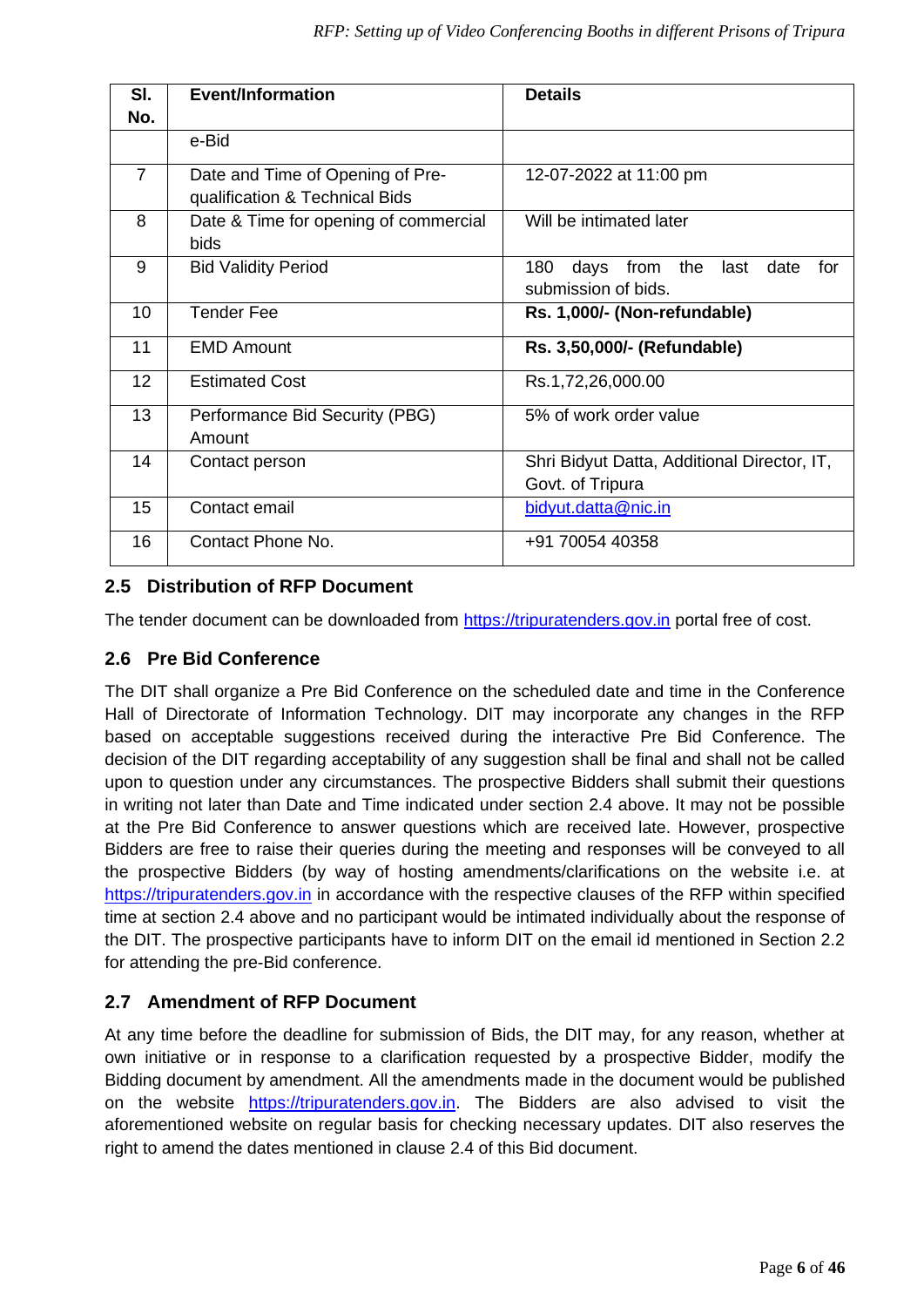| Sl. No. | Event/Information | Details |
|---|---|---|
| | e-Bid | |
| 7 | Date and Time of Opening of Pre-qualification & Technical Bids | 12-07-2022 at 11:00 pm |
| 8 | Date & Time for opening of commercial bids | Will be intimated later |
| 9 | Bid Validity Period | 180 days from the last date for submission of bids. |
| 10 | Tender Fee | **Rs. 1,000/- (Non-refundable)** |
| 11 | EMD Amount | **Rs. 3,50,000/- (Refundable)** |
| 12 | Estimated Cost | Rs.1,72,26,000.00 |
| 13 | Performance Bid Security (PBG) Amount | 5% of work order value |
| 14 | Contact person | Shri Bidyut Datta, Additional Director, IT, Govt. of Tripura |
| 15 | Contact email | bidyut.datta@nic.in |
| 16 | Contact Phone No. | +91 70054 40358 |

## 2.5 Distribution of RFP Document

The tender document can be downloaded from https://tripuratenders.gov.in portal free of cost.

## 2.6 Pre Bid Conference

The DIT shall organize a Pre Bid Conference on the scheduled date and time in the Conference Hall of Directorate of Information Technology. DIT may incorporate any changes in the RFP based on acceptable suggestions received during the interactive Pre Bid Conference. The decision of the DIT regarding acceptability of any suggestion shall be final and shall not be called upon to question under any circumstances. The prospective Bidders shall submit their questions in writing not later than Date and Time indicated under section 2.4 above. It may not be possible at the Pre Bid Conference to answer questions which are received late. However, prospective Bidders are free to raise their queries during the meeting and responses will be conveyed to all the prospective Bidders (by way of hosting amendments/clarifications on the website i.e. at https://tripuratenders.gov.in in accordance with the respective clauses of the RFP within specified time at section 2.4 above and no participant would be intimated individually about the response of the DIT. The prospective participants have to inform DIT on the email id mentioned in Section 2.2 for attending the pre-Bid conference.

## 2.7 Amendment of RFP Document

At any time before the deadline for submission of Bids, the DIT may, for any reason, whether at own initiative or in response to a clarification requested by a prospective Bidder, modify the Bidding document by amendment. All the amendments made in the document would be published on the website https://tripuratenders.gov.in. The Bidders are also advised to visit the aforementioned website on regular basis for checking necessary updates. DIT also reserves the right to amend the dates mentioned in clause 2.4 of this Bid document.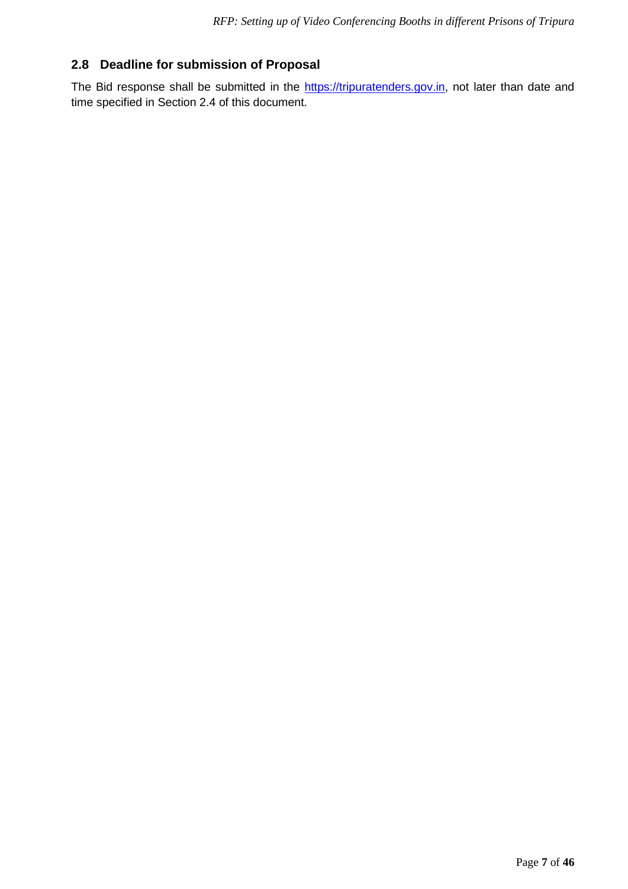## 2.8 Deadline for submission of Proposal

The Bid response shall be submitted in the https://tripuratenders.gov.in, not later than date and time specified in Section 2.4 of this document.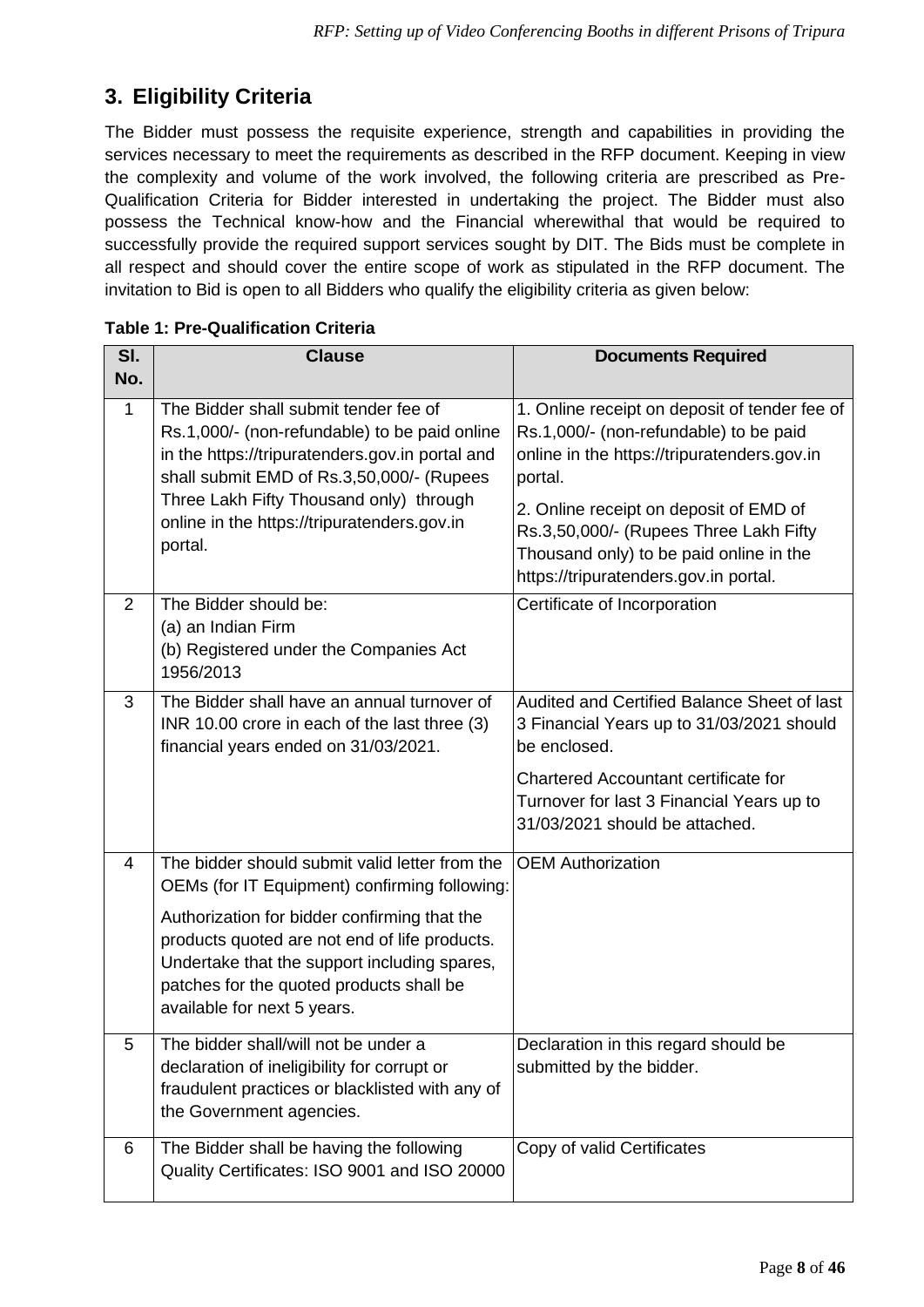## 3. Eligibility Criteria

The Bidder must possess the requisite experience, strength and capabilities in providing the services necessary to meet the requirements as described in the RFP document. Keeping in view the complexity and volume of the work involved, the following criteria are prescribed as Pre-Qualification Criteria for Bidder interested in undertaking the project. The Bidder must also possess the Technical know-how and the Financial wherewithal that would be required to successfully provide the required support services sought by DIT. The Bids must be complete in all respect and should cover the entire scope of work as stipulated in the RFP document. The invitation to Bid is open to all Bidders who qualify the eligibility criteria as given below:

**Table 1: Pre-Qualification Criteria**

| Sl. No. | Clause | Documents Required |
|---|---|---|
| 1 | The Bidder shall submit tender fee of Rs.1,000/- (non-refundable) to be paid online in the https://tripuratenders.gov.in portal and shall submit EMD of Rs.3,50,000/- (Rupees Three Lakh Fifty Thousand only) through online in the https://tripuratenders.gov.in portal. | 1. Online receipt on deposit of tender fee of Rs.1,000/- (non-refundable) to be paid online in the https://tripuratenders.gov.in portal.<br>2. Online receipt on deposit of EMD of Rs.3,50,000/- (Rupees Three Lakh Fifty Thousand only) to be paid online in the https://tripuratenders.gov.in portal. |
| 2 | The Bidder should be:<br>(a) an Indian Firm<br>(b) Registered under the Companies Act 1956/2013 | Certificate of Incorporation |
| 3 | The Bidder shall have an annual turnover of INR 10.00 crore in each of the last three (3) financial years ended on 31/03/2021. | Audited and Certified Balance Sheet of last 3 Financial Years up to 31/03/2021 should be enclosed.<br>Chartered Accountant certificate for Turnover for last 3 Financial Years up to 31/03/2021 should be attached. |
| 4 | The bidder should submit valid letter from the OEMs (for IT Equipment) confirming following:<br>Authorization for bidder confirming that the products quoted are not end of life products. Undertake that the support including spares, patches for the quoted products shall be available for next 5 years. | OEM Authorization |
| 5 | The bidder shall/will not be under a declaration of ineligibility for corrupt or fraudulent practices or blacklisted with any of the Government agencies. | Declaration in this regard should be submitted by the bidder. |
| 6 | The Bidder shall be having the following Quality Certificates: ISO 9001 and ISO 20000 | Copy of valid Certificates |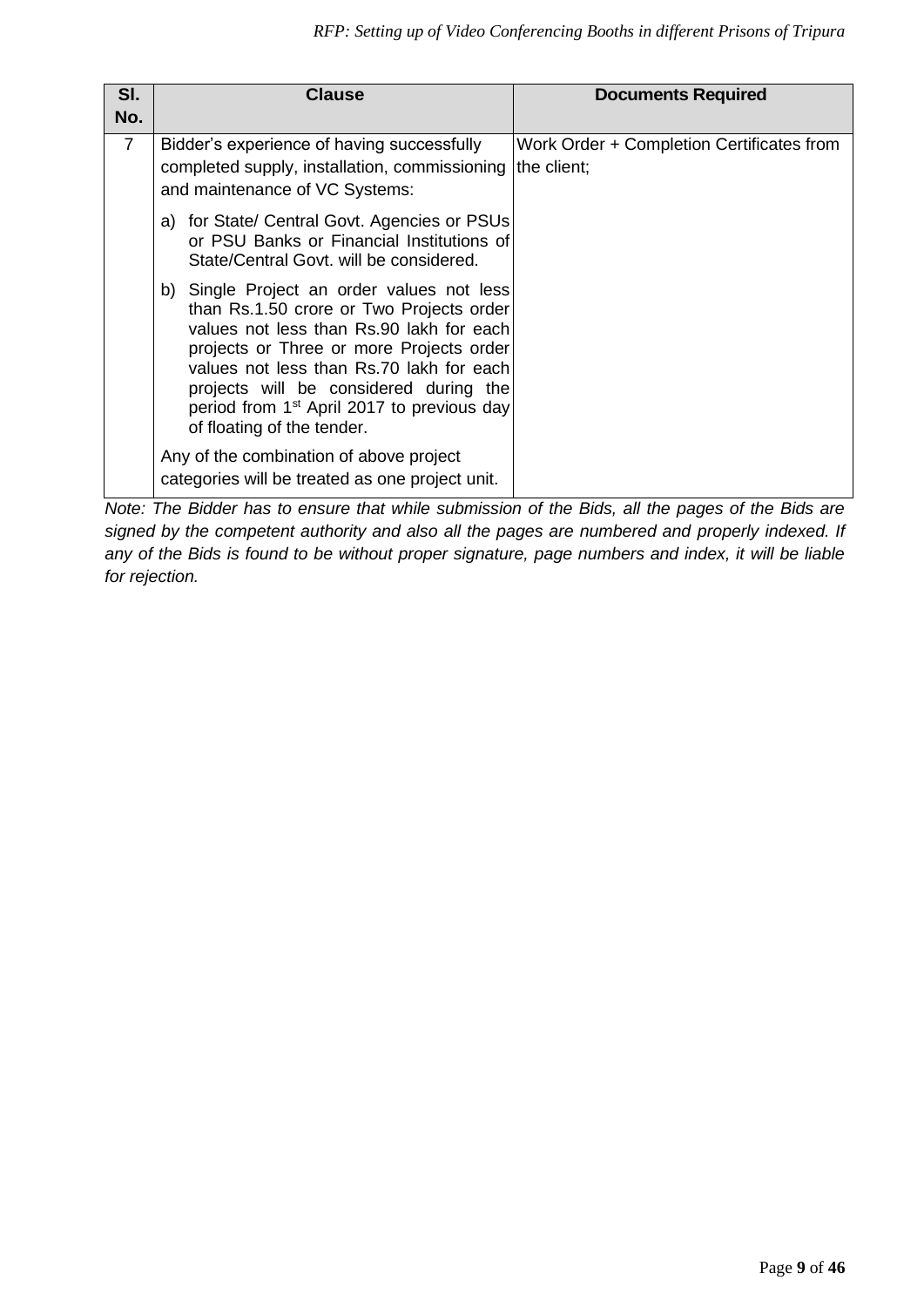| Sl. No. | Clause | Documents Required |
|---|---|---|
| 7 | Bidder's experience of having successfully completed supply, installation, commissioning and maintenance of VC Systems:<br><br>a) for State/ Central Govt. Agencies or PSUs or PSU Banks or Financial Institutions of State/Central Govt. will be considered.<br><br>b) Single Project an order values not less than Rs.1.50 crore or Two Projects order values not less than Rs.90 lakh for each projects or Three or more Projects order values not less than Rs.70 lakh for each projects will be considered during the period from 1st April 2017 to previous day of floating of the tender.<br><br>Any of the combination of above project categories will be treated as one project unit. | Work Order + Completion Certificates from the client; |

*Note: The Bidder has to ensure that while submission of the Bids, all the pages of the Bids are signed by the competent authority and also all the pages are numbered and properly indexed. If any of the Bids is found to be without proper signature, page numbers and index, it will be liable for rejection.*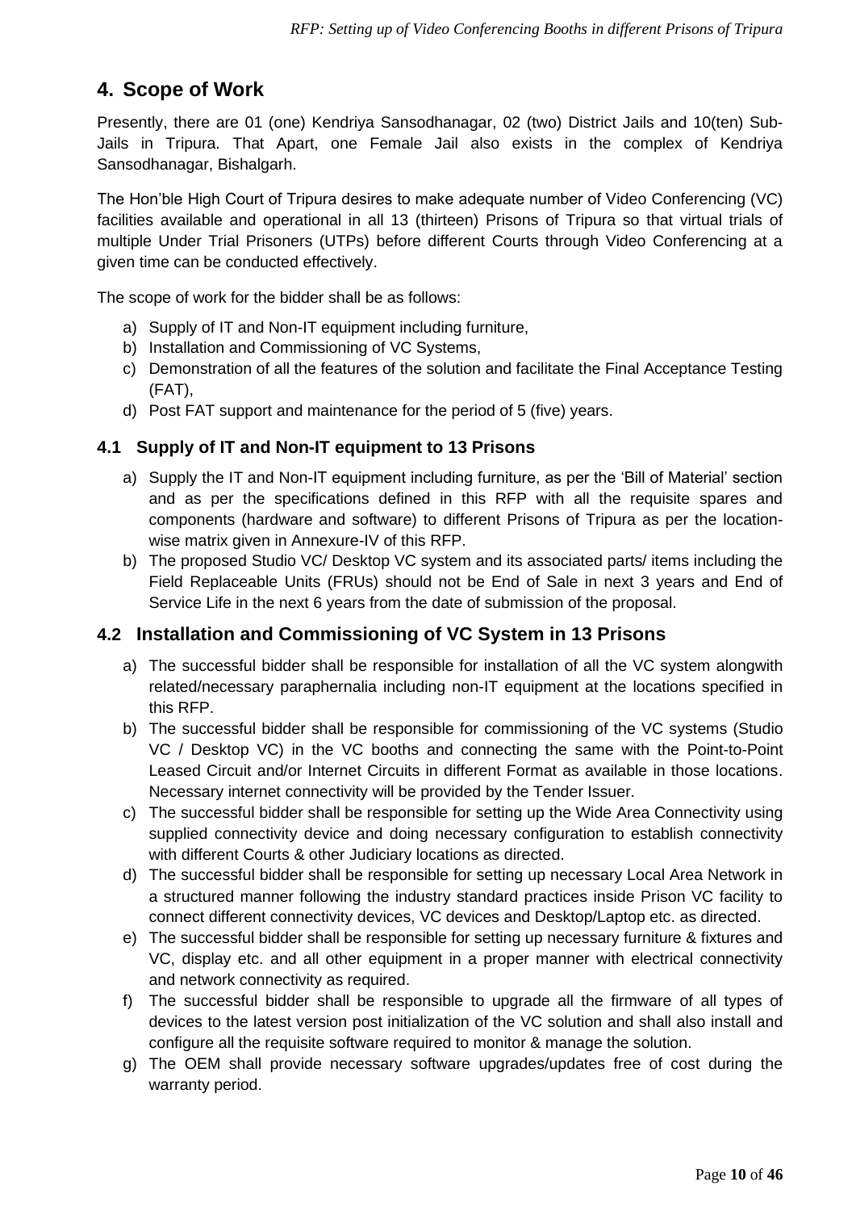## 4. Scope of Work

Presently, there are 01 (one) Kendriya Sansodhanagar, 02 (two) District Jails and 10(ten) Sub-Jails in Tripura. That Apart, one Female Jail also exists in the complex of Kendriya Sansodhanagar, Bishalgarh.

The Hon'ble High Court of Tripura desires to make adequate number of Video Conferencing (VC) facilities available and operational in all 13 (thirteen) Prisons of Tripura so that virtual trials of multiple Under Trial Prisoners (UTPs) before different Courts through Video Conferencing at a given time can be conducted effectively.

The scope of work for the bidder shall be as follows:

a) Supply of IT and Non-IT equipment including furniture,
b) Installation and Commissioning of VC Systems,
c) Demonstration of all the features of the solution and facilitate the Final Acceptance Testing (FAT),
d) Post FAT support and maintenance for the period of 5 (five) years.

### 4.1 Supply of IT and Non-IT equipment to 13 Prisons

a) Supply the IT and Non-IT equipment including furniture, as per the 'Bill of Material' section and as per the specifications defined in this RFP with all the requisite spares and components (hardware and software) to different Prisons of Tripura as per the location-wise matrix given in Annexure-IV of this RFP.
b) The proposed Studio VC/ Desktop VC system and its associated parts/ items including the Field Replaceable Units (FRUs) should not be End of Sale in next 3 years and End of Service Life in the next 6 years from the date of submission of the proposal.

### 4.2 Installation and Commissioning of VC System in 13 Prisons

a) The successful bidder shall be responsible for installation of all the VC system alongwith related/necessary paraphernalia including non-IT equipment at the locations specified in this RFP.
b) The successful bidder shall be responsible for commissioning of the VC systems (Studio VC / Desktop VC) in the VC booths and connecting the same with the Point-to-Point Leased Circuit and/or Internet Circuits in different Format as available in those locations. Necessary internet connectivity will be provided by the Tender Issuer.
c) The successful bidder shall be responsible for setting up the Wide Area Connectivity using supplied connectivity device and doing necessary configuration to establish connectivity with different Courts & other Judiciary locations as directed.
d) The successful bidder shall be responsible for setting up necessary Local Area Network in a structured manner following the industry standard practices inside Prison VC facility to connect different connectivity devices, VC devices and Desktop/Laptop etc. as directed.
e) The successful bidder shall be responsible for setting up necessary furniture & fixtures and VC, display etc. and all other equipment in a proper manner with electrical connectivity and network connectivity as required.
f) The successful bidder shall be responsible to upgrade all the firmware of all types of devices to the latest version post initialization of the VC solution and shall also install and configure all the requisite software required to monitor & manage the solution.
g) The OEM shall provide necessary software upgrades/updates free of cost during the warranty period.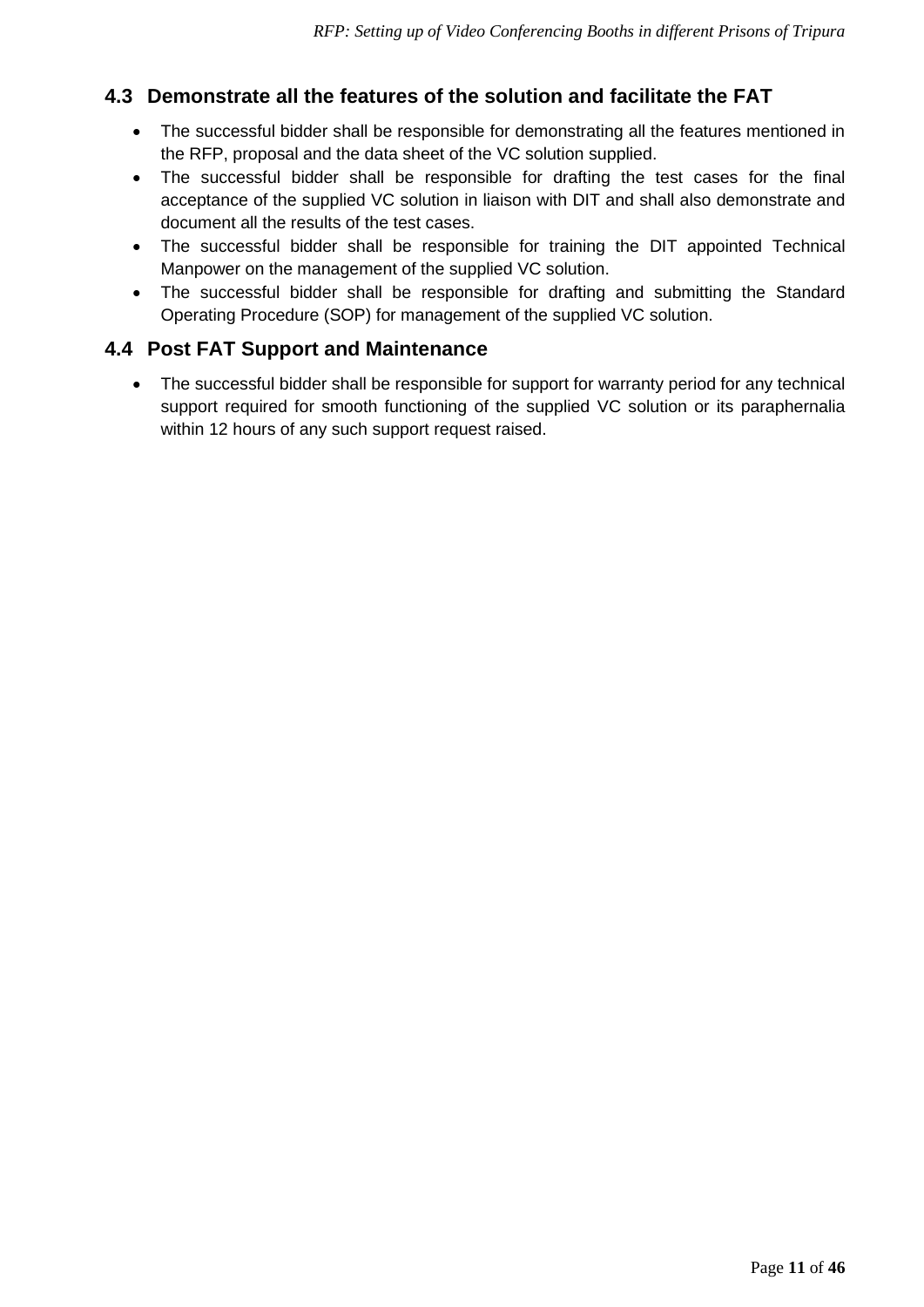## 4.3 Demonstrate all the features of the solution and facilitate the FAT

- The successful bidder shall be responsible for demonstrating all the features mentioned in the RFP, proposal and the data sheet of the VC solution supplied.
- The successful bidder shall be responsible for drafting the test cases for the final acceptance of the supplied VC solution in liaison with DIT and shall also demonstrate and document all the results of the test cases.
- The successful bidder shall be responsible for training the DIT appointed Technical Manpower on the management of the supplied VC solution.
- The successful bidder shall be responsible for drafting and submitting the Standard Operating Procedure (SOP) for management of the supplied VC solution.

## 4.4 Post FAT Support and Maintenance

- The successful bidder shall be responsible for support for warranty period for any technical support required for smooth functioning of the supplied VC solution or its paraphernalia within 12 hours of any such support request raised.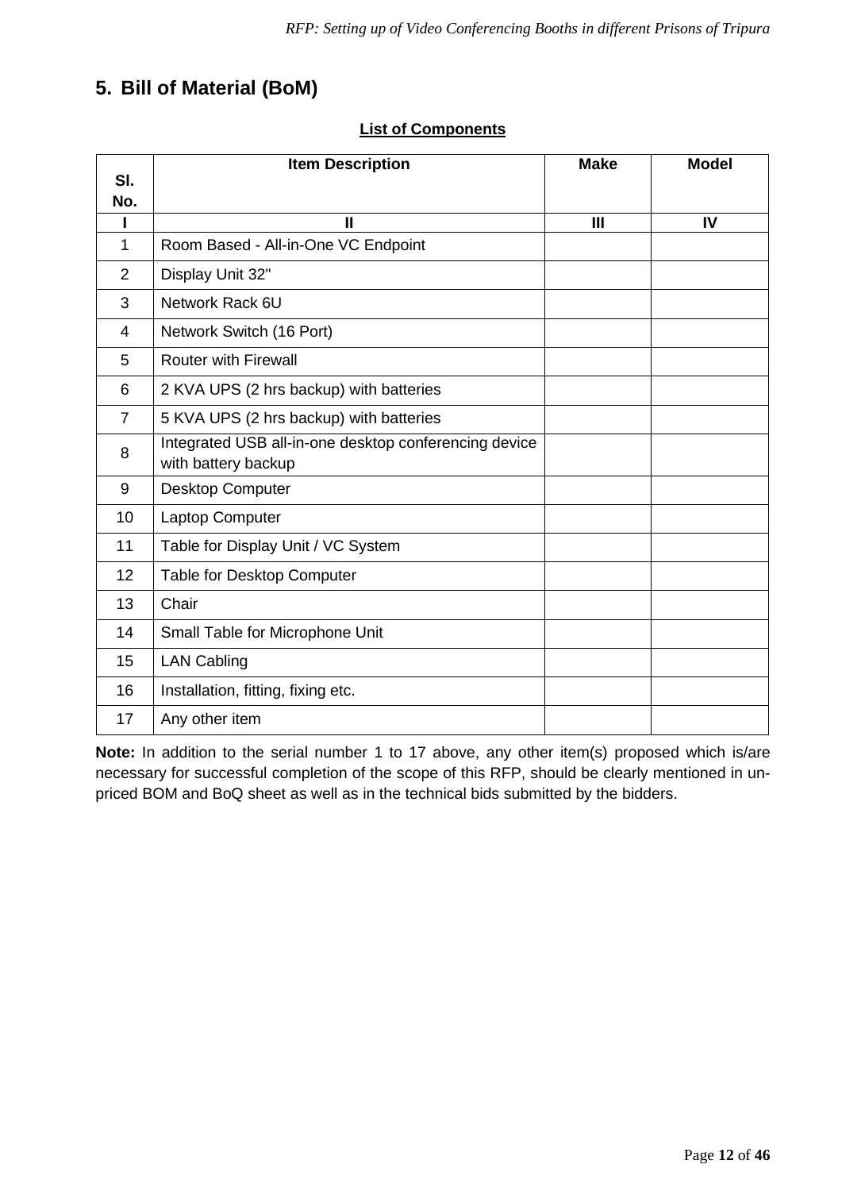## 5. Bill of Material (BoM)

**List of Components**

| Sl. No. | Item Description | Make | Model |
|---|---|---|---|
| **I** | **II** | **III** | **IV** |
| 1 | Room Based - All-in-One VC Endpoint | | |
| 2 | Display Unit 32" | | |
| 3 | Network Rack 6U | | |
| 4 | Network Switch (16 Port) | | |
| 5 | Router with Firewall | | |
| 6 | 2 KVA UPS (2 hrs backup) with batteries | | |
| 7 | 5 KVA UPS (2 hrs backup) with batteries | | |
| 8 | Integrated USB all-in-one desktop conferencing device with battery backup | | |
| 9 | Desktop Computer | | |
| 10 | Laptop Computer | | |
| 11 | Table for Display Unit / VC System | | |
| 12 | Table for Desktop Computer | | |
| 13 | Chair | | |
| 14 | Small Table for Microphone Unit | | |
| 15 | LAN Cabling | | |
| 16 | Installation, fitting, fixing etc. | | |
| 17 | Any other item | | |

**Note:** In addition to the serial number 1 to 17 above, any other item(s) proposed which is/are necessary for successful completion of the scope of this RFP, should be clearly mentioned in un-priced BOM and BoQ sheet as well as in the technical bids submitted by the bidders.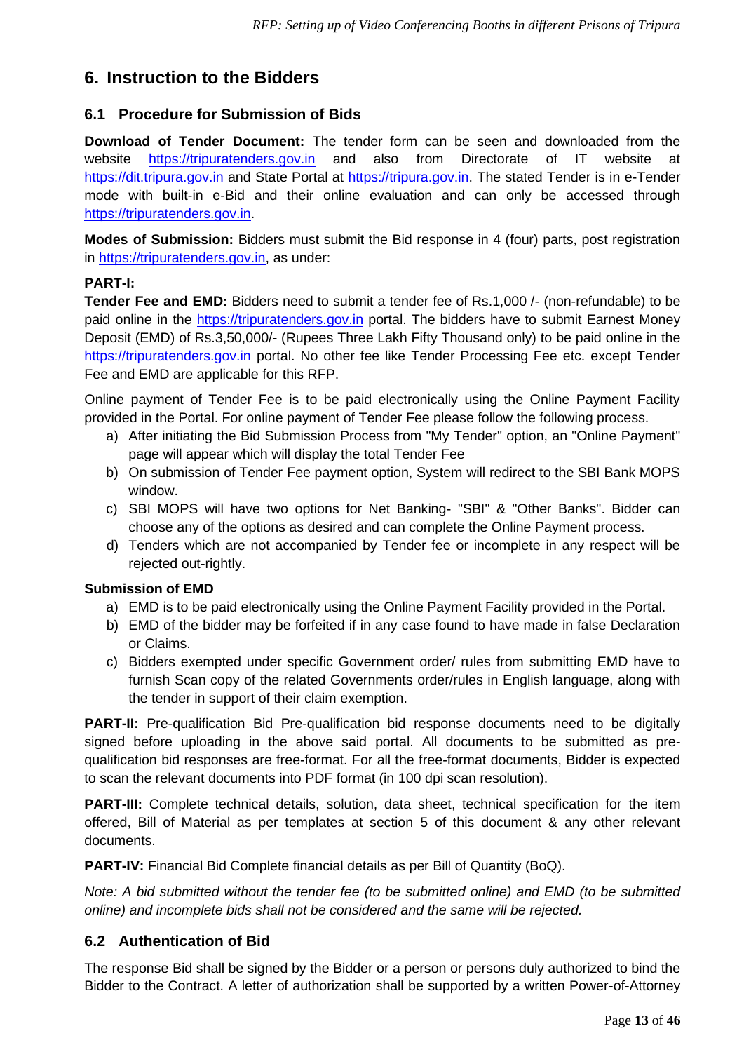## 6. Instruction to the Bidders

### 6.1 Procedure for Submission of Bids

**Download of Tender Document:** The tender form can be seen and downloaded from the website https://tripuratenders.gov.in and also from Directorate of IT website at https://dit.tripura.gov.in and State Portal at https://tripura.gov.in. The stated Tender is in e-Tender mode with built-in e-Bid and their online evaluation and can only be accessed through https://tripuratenders.gov.in.

**Modes of Submission:** Bidders must submit the Bid response in 4 (four) parts, post registration in https://tripuratenders.gov.in, as under:

**PART-I:**

**Tender Fee and EMD:** Bidders need to submit a tender fee of Rs.1,000 /- (non-refundable) to be paid online in the https://tripuratenders.gov.in portal. The bidders have to submit Earnest Money Deposit (EMD) of Rs.3,50,000/- (Rupees Three Lakh Fifty Thousand only) to be paid online in the https://tripuratenders.gov.in portal. No other fee like Tender Processing Fee etc. except Tender Fee and EMD are applicable for this RFP.

Online payment of Tender Fee is to be paid electronically using the Online Payment Facility provided in the Portal. For online payment of Tender Fee please follow the following process.

a) After initiating the Bid Submission Process from "My Tender" option, an "Online Payment" page will appear which will display the total Tender Fee
b) On submission of Tender Fee payment option, System will redirect to the SBI Bank MOPS window.
c) SBI MOPS will have two options for Net Banking- "SBI" & "Other Banks". Bidder can choose any of the options as desired and can complete the Online Payment process.
d) Tenders which are not accompanied by Tender fee or incomplete in any respect will be rejected out-rightly.

**Submission of EMD**

a) EMD is to be paid electronically using the Online Payment Facility provided in the Portal.
b) EMD of the bidder may be forfeited if in any case found to have made in false Declaration or Claims.
c) Bidders exempted under specific Government order/ rules from submitting EMD have to furnish Scan copy of the related Governments order/rules in English language, along with the tender in support of their claim exemption.

**PART-II:** Pre-qualification Bid Pre-qualification bid response documents need to be digitally signed before uploading in the above said portal. All documents to be submitted as pre-qualification bid responses are free-format. For all the free-format documents, Bidder is expected to scan the relevant documents into PDF format (in 100 dpi scan resolution).

**PART-III:** Complete technical details, solution, data sheet, technical specification for the item offered, Bill of Material as per templates at section 5 of this document & any other relevant documents.

**PART-IV:** Financial Bid Complete financial details as per Bill of Quantity (BoQ).

*Note: A bid submitted without the tender fee (to be submitted online) and EMD (to be submitted online) and incomplete bids shall not be considered and the same will be rejected.*

### 6.2 Authentication of Bid

The response Bid shall be signed by the Bidder or a person or persons duly authorized to bind the Bidder to the Contract. A letter of authorization shall be supported by a written Power-of-Attorney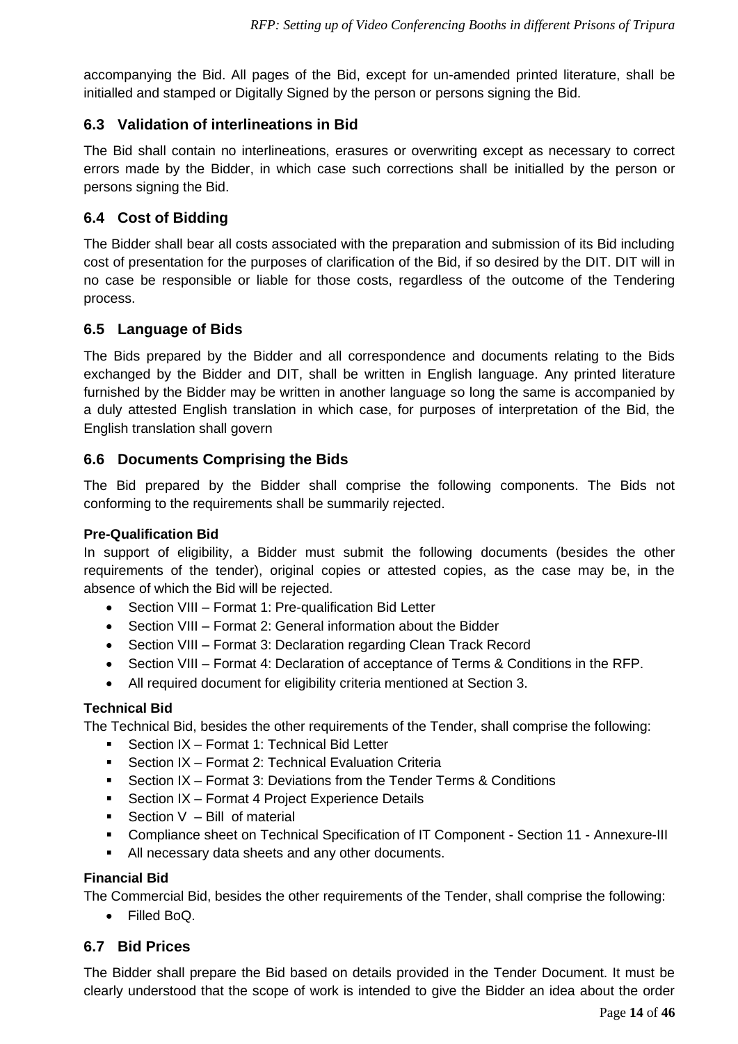accompanying the Bid. All pages of the Bid, except for un-amended printed literature, shall be initialled and stamped or Digitally Signed by the person or persons signing the Bid.

## 6.3 Validation of interlineations in Bid

The Bid shall contain no interlineations, erasures or overwriting except as necessary to correct errors made by the Bidder, in which case such corrections shall be initialled by the person or persons signing the Bid.

## 6.4 Cost of Bidding

The Bidder shall bear all costs associated with the preparation and submission of its Bid including cost of presentation for the purposes of clarification of the Bid, if so desired by the DIT. DIT will in no case be responsible or liable for those costs, regardless of the outcome of the Tendering process.

## 6.5 Language of Bids

The Bids prepared by the Bidder and all correspondence and documents relating to the Bids exchanged by the Bidder and DIT, shall be written in English language. Any printed literature furnished by the Bidder may be written in another language so long the same is accompanied by a duly attested English translation in which case, for purposes of interpretation of the Bid, the English translation shall govern

## 6.6 Documents Comprising the Bids

The Bid prepared by the Bidder shall comprise the following components. The Bids not conforming to the requirements shall be summarily rejected.

**Pre-Qualification Bid**

In support of eligibility, a Bidder must submit the following documents (besides the other requirements of the tender), original copies or attested copies, as the case may be, in the absence of which the Bid will be rejected.

- Section VIII – Format 1: Pre-qualification Bid Letter
- Section VIII – Format 2: General information about the Bidder
- Section VIII – Format 3: Declaration regarding Clean Track Record
- Section VIII – Format 4: Declaration of acceptance of Terms & Conditions in the RFP.
- All required document for eligibility criteria mentioned at Section 3.

**Technical Bid**

The Technical Bid, besides the other requirements of the Tender, shall comprise the following:

- Section IX – Format 1: Technical Bid Letter
- Section IX – Format 2: Technical Evaluation Criteria
- Section IX – Format 3: Deviations from the Tender Terms & Conditions
- Section IX – Format 4 Project Experience Details
- Section V – Bill of material
- Compliance sheet on Technical Specification of IT Component - Section 11 - Annexure-III
- All necessary data sheets and any other documents.

**Financial Bid**

The Commercial Bid, besides the other requirements of the Tender, shall comprise the following:

- Filled BoQ.

## 6.7 Bid Prices

The Bidder shall prepare the Bid based on details provided in the Tender Document. It must be clearly understood that the scope of work is intended to give the Bidder an idea about the order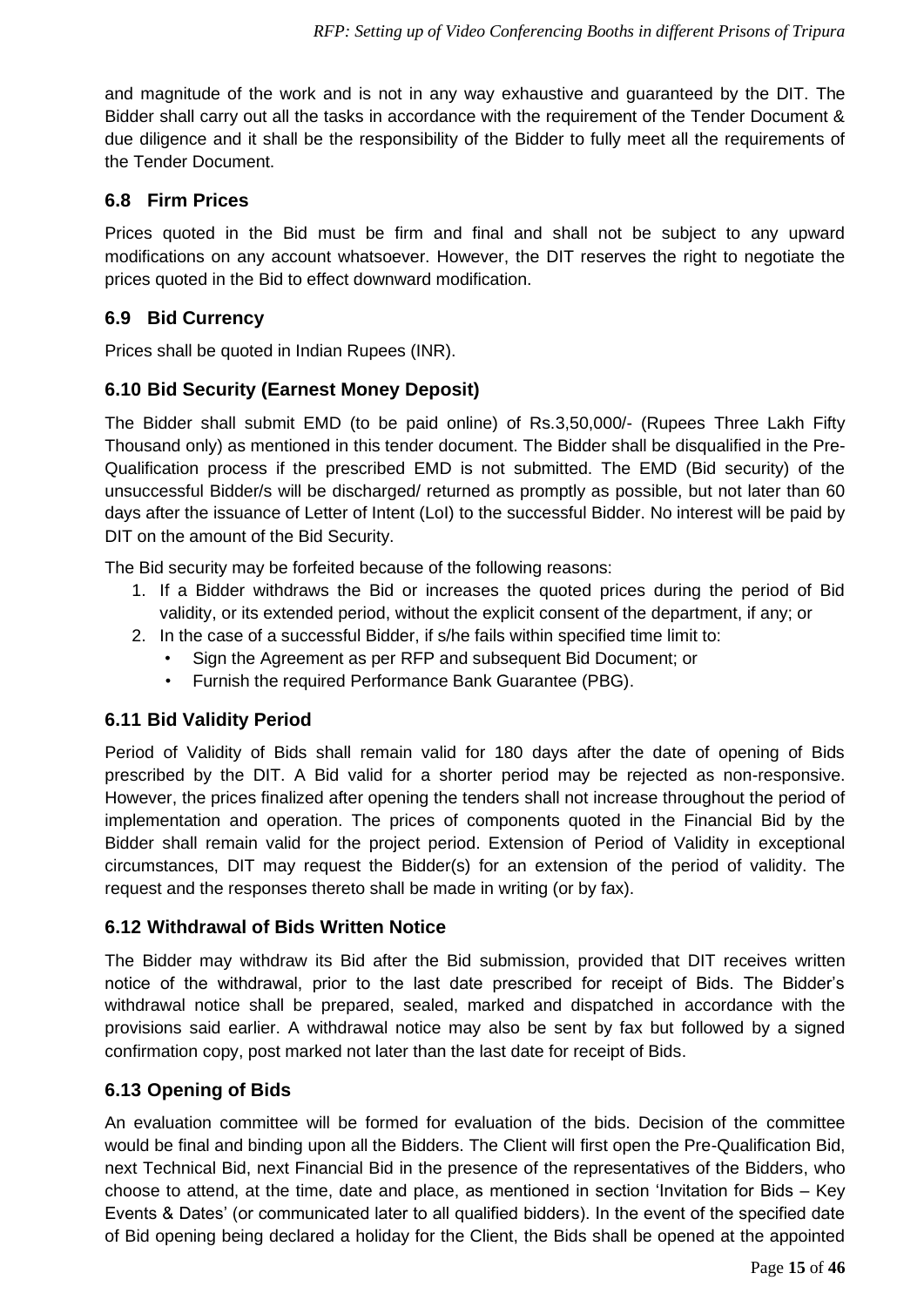and magnitude of the work and is not in any way exhaustive and guaranteed by the DIT. The Bidder shall carry out all the tasks in accordance with the requirement of the Tender Document & due diligence and it shall be the responsibility of the Bidder to fully meet all the requirements of the Tender Document.

### 6.8 Firm Prices

Prices quoted in the Bid must be firm and final and shall not be subject to any upward modifications on any account whatsoever. However, the DIT reserves the right to negotiate the prices quoted in the Bid to effect downward modification.

### 6.9 Bid Currency

Prices shall be quoted in Indian Rupees (INR).

### 6.10 Bid Security (Earnest Money Deposit)

The Bidder shall submit EMD (to be paid online) of Rs.3,50,000/- (Rupees Three Lakh Fifty Thousand only) as mentioned in this tender document. The Bidder shall be disqualified in the Pre-Qualification process if the prescribed EMD is not submitted. The EMD (Bid security) of the unsuccessful Bidder/s will be discharged/ returned as promptly as possible, but not later than 60 days after the issuance of Letter of Intent (LoI) to the successful Bidder. No interest will be paid by DIT on the amount of the Bid Security.

The Bid security may be forfeited because of the following reasons:

1. If a Bidder withdraws the Bid or increases the quoted prices during the period of Bid validity, or its extended period, without the explicit consent of the department, if any; or
2. In the case of a successful Bidder, if s/he fails within specified time limit to:
   - Sign the Agreement as per RFP and subsequent Bid Document; or
   - Furnish the required Performance Bank Guarantee (PBG).

### 6.11 Bid Validity Period

Period of Validity of Bids shall remain valid for 180 days after the date of opening of Bids prescribed by the DIT. A Bid valid for a shorter period may be rejected as non-responsive. However, the prices finalized after opening the tenders shall not increase throughout the period of implementation and operation. The prices of components quoted in the Financial Bid by the Bidder shall remain valid for the project period. Extension of Period of Validity in exceptional circumstances, DIT may request the Bidder(s) for an extension of the period of validity. The request and the responses thereto shall be made in writing (or by fax).

### 6.12 Withdrawal of Bids Written Notice

The Bidder may withdraw its Bid after the Bid submission, provided that DIT receives written notice of the withdrawal, prior to the last date prescribed for receipt of Bids. The Bidder's withdrawal notice shall be prepared, sealed, marked and dispatched in accordance with the provisions said earlier. A withdrawal notice may also be sent by fax but followed by a signed confirmation copy, post marked not later than the last date for receipt of Bids.

### 6.13 Opening of Bids

An evaluation committee will be formed for evaluation of the bids. Decision of the committee would be final and binding upon all the Bidders. The Client will first open the Pre-Qualification Bid, next Technical Bid, next Financial Bid in the presence of the representatives of the Bidders, who choose to attend, at the time, date and place, as mentioned in section 'Invitation for Bids – Key Events & Dates' (or communicated later to all qualified bidders). In the event of the specified date of Bid opening being declared a holiday for the Client, the Bids shall be opened at the appointed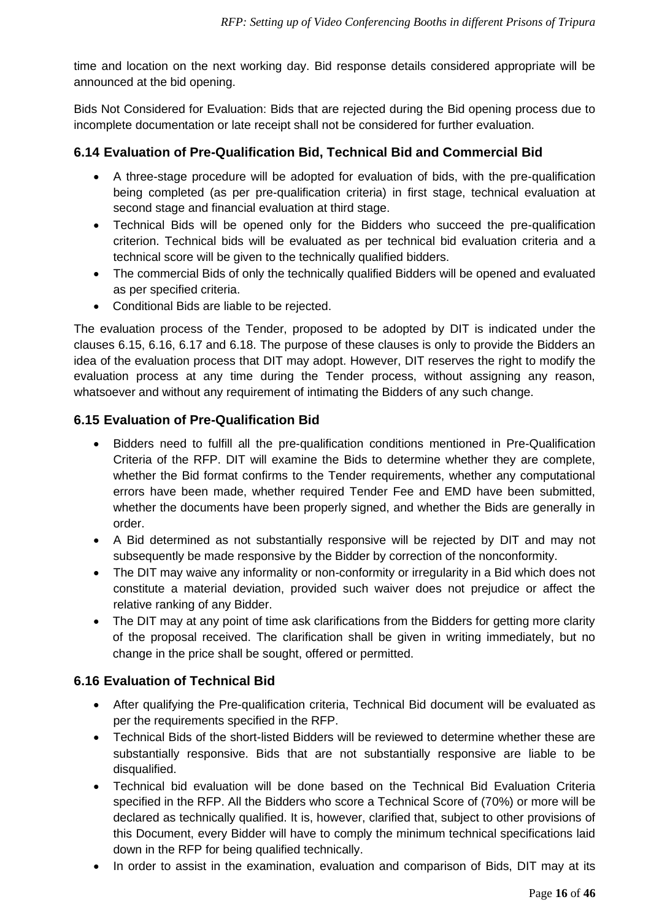time and location on the next working day. Bid response details considered appropriate will be announced at the bid opening.

Bids Not Considered for Evaluation: Bids that are rejected during the Bid opening process due to incomplete documentation or late receipt shall not be considered for further evaluation.

### 6.14 Evaluation of Pre-Qualification Bid, Technical Bid and Commercial Bid

- A three-stage procedure will be adopted for evaluation of bids, with the pre-qualification being completed (as per pre-qualification criteria) in first stage, technical evaluation at second stage and financial evaluation at third stage.
- Technical Bids will be opened only for the Bidders who succeed the pre-qualification criterion. Technical bids will be evaluated as per technical bid evaluation criteria and a technical score will be given to the technically qualified bidders.
- The commercial Bids of only the technically qualified Bidders will be opened and evaluated as per specified criteria.
- Conditional Bids are liable to be rejected.

The evaluation process of the Tender, proposed to be adopted by DIT is indicated under the clauses 6.15, 6.16, 6.17 and 6.18. The purpose of these clauses is only to provide the Bidders an idea of the evaluation process that DIT may adopt. However, DIT reserves the right to modify the evaluation process at any time during the Tender process, without assigning any reason, whatsoever and without any requirement of intimating the Bidders of any such change.

### 6.15 Evaluation of Pre-Qualification Bid

- Bidders need to fulfill all the pre-qualification conditions mentioned in Pre-Qualification Criteria of the RFP. DIT will examine the Bids to determine whether they are complete, whether the Bid format confirms to the Tender requirements, whether any computational errors have been made, whether required Tender Fee and EMD have been submitted, whether the documents have been properly signed, and whether the Bids are generally in order.
- A Bid determined as not substantially responsive will be rejected by DIT and may not subsequently be made responsive by the Bidder by correction of the nonconformity.
- The DIT may waive any informality or non-conformity or irregularity in a Bid which does not constitute a material deviation, provided such waiver does not prejudice or affect the relative ranking of any Bidder.
- The DIT may at any point of time ask clarifications from the Bidders for getting more clarity of the proposal received. The clarification shall be given in writing immediately, but no change in the price shall be sought, offered or permitted.

### 6.16 Evaluation of Technical Bid

- After qualifying the Pre-qualification criteria, Technical Bid document will be evaluated as per the requirements specified in the RFP.
- Technical Bids of the short-listed Bidders will be reviewed to determine whether these are substantially responsive. Bids that are not substantially responsive are liable to be disqualified.
- Technical bid evaluation will be done based on the Technical Bid Evaluation Criteria specified in the RFP. All the Bidders who score a Technical Score of (70%) or more will be declared as technically qualified. It is, however, clarified that, subject to other provisions of this Document, every Bidder will have to comply the minimum technical specifications laid down in the RFP for being qualified technically.
- In order to assist in the examination, evaluation and comparison of Bids, DIT may at its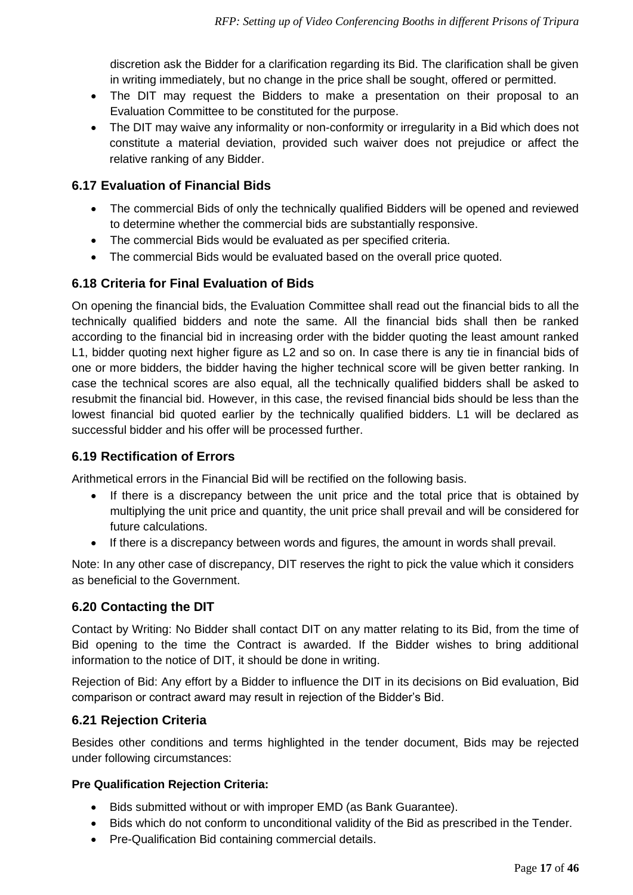discretion ask the Bidder for a clarification regarding its Bid. The clarification shall be given in writing immediately, but no change in the price shall be sought, offered or permitted.

- The DIT may request the Bidders to make a presentation on their proposal to an Evaluation Committee to be constituted for the purpose.
- The DIT may waive any informality or non-conformity or irregularity in a Bid which does not constitute a material deviation, provided such waiver does not prejudice or affect the relative ranking of any Bidder.

### 6.17 Evaluation of Financial Bids

- The commercial Bids of only the technically qualified Bidders will be opened and reviewed to determine whether the commercial bids are substantially responsive.
- The commercial Bids would be evaluated as per specified criteria.
- The commercial Bids would be evaluated based on the overall price quoted.

### 6.18 Criteria for Final Evaluation of Bids

On opening the financial bids, the Evaluation Committee shall read out the financial bids to all the technically qualified bidders and note the same. All the financial bids shall then be ranked according to the financial bid in increasing order with the bidder quoting the least amount ranked L1, bidder quoting next higher figure as L2 and so on. In case there is any tie in financial bids of one or more bidders, the bidder having the higher technical score will be given better ranking. In case the technical scores are also equal, all the technically qualified bidders shall be asked to resubmit the financial bid. However, in this case, the revised financial bids should be less than the lowest financial bid quoted earlier by the technically qualified bidders. L1 will be declared as successful bidder and his offer will be processed further.

### 6.19 Rectification of Errors

Arithmetical errors in the Financial Bid will be rectified on the following basis.

- If there is a discrepancy between the unit price and the total price that is obtained by multiplying the unit price and quantity, the unit price shall prevail and will be considered for future calculations.
- If there is a discrepancy between words and figures, the amount in words shall prevail.

Note: In any other case of discrepancy, DIT reserves the right to pick the value which it considers as beneficial to the Government.

### 6.20 Contacting the DIT

Contact by Writing: No Bidder shall contact DIT on any matter relating to its Bid, from the time of Bid opening to the time the Contract is awarded. If the Bidder wishes to bring additional information to the notice of DIT, it should be done in writing.

Rejection of Bid: Any effort by a Bidder to influence the DIT in its decisions on Bid evaluation, Bid comparison or contract award may result in rejection of the Bidder's Bid.

### 6.21 Rejection Criteria

Besides other conditions and terms highlighted in the tender document, Bids may be rejected under following circumstances:

**Pre Qualification Rejection Criteria:**

- Bids submitted without or with improper EMD (as Bank Guarantee).
- Bids which do not conform to unconditional validity of the Bid as prescribed in the Tender.
- Pre-Qualification Bid containing commercial details.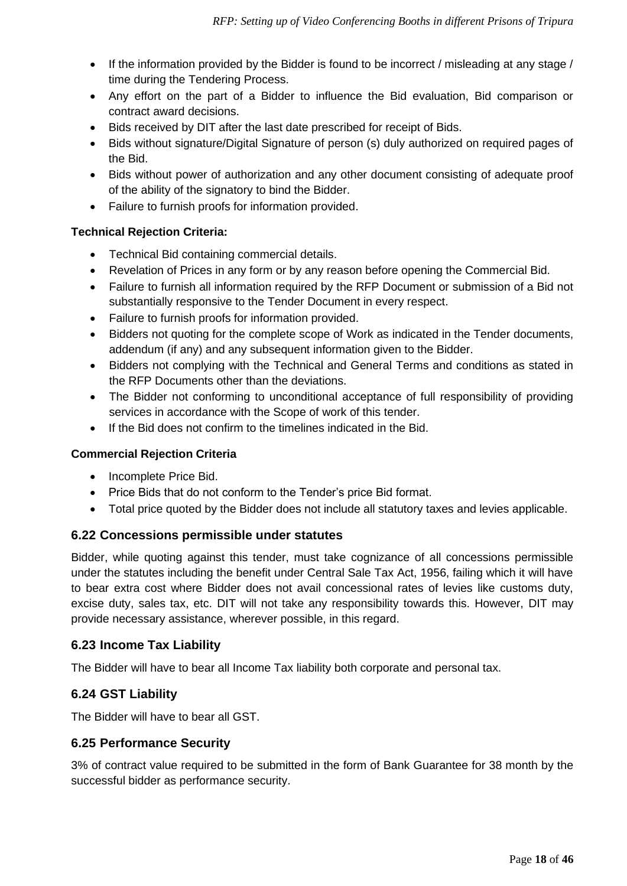- If the information provided by the Bidder is found to be incorrect / misleading at any stage / time during the Tendering Process.
- Any effort on the part of a Bidder to influence the Bid evaluation, Bid comparison or contract award decisions.
- Bids received by DIT after the last date prescribed for receipt of Bids.
- Bids without signature/Digital Signature of person (s) duly authorized on required pages of the Bid.
- Bids without power of authorization and any other document consisting of adequate proof of the ability of the signatory to bind the Bidder.
- Failure to furnish proofs for information provided.

**Technical Rejection Criteria:**

- Technical Bid containing commercial details.
- Revelation of Prices in any form or by any reason before opening the Commercial Bid.
- Failure to furnish all information required by the RFP Document or submission of a Bid not substantially responsive to the Tender Document in every respect.
- Failure to furnish proofs for information provided.
- Bidders not quoting for the complete scope of Work as indicated in the Tender documents, addendum (if any) and any subsequent information given to the Bidder.
- Bidders not complying with the Technical and General Terms and conditions as stated in the RFP Documents other than the deviations.
- The Bidder not conforming to unconditional acceptance of full responsibility of providing services in accordance with the Scope of work of this tender.
- If the Bid does not confirm to the timelines indicated in the Bid.

**Commercial Rejection Criteria**

- Incomplete Price Bid.
- Price Bids that do not conform to the Tender's price Bid format.
- Total price quoted by the Bidder does not include all statutory taxes and levies applicable.

### 6.22 Concessions permissible under statutes

Bidder, while quoting against this tender, must take cognizance of all concessions permissible under the statutes including the benefit under Central Sale Tax Act, 1956, failing which it will have to bear extra cost where Bidder does not avail concessional rates of levies like customs duty, excise duty, sales tax, etc. DIT will not take any responsibility towards this. However, DIT may provide necessary assistance, wherever possible, in this regard.

### 6.23 Income Tax Liability

The Bidder will have to bear all Income Tax liability both corporate and personal tax.

### 6.24 GST Liability

The Bidder will have to bear all GST.

### 6.25 Performance Security

3% of contract value required to be submitted in the form of Bank Guarantee for 38 month by the successful bidder as performance security.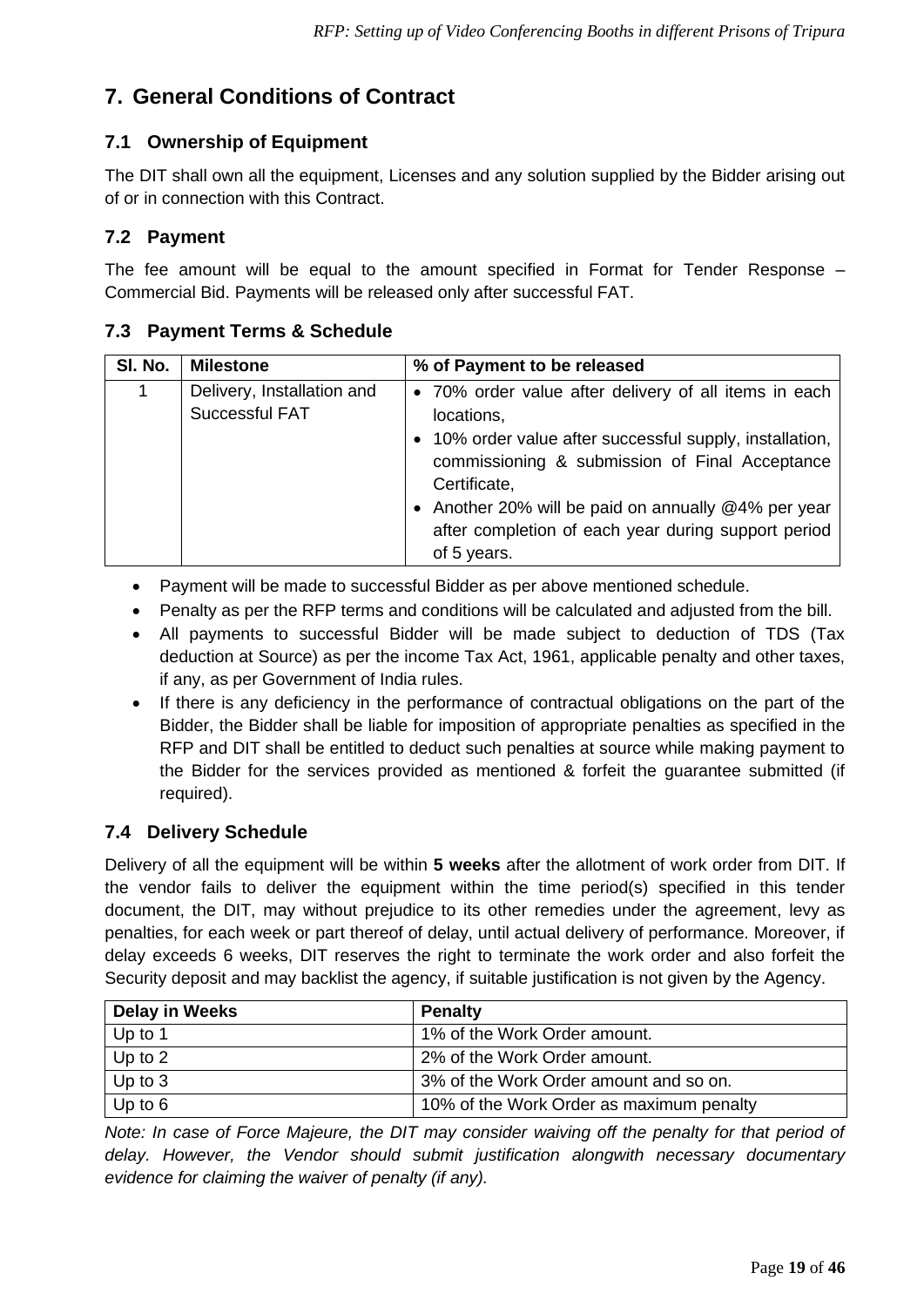# 7. General Conditions of Contract

## 7.1 Ownership of Equipment

The DIT shall own all the equipment, Licenses and any solution supplied by the Bidder arising out of or in connection with this Contract.

## 7.2 Payment

The fee amount will be equal to the amount specified in Format for Tender Response – Commercial Bid. Payments will be released only after successful FAT.

## 7.3 Payment Terms & Schedule

| Sl. No. | Milestone | % of Payment to be released |
|---|---|---|
| 1 | Delivery, Installation and Successful FAT | • 70% order value after delivery of all items in each locations,<br>• 10% order value after successful supply, installation, commissioning & submission of Final Acceptance Certificate,<br>• Another 20% will be paid on annually @4% per year after completion of each year during support period of 5 years. |

- Payment will be made to successful Bidder as per above mentioned schedule.
- Penalty as per the RFP terms and conditions will be calculated and adjusted from the bill.
- All payments to successful Bidder will be made subject to deduction of TDS (Tax deduction at Source) as per the income Tax Act, 1961, applicable penalty and other taxes, if any, as per Government of India rules.
- If there is any deficiency in the performance of contractual obligations on the part of the Bidder, the Bidder shall be liable for imposition of appropriate penalties as specified in the RFP and DIT shall be entitled to deduct such penalties at source while making payment to the Bidder for the services provided as mentioned & forfeit the guarantee submitted (if required).

## 7.4 Delivery Schedule

Delivery of all the equipment will be within **5 weeks** after the allotment of work order from DIT. If the vendor fails to deliver the equipment within the time period(s) specified in this tender document, the DIT, may without prejudice to its other remedies under the agreement, levy as penalties, for each week or part thereof of delay, until actual delivery of performance. Moreover, if delay exceeds 6 weeks, DIT reserves the right to terminate the work order and also forfeit the Security deposit and may backlist the agency, if suitable justification is not given by the Agency.

| Delay in Weeks | Penalty |
|---|---|
| Up to 1 | 1% of the Work Order amount. |
| Up to 2 | 2% of the Work Order amount. |
| Up to 3 | 3% of the Work Order amount and so on. |
| Up to 6 | 10% of the Work Order as maximum penalty |

*Note: In case of Force Majeure, the DIT may consider waiving off the penalty for that period of delay. However, the Vendor should submit justification alongwith necessary documentary evidence for claiming the waiver of penalty (if any).*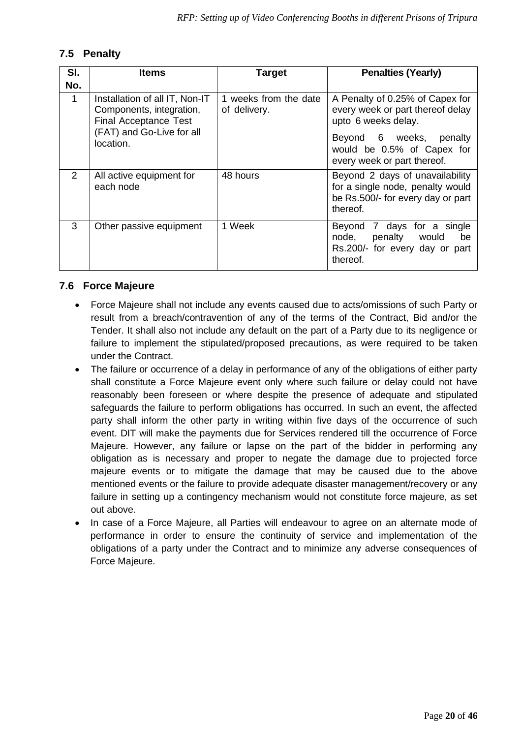### 7.5 Penalty

| Sl. No. | Items | Target | Penalties (Yearly) |
|---|---|---|---|
| 1 | Installation of all IT, Non-IT Components, integration, Final Acceptance Test (FAT) and Go-Live for all location. | 1 weeks from the date of delivery. | A Penalty of 0.25% of Capex for every week or part thereof delay upto 6 weeks delay.<br>Beyond 6 weeks, penalty would be 0.5% of Capex for every week or part thereof. |
| 2 | All active equipment for each node | 48 hours | Beyond 2 days of unavailability for a single node, penalty would be Rs.500/- for every day or part thereof. |
| 3 | Other passive equipment | 1 Week | Beyond 7 days for a single node, penalty would be Rs.200/- for every day or part thereof. |

### 7.6 Force Majeure

- Force Majeure shall not include any events caused due to acts/omissions of such Party or result from a breach/contravention of any of the terms of the Contract, Bid and/or the Tender. It shall also not include any default on the part of a Party due to its negligence or failure to implement the stipulated/proposed precautions, as were required to be taken under the Contract.
- The failure or occurrence of a delay in performance of any of the obligations of either party shall constitute a Force Majeure event only where such failure or delay could not have reasonably been foreseen or where despite the presence of adequate and stipulated safeguards the failure to perform obligations has occurred. In such an event, the affected party shall inform the other party in writing within five days of the occurrence of such event. DIT will make the payments due for Services rendered till the occurrence of Force Majeure. However, any failure or lapse on the part of the bidder in performing any obligation as is necessary and proper to negate the damage due to projected force majeure events or to mitigate the damage that may be caused due to the above mentioned events or the failure to provide adequate disaster management/recovery or any failure in setting up a contingency mechanism would not constitute force majeure, as set out above.
- In case of a Force Majeure, all Parties will endeavour to agree on an alternate mode of performance in order to ensure the continuity of service and implementation of the obligations of a party under the Contract and to minimize any adverse consequences of Force Majeure.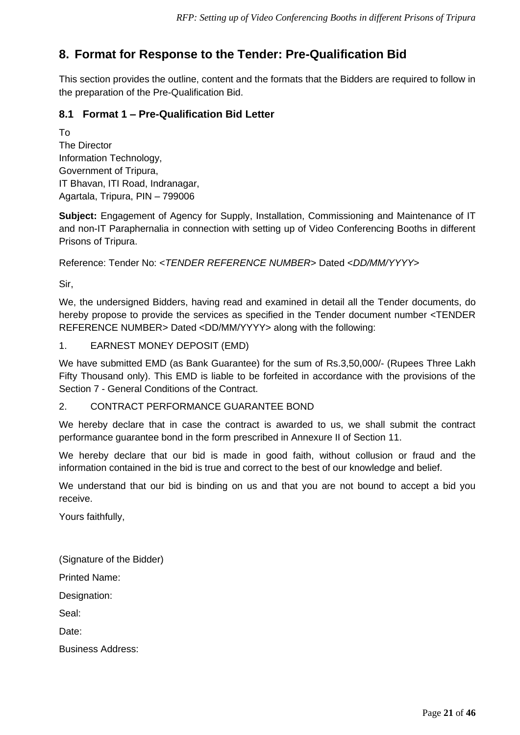## 8. Format for Response to the Tender: Pre-Qualification Bid

This section provides the outline, content and the formats that the Bidders are required to follow in the preparation of the Pre-Qualification Bid.

### 8.1 Format 1 – Pre-Qualification Bid Letter

To
The Director
Information Technology,
Government of Tripura,
IT Bhavan, ITI Road, Indranagar,
Agartala, Tripura, PIN – 799006

**Subject:** Engagement of Agency for Supply, Installation, Commissioning and Maintenance of IT and non-IT Paraphernalia in connection with setting up of Video Conferencing Booths in different Prisons of Tripura.

Reference: Tender No: <*TENDER REFERENCE NUMBER*> Dated <*DD/MM/YYYY*>

Sir,

We, the undersigned Bidders, having read and examined in detail all the Tender documents, do hereby propose to provide the services as specified in the Tender document number <TENDER REFERENCE NUMBER> Dated <DD/MM/YYYY> along with the following:

1. EARNEST MONEY DEPOSIT (EMD)

We have submitted EMD (as Bank Guarantee) for the sum of Rs.3,50,000/- (Rupees Three Lakh Fifty Thousand only). This EMD is liable to be forfeited in accordance with the provisions of the Section 7 - General Conditions of the Contract.

2. CONTRACT PERFORMANCE GUARANTEE BOND

We hereby declare that in case the contract is awarded to us, we shall submit the contract performance guarantee bond in the form prescribed in Annexure II of Section 11.

We hereby declare that our bid is made in good faith, without collusion or fraud and the information contained in the bid is true and correct to the best of our knowledge and belief.

We understand that our bid is binding on us and that you are not bound to accept a bid you receive.

Yours faithfully,

(Signature of the Bidder)

Printed Name:

Designation:

Seal:

Date:

Business Address: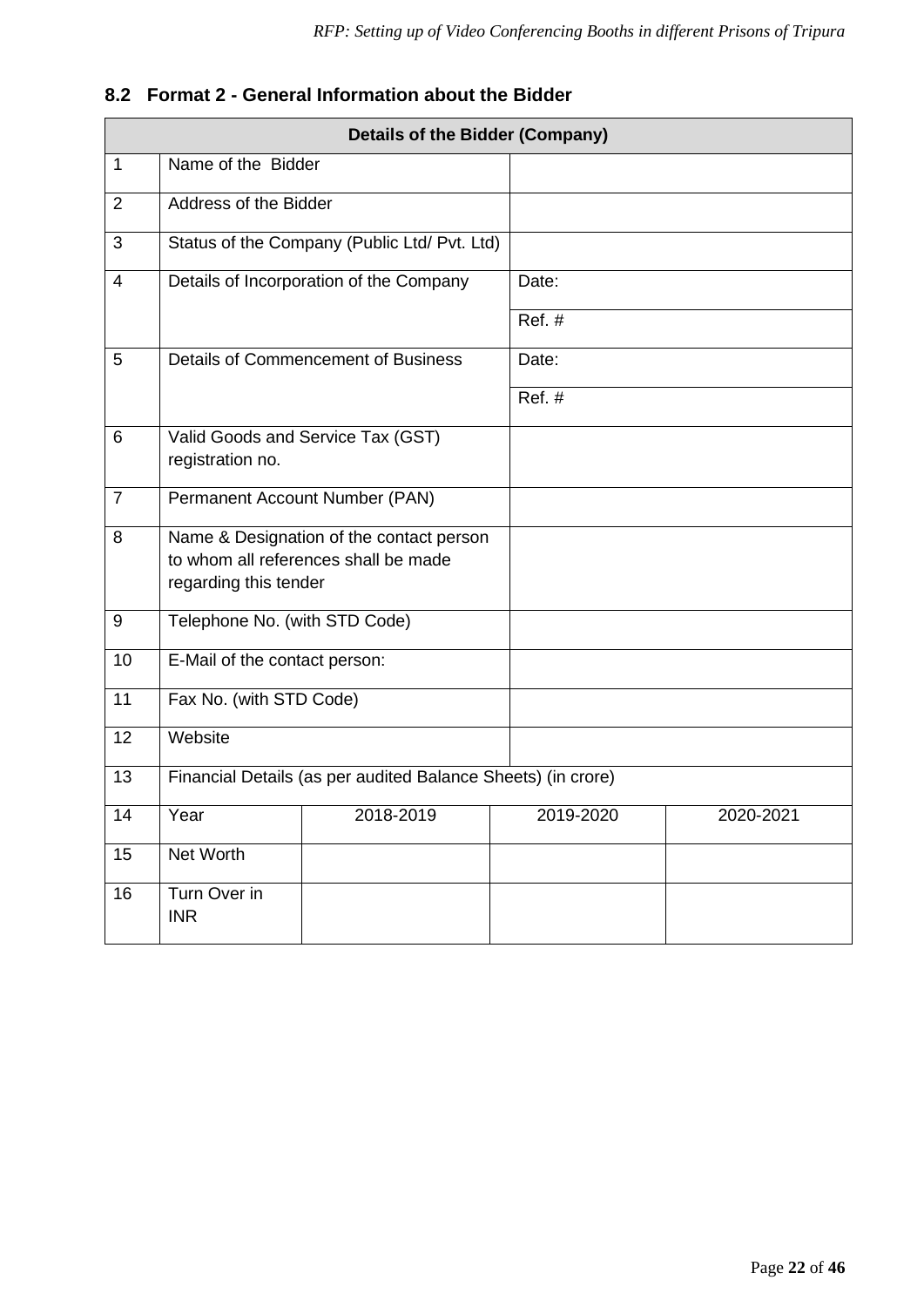## 8.2 Format 2 - General Information about the Bidder

| Details of the Bidder (Company) | | | | |
|---|---|---|---|---|
| 1 | Name of the Bidder | | | |
| 2 | Address of the Bidder | | | |
| 3 | Status of the Company (Public Ltd/ Pvt. Ltd) | | | |
| 4 | Details of Incorporation of the Company | | Date: | |
| | | | Ref. # | |
| 5 | Details of Commencement of Business | | Date: | |
| | | | Ref. # | |
| 6 | Valid Goods and Service Tax (GST) registration no. | | | |
| 7 | Permanent Account Number (PAN) | | | |
| 8 | Name & Designation of the contact person to whom all references shall be made regarding this tender | | | |
| 9 | Telephone No. (with STD Code) | | | |
| 10 | E-Mail of the contact person: | | | |
| 11 | Fax No. (with STD Code) | | | |
| 12 | Website | | | |
| 13 | Financial Details (as per audited Balance Sheets) (in crore) | | | |
| 14 | Year | 2018-2019 | 2019-2020 | 2020-2021 |
| 15 | Net Worth | | | |
| 16 | Turn Over in INR | | | |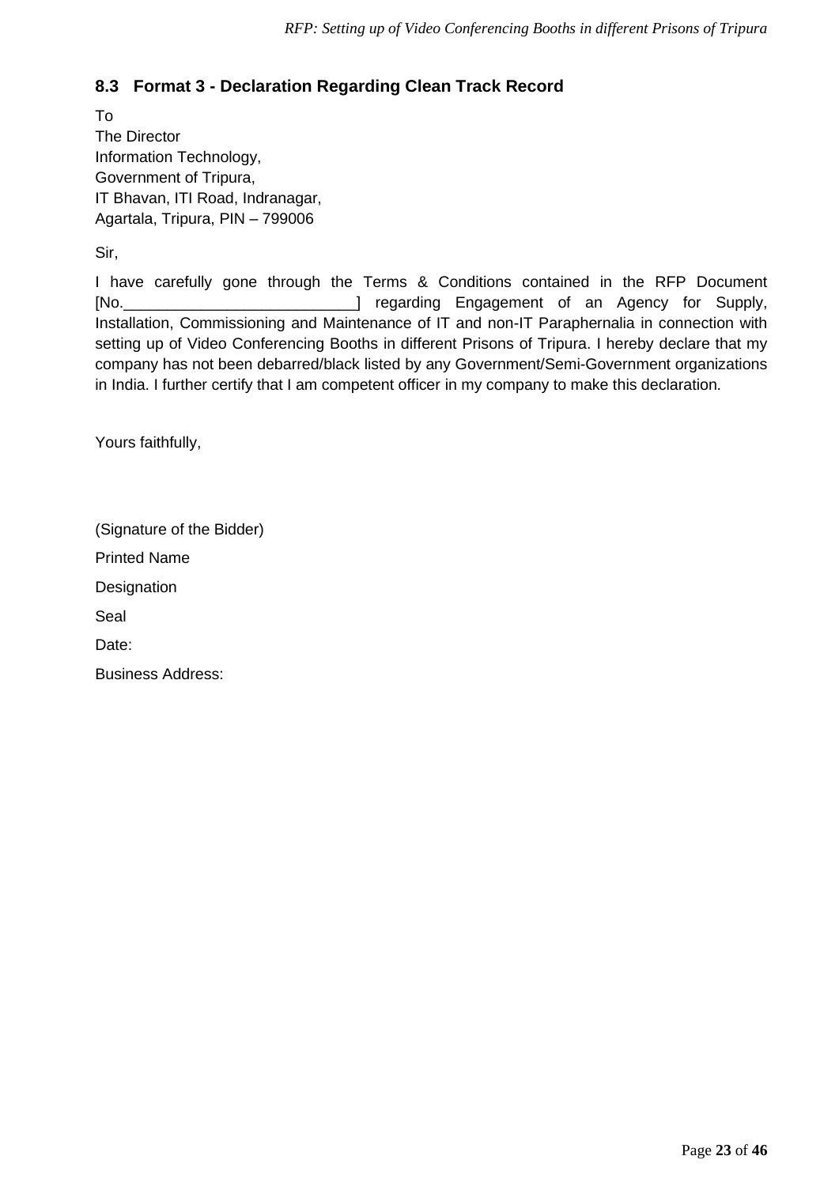## 8.3 Format 3 - Declaration Regarding Clean Track Record

To
The Director
Information Technology,
Government of Tripura,
IT Bhavan, ITI Road, Indranagar,
Agartala, Tripura, PIN – 799006

Sir,

I have carefully gone through the Terms & Conditions contained in the RFP Document [No.__________________________] regarding Engagement of an Agency for Supply, Installation, Commissioning and Maintenance of IT and non-IT Paraphernalia in connection with setting up of Video Conferencing Booths in different Prisons of Tripura. I hereby declare that my company has not been debarred/black listed by any Government/Semi-Government organizations in India. I further certify that I am competent officer in my company to make this declaration.

Yours faithfully,

(Signature of the Bidder)

Printed Name

Designation

Seal

Date:

Business Address: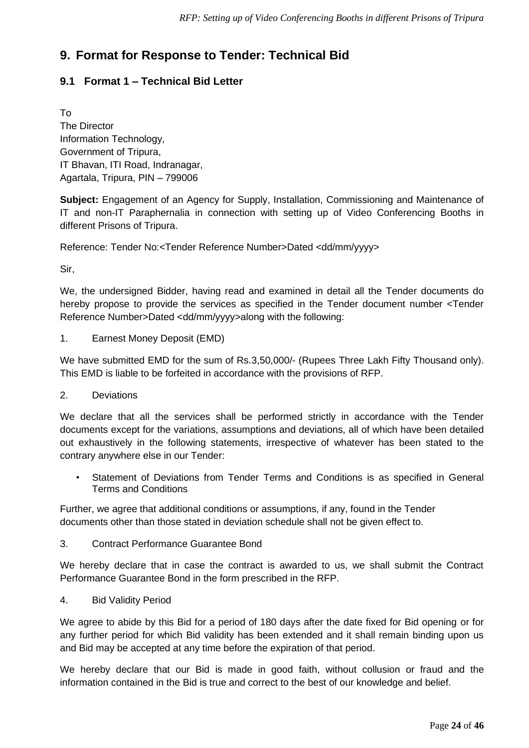# 9. Format for Response to Tender: Technical Bid

## 9.1 Format 1 – Technical Bid Letter

To
The Director
Information Technology,
Government of Tripura,
IT Bhavan, ITI Road, Indranagar,
Agartala, Tripura, PIN – 799006

**Subject:** Engagement of an Agency for Supply, Installation, Commissioning and Maintenance of IT and non-IT Paraphernalia in connection with setting up of Video Conferencing Booths in different Prisons of Tripura.

Reference: Tender No:<Tender Reference Number>Dated <dd/mm/yyyy>

Sir,

We, the undersigned Bidder, having read and examined in detail all the Tender documents do hereby propose to provide the services as specified in the Tender document number <Tender Reference Number>Dated <dd/mm/yyyy>along with the following:

1. Earnest Money Deposit (EMD)

We have submitted EMD for the sum of Rs.3,50,000/- (Rupees Three Lakh Fifty Thousand only). This EMD is liable to be forfeited in accordance with the provisions of RFP.

2. Deviations

We declare that all the services shall be performed strictly in accordance with the Tender documents except for the variations, assumptions and deviations, all of which have been detailed out exhaustively in the following statements, irrespective of whatever has been stated to the contrary anywhere else in our Tender:

- Statement of Deviations from Tender Terms and Conditions is as specified in General Terms and Conditions

Further, we agree that additional conditions or assumptions, if any, found in the Tender documents other than those stated in deviation schedule shall not be given effect to.

3. Contract Performance Guarantee Bond

We hereby declare that in case the contract is awarded to us, we shall submit the Contract Performance Guarantee Bond in the form prescribed in the RFP.

4. Bid Validity Period

We agree to abide by this Bid for a period of 180 days after the date fixed for Bid opening or for any further period for which Bid validity has been extended and it shall remain binding upon us and Bid may be accepted at any time before the expiration of that period.

We hereby declare that our Bid is made in good faith, without collusion or fraud and the information contained in the Bid is true and correct to the best of our knowledge and belief.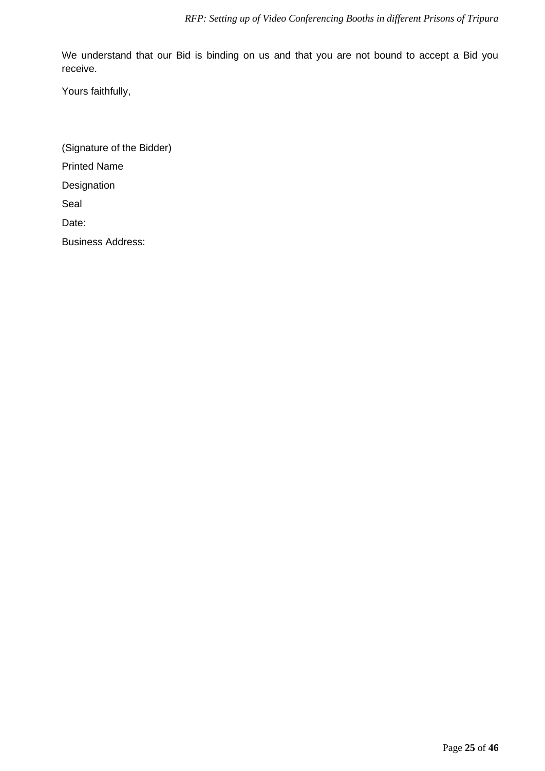We understand that our Bid is binding on us and that you are not bound to accept a Bid you receive.

Yours faithfully,

(Signature of the Bidder)

Printed Name

Designation

Seal

Date:

Business Address: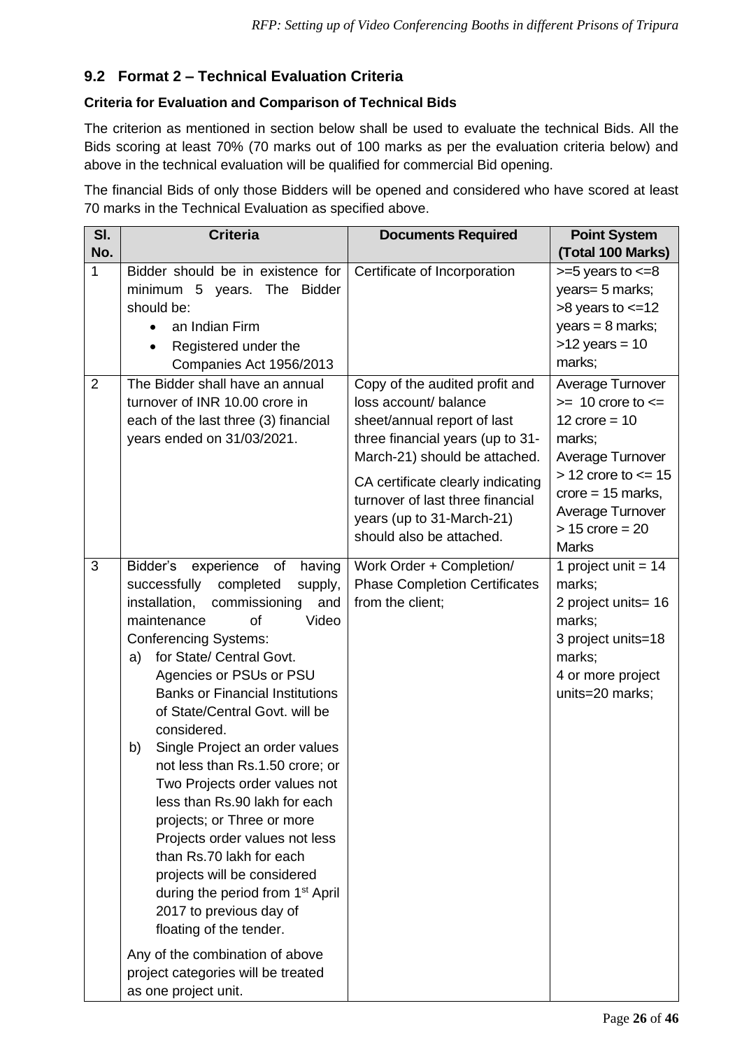## 9.2 Format 2 – Technical Evaluation Criteria

**Criteria for Evaluation and Comparison of Technical Bids**

The criterion as mentioned in section below shall be used to evaluate the technical Bids. All the Bids scoring at least 70% (70 marks out of 100 marks as per the evaluation criteria below) and above in the technical evaluation will be qualified for commercial Bid opening.

The financial Bids of only those Bidders will be opened and considered who have scored at least 70 marks in the Technical Evaluation as specified above.

| Sl. No. | Criteria | Documents Required | Point System (Total 100 Marks) |
|---|---|---|---|
| 1 | Bidder should be in existence for minimum 5 years. The Bidder should be:<br>• an Indian Firm<br>• Registered under the Companies Act 1956/2013 | Certificate of Incorporation | >=5 years to <=8 years= 5 marks;<br>>8 years to <=12 years = 8 marks;<br>>12 years = 10 marks; |
| 2 | The Bidder shall have an annual turnover of INR 10.00 crore in each of the last three (3) financial years ended on 31/03/2021. | Copy of the audited profit and loss account/ balance sheet/annual report of last three financial years (up to 31-March-21) should be attached.<br>CA certificate clearly indicating turnover of last three financial years (up to 31-March-21) should also be attached. | Average Turnover >= 10 crore to <= 12 crore = 10 marks;<br>Average Turnover > 12 crore to <= 15 crore = 15 marks,<br>Average Turnover > 15 crore = 20 Marks |
| 3 | Bidder's experience of having successfully completed supply, installation, commissioning and maintenance of Video Conferencing Systems:<br>a) for State/ Central Govt. Agencies or PSUs or PSU Banks or Financial Institutions of State/Central Govt. will be considered.<br>b) Single Project an order values not less than Rs.1.50 crore; or Two Projects order values not less than Rs.90 lakh for each projects; or Three or more Projects order values not less than Rs.70 lakh for each projects will be considered during the period from 1st April 2017 to previous day of floating of the tender.<br>Any of the combination of above project categories will be treated as one project unit. | Work Order + Completion/ Phase Completion Certificates from the client; | 1 project unit = 14 marks;<br>2 project units= 16 marks;<br>3 project units=18 marks;<br>4 or more project units=20 marks; |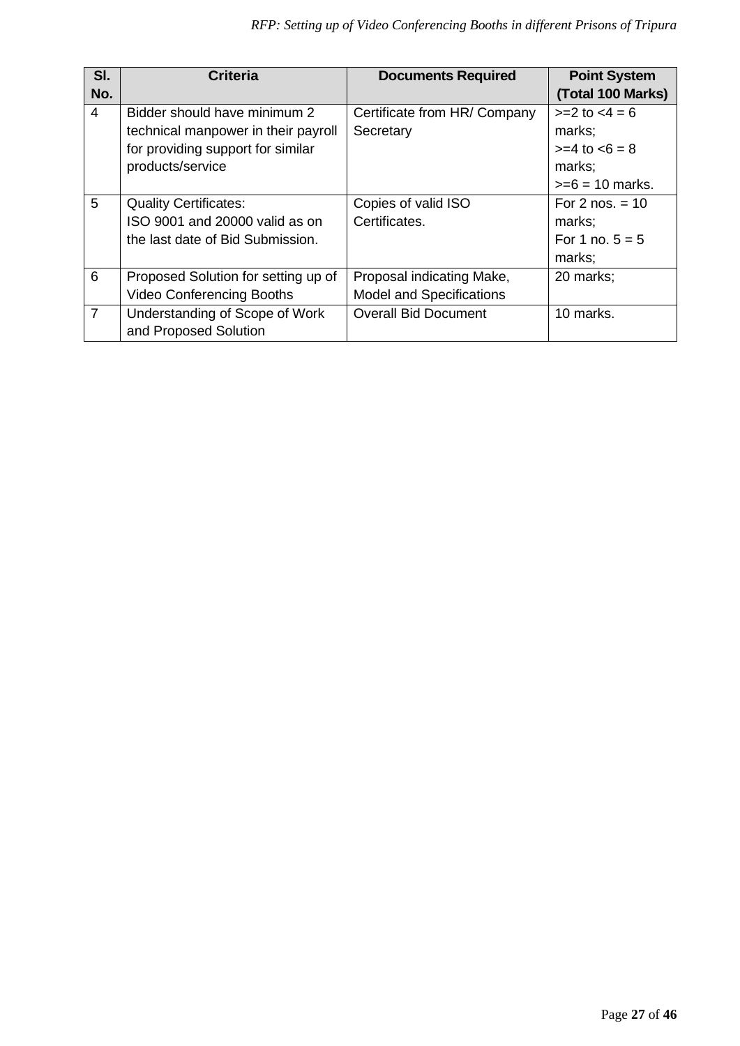| Sl. No. | Criteria | Documents Required | Point System (Total 100 Marks) |
|---|---|---|---|
| 4 | Bidder should have minimum 2 technical manpower in their payroll for providing support for similar products/service | Certificate from HR/ Company Secretary | >=2 to <4 = 6 marks;<br>>=4 to <6 = 8 marks;<br>>=6 = 10 marks. |
| 5 | Quality Certificates:<br>ISO 9001 and 20000 valid as on the last date of Bid Submission. | Copies of valid ISO Certificates. | For 2 nos. = 10 marks;<br>For 1 no. 5 = 5 marks; |
| 6 | Proposed Solution for setting up of Video Conferencing Booths | Proposal indicating Make, Model and Specifications | 20 marks; |
| 7 | Understanding of Scope of Work and Proposed Solution | Overall Bid Document | 10 marks. |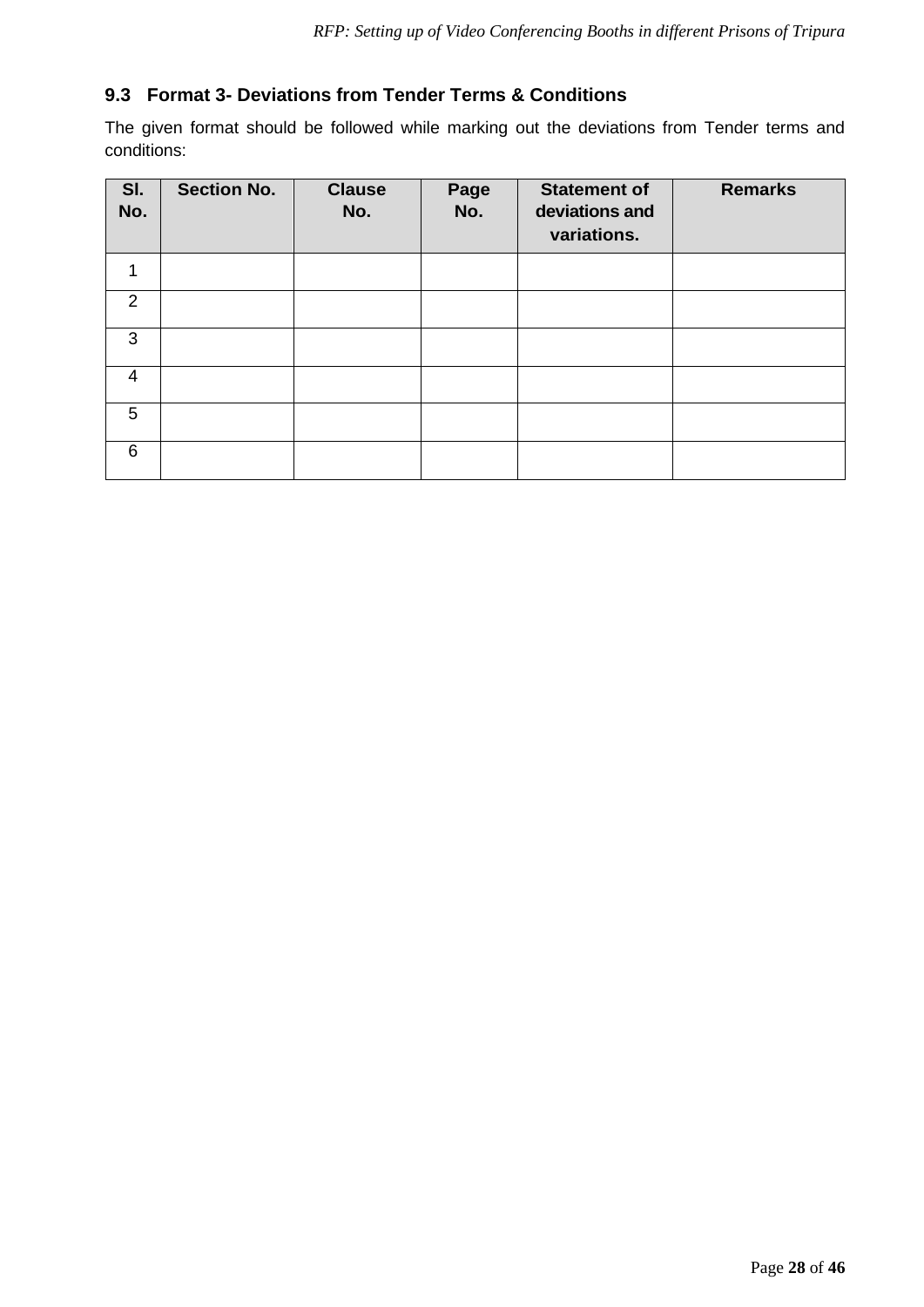### 9.3 Format 3- Deviations from Tender Terms & Conditions

The given format should be followed while marking out the deviations from Tender terms and conditions:

| Sl. No. | Section No. | Clause No. | Page No. | Statement of deviations and variations. | Remarks |
|---|---|---|---|---|---|
| 1 | | | | | |
| 2 | | | | | |
| 3 | | | | | |
| 4 | | | | | |
| 5 | | | | | |
| 6 | | | | | |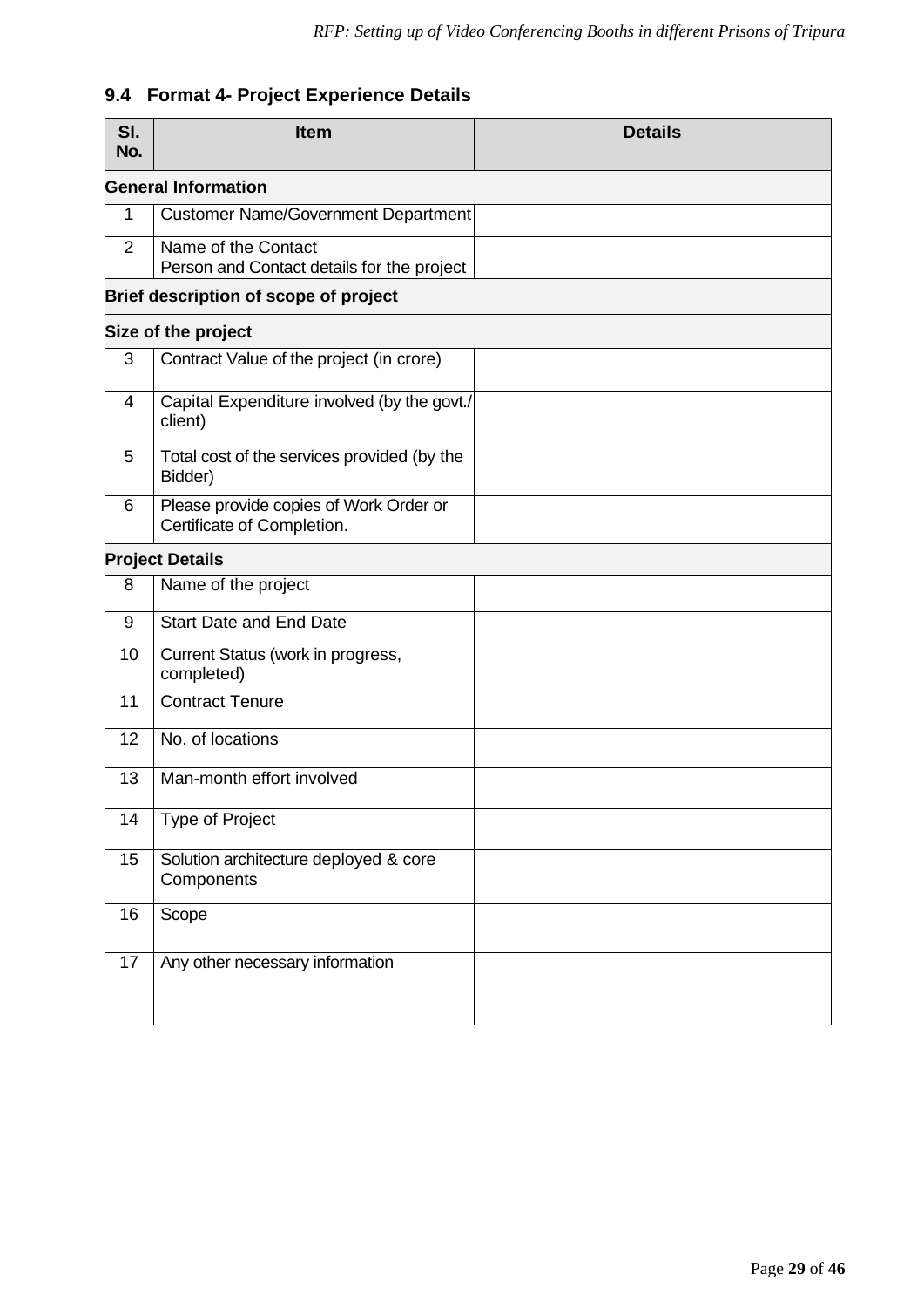## 9.4 Format 4- Project Experience Details

| Sl. No. | Item | Details |
|---|---|---|
| **General Information** | | |
| 1 | Customer Name/Government Department | |
| 2 | Name of the Contact Person and Contact details for the project | |
| **Brief description of scope of project** | | |
| **Size of the project** | | |
| 3 | Contract Value of the project (in crore) | |
| 4 | Capital Expenditure involved (by the govt./ client) | |
| 5 | Total cost of the services provided (by the Bidder) | |
| 6 | Please provide copies of Work Order or Certificate of Completion. | |
| **Project Details** | | |
| 8 | Name of the project | |
| 9 | Start Date and End Date | |
| 10 | Current Status (work in progress, completed) | |
| 11 | Contract Tenure | |
| 12 | No. of locations | |
| 13 | Man-month effort involved | |
| 14 | Type of Project | |
| 15 | Solution architecture deployed & core Components | |
| 16 | Scope | |
| 17 | Any other necessary information | |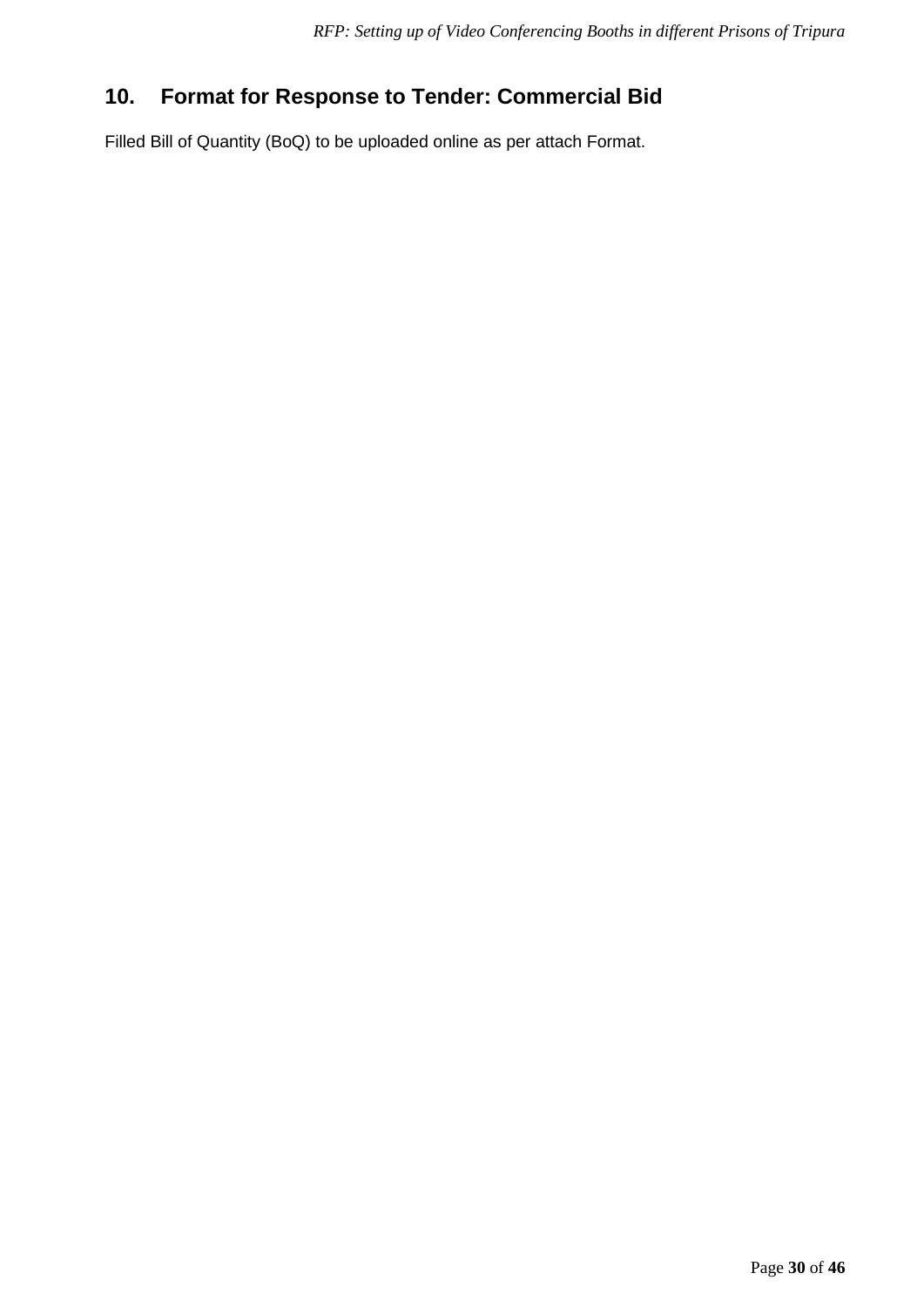## 10. Format for Response to Tender: Commercial Bid

Filled Bill of Quantity (BoQ) to be uploaded online as per attach Format.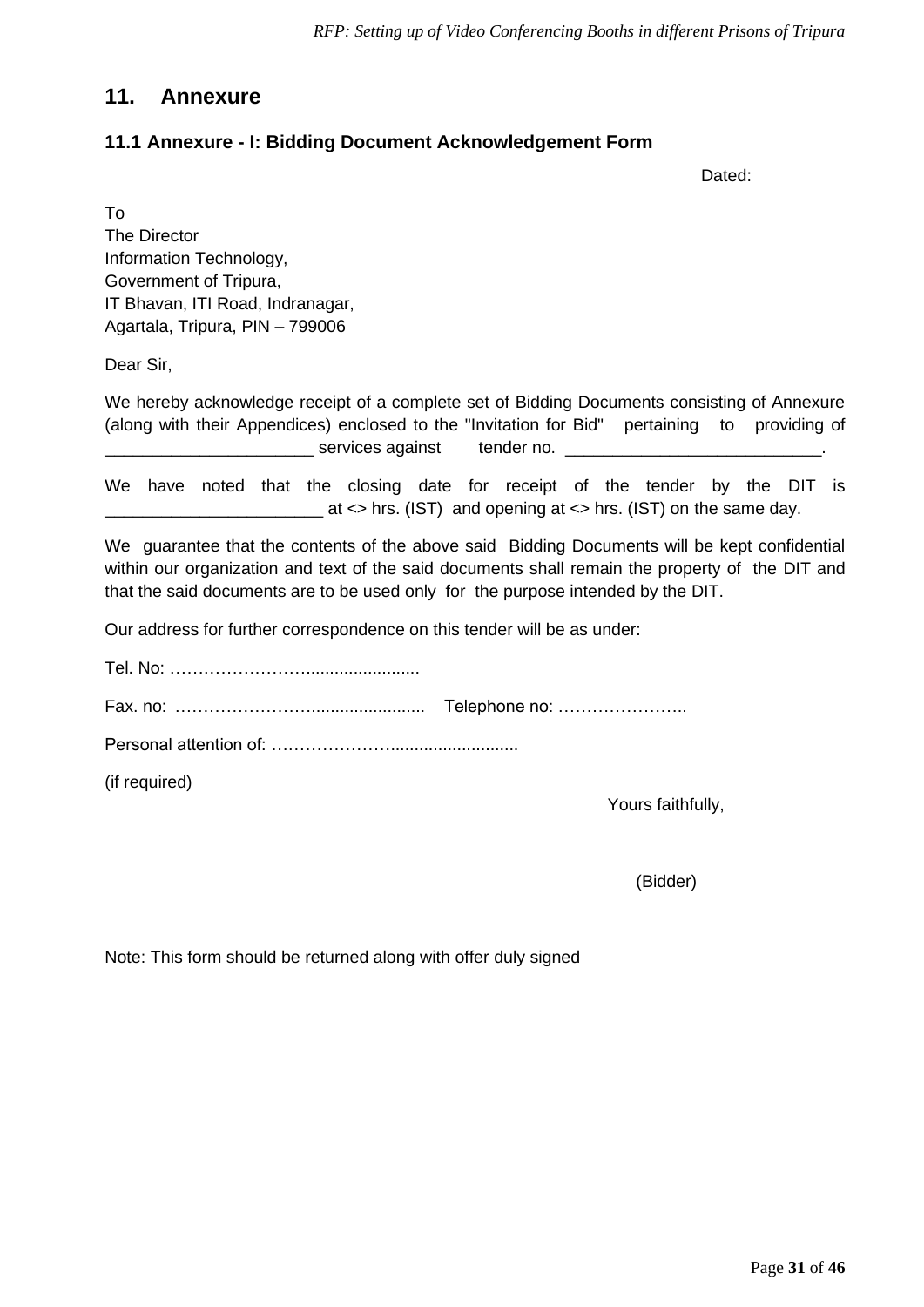# 11. Annexure

## 11.1 Annexure - I: Bidding Document Acknowledgement Form

Dated:

To
The Director
Information Technology,
Government of Tripura,
IT Bhavan, ITI Road, Indranagar,
Agartala, Tripura, PIN – 799006

Dear Sir,

We hereby acknowledge receipt of a complete set of Bidding Documents consisting of Annexure (along with their Appendices) enclosed to the "Invitation for Bid" pertaining to providing of ______________________ services against tender no. ___________________________.

We have noted that the closing date for receipt of the tender by the DIT is _______________________ at <> hrs. (IST) and opening at <> hrs. (IST) on the same day.

We guarantee that the contents of the above said Bidding Documents will be kept confidential within our organization and text of the said documents shall remain the property of the DIT and that the said documents are to be used only for the purpose intended by the DIT.

Our address for further correspondence on this tender will be as under:

Tel. No: ……………………......................

Fax. no: ……………………...................... Telephone no: …………………..

Personal attention of: …………………..........................

(if required)

Yours faithfully,

(Bidder)

Note: This form should be returned along with offer duly signed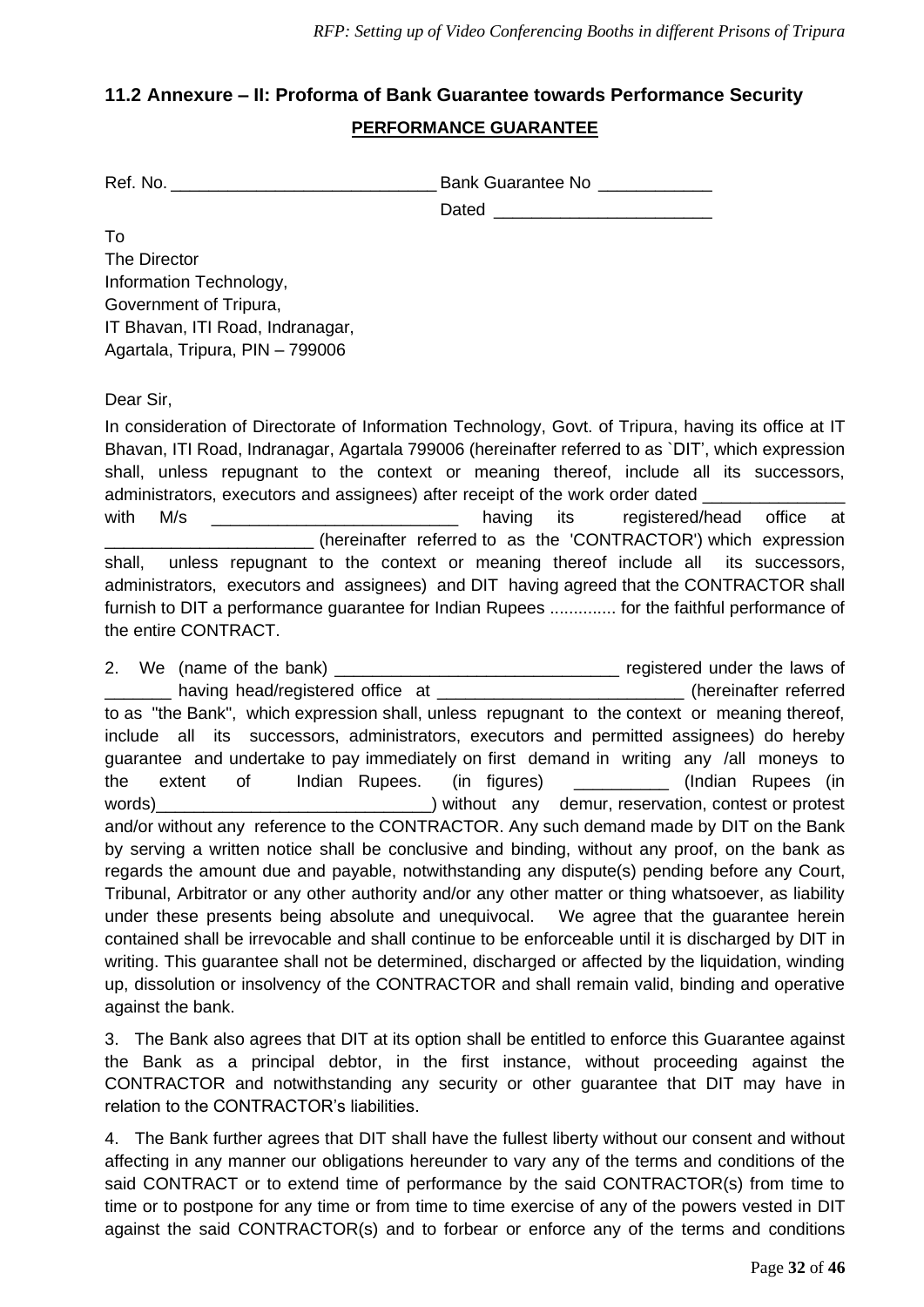## 11.2 Annexure – II: Proforma of Bank Guarantee towards Performance Security

**PERFORMANCE GUARANTEE**

Ref. No. ____________________________ Bank Guarantee No ____________

Dated _______________________

To
The Director
Information Technology,
Government of Tripura,
IT Bhavan, ITI Road, Indranagar,
Agartala, Tripura, PIN – 799006

Dear Sir,

In consideration of Directorate of Information Technology, Govt. of Tripura, having its office at IT Bhavan, ITI Road, Indranagar, Agartala 799006 (hereinafter referred to as `DIT', which expression shall, unless repugnant to the context or meaning thereof, include all its successors, administrators, executors and assignees) after receipt of the work order dated _______________ with M/s __________________________ having its registered/head office at ______________________ (hereinafter referred to as the 'CONTRACTOR') which expression shall, unless repugnant to the context or meaning thereof include all its successors, administrators, executors and assignees) and DIT having agreed that the CONTRACTOR shall furnish to DIT a performance guarantee for Indian Rupees .............. for the faithful performance of the entire CONTRACT.

2. We (name of the bank) ______________________________ registered under the laws of _______ having head/registered office at __________________________ (hereinafter referred to as "the Bank", which expression shall, unless repugnant to the context or meaning thereof, include all its successors, administrators, executors and permitted assignees) do hereby guarantee and undertake to pay immediately on first demand in writing any /all moneys to the extent of Indian Rupees. (in figures) __________ (Indian Rupees (in words)_____________________________) without any demur, reservation, contest or protest and/or without any reference to the CONTRACTOR. Any such demand made by DIT on the Bank by serving a written notice shall be conclusive and binding, without any proof, on the bank as regards the amount due and payable, notwithstanding any dispute(s) pending before any Court, Tribunal, Arbitrator or any other authority and/or any other matter or thing whatsoever, as liability under these presents being absolute and unequivocal. We agree that the guarantee herein contained shall be irrevocable and shall continue to be enforceable until it is discharged by DIT in writing. This guarantee shall not be determined, discharged or affected by the liquidation, winding up, dissolution or insolvency of the CONTRACTOR and shall remain valid, binding and operative against the bank.

3. The Bank also agrees that DIT at its option shall be entitled to enforce this Guarantee against the Bank as a principal debtor, in the first instance, without proceeding against the CONTRACTOR and notwithstanding any security or other guarantee that DIT may have in relation to the CONTRACTOR's liabilities.

4. The Bank further agrees that DIT shall have the fullest liberty without our consent and without affecting in any manner our obligations hereunder to vary any of the terms and conditions of the said CONTRACT or to extend time of performance by the said CONTRACTOR(s) from time to time or to postpone for any time or from time to time exercise of any of the powers vested in DIT against the said CONTRACTOR(s) and to forbear or enforce any of the terms and conditions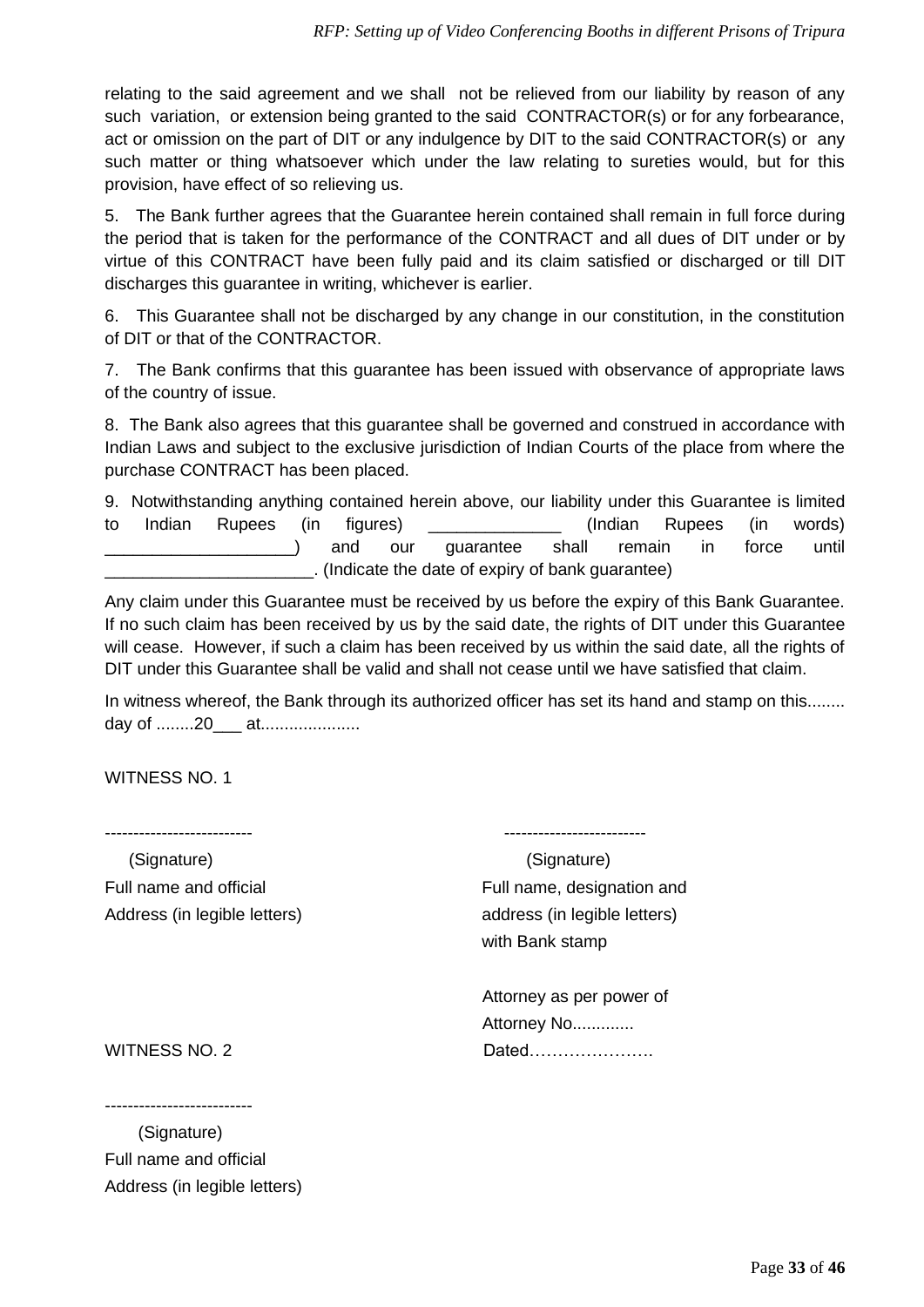relating to the said agreement and we shall not be relieved from our liability by reason of any such variation, or extension being granted to the said CONTRACTOR(s) or for any forbearance, act or omission on the part of DIT or any indulgence by DIT to the said CONTRACTOR(s) or any such matter or thing whatsoever which under the law relating to sureties would, but for this provision, have effect of so relieving us.

5. The Bank further agrees that the Guarantee herein contained shall remain in full force during the period that is taken for the performance of the CONTRACT and all dues of DIT under or by virtue of this CONTRACT have been fully paid and its claim satisfied or discharged or till DIT discharges this guarantee in writing, whichever is earlier.

6. This Guarantee shall not be discharged by any change in our constitution, in the constitution of DIT or that of the CONTRACTOR.

7. The Bank confirms that this guarantee has been issued with observance of appropriate laws of the country of issue.

8. The Bank also agrees that this guarantee shall be governed and construed in accordance with Indian Laws and subject to the exclusive jurisdiction of Indian Courts of the place from where the purchase CONTRACT has been placed.

9. Notwithstanding anything contained herein above, our liability under this Guarantee is limited to Indian Rupees (in figures) ______________ (Indian Rupees (in words) ____________________) and our guarantee shall remain in force until ______________________. (Indicate the date of expiry of bank guarantee)

Any claim under this Guarantee must be received by us before the expiry of this Bank Guarantee. If no such claim has been received by us by the said date, the rights of DIT under this Guarantee will cease. However, if such a claim has been received by us within the said date, all the rights of DIT under this Guarantee shall be valid and shall not cease until we have satisfied that claim.

In witness whereof, the Bank through its authorized officer has set its hand and stamp on this........ day of ........20___ at.....................

WITNESS NO. 1

--------------------------
(Signature)
Full name and official
Address (in legible letters)

-------------------------
(Signature)
Full name, designation and
address (in legible letters)
with Bank stamp

Attorney as per power of
Attorney No.............
Dated………………….

WITNESS NO. 2

--------------------------
(Signature)
Full name and official
Address (in legible letters)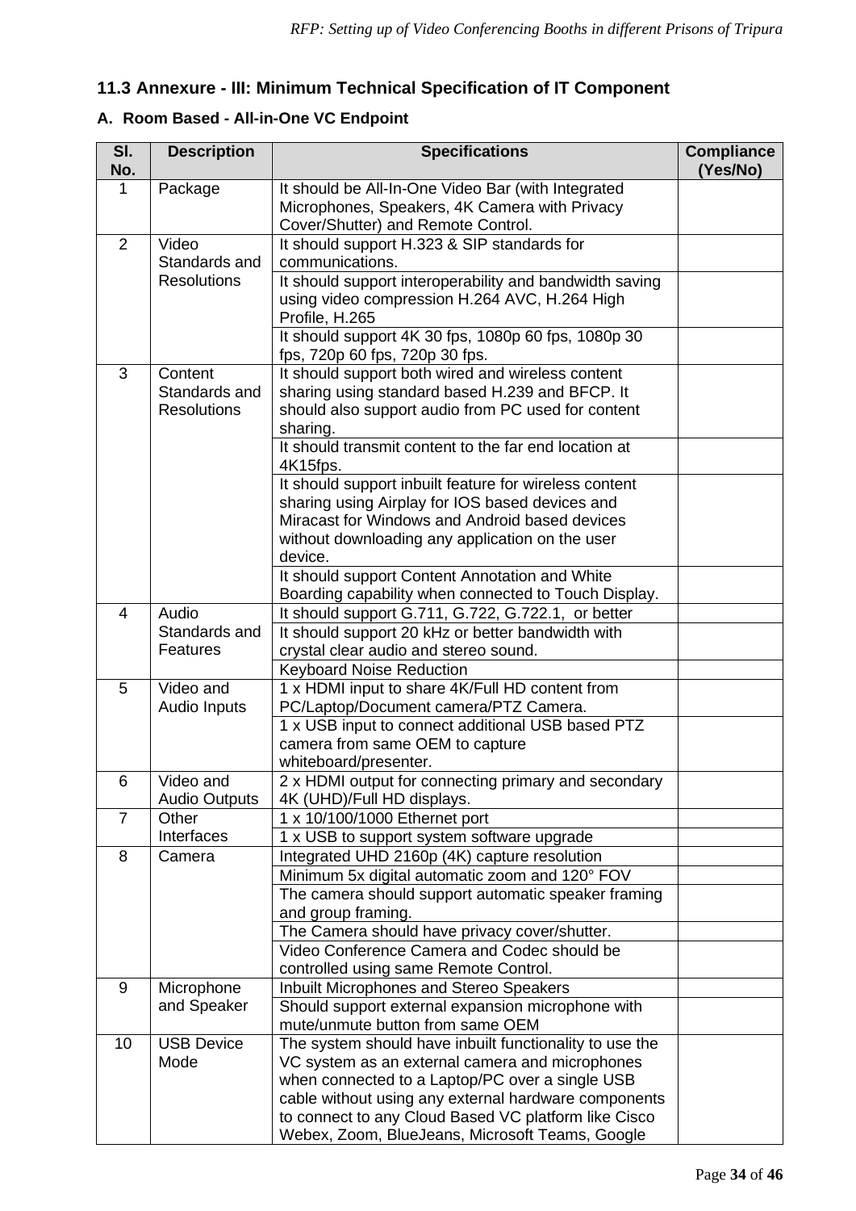## 11.3 Annexure - III: Minimum Technical Specification of IT Component

### A. Room Based - All-in-One VC Endpoint

| Sl. No. | Description | Specifications | Compliance (Yes/No) |
|---|---|---|---|
| 1 | Package | It should be All-In-One Video Bar (with Integrated Microphones, Speakers, 4K Camera with Privacy Cover/Shutter) and Remote Control. | |
| 2 | Video Standards and Resolutions | It should support H.323 & SIP standards for communications. | |
| | | It should support interoperability and bandwidth saving using video compression H.264 AVC, H.264 High Profile, H.265 | |
| | | It should support 4K 30 fps, 1080p 60 fps, 1080p 30 fps, 720p 60 fps, 720p 30 fps. | |
| 3 | Content Standards and Resolutions | It should support both wired and wireless content sharing using standard based H.239 and BFCP. It should also support audio from PC used for content sharing. | |
| | | It should transmit content to the far end location at 4K15fps. | |
| | | It should support inbuilt feature for wireless content sharing using Airplay for IOS based devices and Miracast for Windows and Android based devices without downloading any application on the user device. | |
| | | It should support Content Annotation and White Boarding capability when connected to Touch Display. | |
| 4 | Audio Standards and Features | It should support G.711, G.722, G.722.1, or better | |
| | | It should support 20 kHz or better bandwidth with crystal clear audio and stereo sound. | |
| | | Keyboard Noise Reduction | |
| 5 | Video and Audio Inputs | 1 x HDMI input to share 4K/Full HD content from PC/Laptop/Document camera/PTZ Camera. | |
| | | 1 x USB input to connect additional USB based PTZ camera from same OEM to capture whiteboard/presenter. | |
| 6 | Video and Audio Outputs | 2 x HDMI output for connecting primary and secondary 4K (UHD)/Full HD displays. | |
| 7 | Other Interfaces | 1 x 10/100/1000 Ethernet port | |
| | | 1 x USB to support system software upgrade | |
| 8 | Camera | Integrated UHD 2160p (4K) capture resolution | |
| | | Minimum 5x digital automatic zoom and 120° FOV | |
| | | The camera should support automatic speaker framing and group framing. | |
| | | The Camera should have privacy cover/shutter. | |
| | | Video Conference Camera and Codec should be controlled using same Remote Control. | |
| 9 | Microphone and Speaker | Inbuilt Microphones and Stereo Speakers | |
| | | Should support external expansion microphone with mute/unmute button from same OEM | |
| 10 | USB Device Mode | The system should have inbuilt functionality to use the VC system as an external camera and microphones when connected to a Laptop/PC over a single USB cable without using any external hardware components to connect to any Cloud Based VC platform like Cisco Webex, Zoom, BlueJeans, Microsoft Teams, Google | |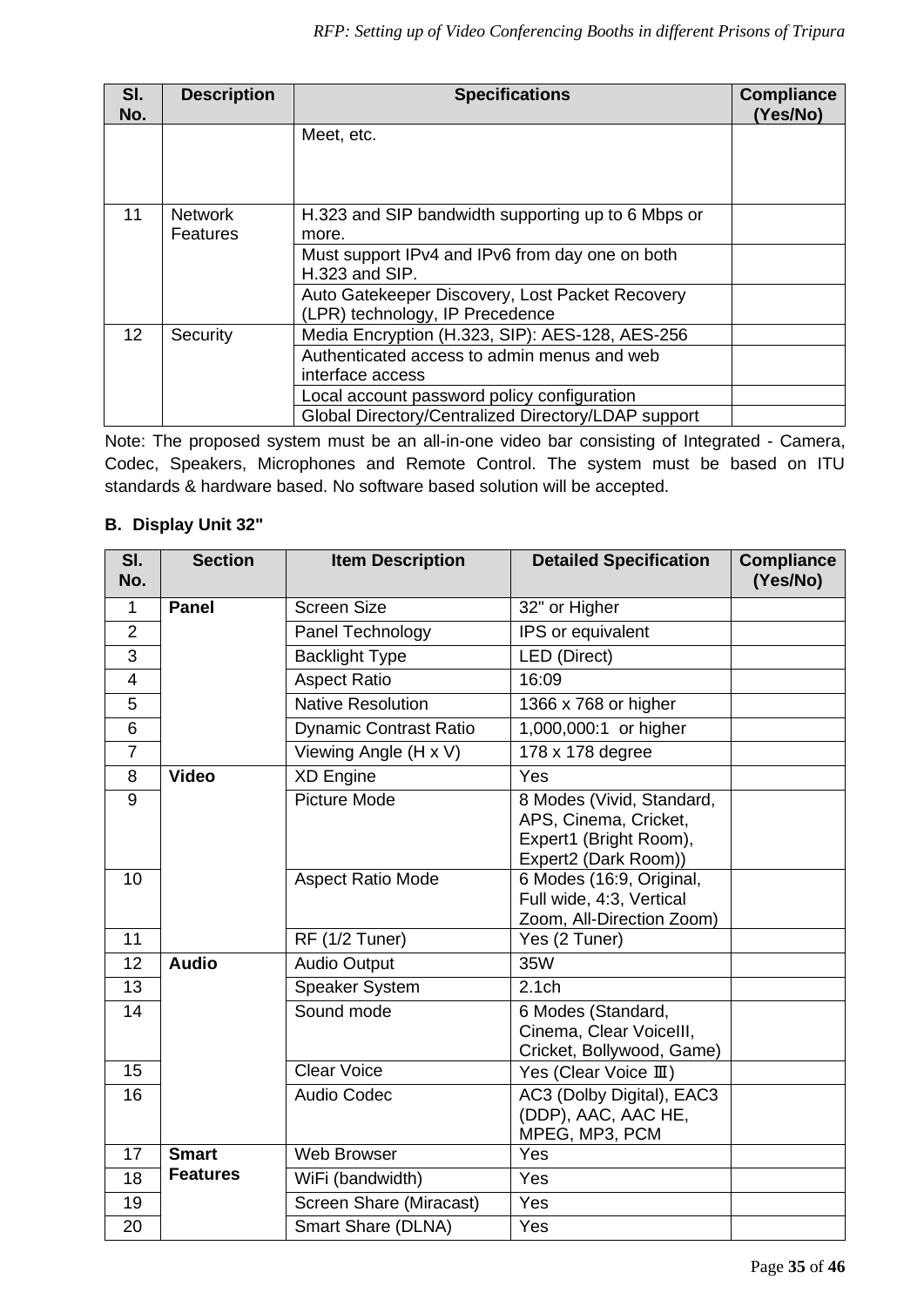| Sl. No. | Description | Specifications | Compliance (Yes/No) |
|---|---|---|---|
| | | Meet, etc. | |
| 11 | Network Features | H.323 and SIP bandwidth supporting up to 6 Mbps or more. | |
| | | Must support IPv4 and IPv6 from day one on both H.323 and SIP. | |
| | | Auto Gatekeeper Discovery, Lost Packet Recovery (LPR) technology, IP Precedence | |
| 12 | Security | Media Encryption (H.323, SIP): AES-128, AES-256 | |
| | | Authenticated access to admin menus and web interface access | |
| | | Local account password policy configuration | |
| | | Global Directory/Centralized Directory/LDAP support | |

Note: The proposed system must be an all-in-one video bar consisting of Integrated - Camera, Codec, Speakers, Microphones and Remote Control. The system must be based on ITU standards & hardware based. No software based solution will be accepted.

**B. Display Unit 32"**

| Sl. No. | Section | Item Description | Detailed Specification | Compliance (Yes/No) |
|---|---|---|---|---|
| 1 | **Panel** | Screen Size | 32" or Higher | |
| 2 | | Panel Technology | IPS or equivalent | |
| 3 | | Backlight Type | LED (Direct) | |
| 4 | | Aspect Ratio | 16:09 | |
| 5 | | Native Resolution | 1366 x 768 or higher | |
| 6 | | Dynamic Contrast Ratio | 1,000,000:1 or higher | |
| 7 | | Viewing Angle (H x V) | 178 x 178 degree | |
| 8 | **Video** | XD Engine | Yes | |
| 9 | | Picture Mode | 8 Modes (Vivid, Standard, APS, Cinema, Cricket, Expert1 (Bright Room), Expert2 (Dark Room)) | |
| 10 | | Aspect Ratio Mode | 6 Modes (16:9, Original, Full wide, 4:3, Vertical Zoom, All-Direction Zoom) | |
| 11 | | RF (1/2 Tuner) | Yes (2 Tuner) | |
| 12 | **Audio** | Audio Output | 35W | |
| 13 | | Speaker System | 2.1ch | |
| 14 | | Sound mode | 6 Modes (Standard, Cinema, Clear VoiceIII, Cricket, Bollywood, Game) | |
| 15 | | Clear Voice | Yes (Clear Voice Ⅲ) | |
| 16 | | Audio Codec | AC3 (Dolby Digital), EAC3 (DDP), AAC, AAC HE, MPEG, MP3, PCM | |
| 17 | **Smart Features** | Web Browser | Yes | |
| 18 | | WiFi (bandwidth) | Yes | |
| 19 | | Screen Share (Miracast) | Yes | |
| 20 | | Smart Share (DLNA) | Yes | |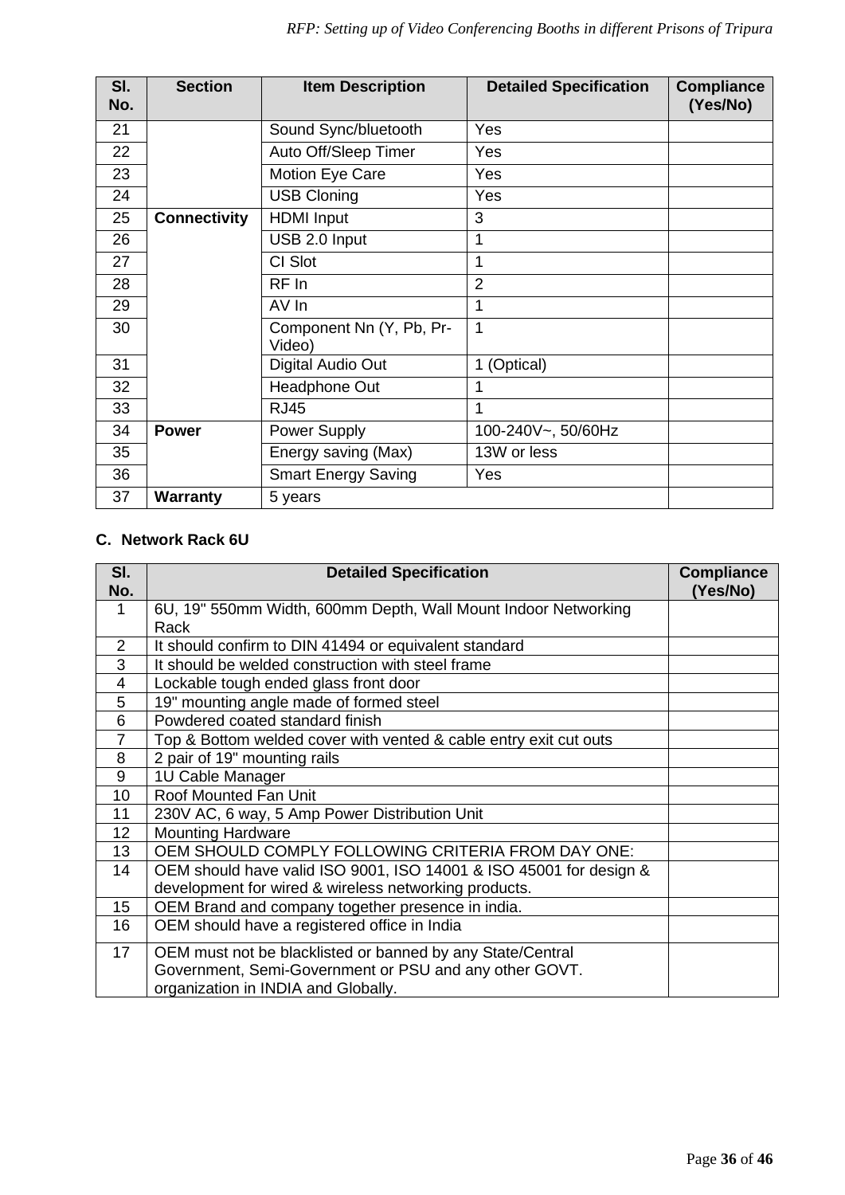| Sl. No. | Section | Item Description | Detailed Specification | Compliance (Yes/No) |
|---|---|---|---|---|
| 21 | | Sound Sync/bluetooth | Yes | |
| 22 | | Auto Off/Sleep Timer | Yes | |
| 23 | | Motion Eye Care | Yes | |
| 24 | | USB Cloning | Yes | |
| 25 | **Connectivity** | HDMI Input | 3 | |
| 26 | | USB 2.0 Input | 1 | |
| 27 | | CI Slot | 1 | |
| 28 | | RF In | 2 | |
| 29 | | AV In | 1 | |
| 30 | | Component Nn (Y, Pb, Pr-Video) | 1 | |
| 31 | | Digital Audio Out | 1 (Optical) | |
| 32 | | Headphone Out | 1 | |
| 33 | | RJ45 | 1 | |
| 34 | **Power** | Power Supply | 100-240V~, 50/60Hz | |
| 35 | | Energy saving (Max) | 13W or less | |
| 36 | | Smart Energy Saving | Yes | |
| 37 | **Warranty** | 5 years | | |

**C. Network Rack 6U**

| Sl. No. | Detailed Specification | Compliance (Yes/No) |
|---|---|---|
| 1 | 6U, 19" 550mm Width, 600mm Depth, Wall Mount Indoor Networking Rack | |
| 2 | It should confirm to DIN 41494 or equivalent standard | |
| 3 | It should be welded construction with steel frame | |
| 4 | Lockable tough ended glass front door | |
| 5 | 19" mounting angle made of formed steel | |
| 6 | Powdered coated standard finish | |
| 7 | Top & Bottom welded cover with vented & cable entry exit cut outs | |
| 8 | 2 pair of 19" mounting rails | |
| 9 | 1U Cable Manager | |
| 10 | Roof Mounted Fan Unit | |
| 11 | 230V AC, 6 way, 5 Amp Power Distribution Unit | |
| 12 | Mounting Hardware | |
| 13 | OEM SHOULD COMPLY FOLLOWING CRITERIA FROM DAY ONE: | |
| 14 | OEM should have valid ISO 9001, ISO 14001 & ISO 45001 for design & development for wired & wireless networking products. | |
| 15 | OEM Brand and company together presence in india. | |
| 16 | OEM should have a registered office in India | |
| 17 | OEM must not be blacklisted or banned by any State/Central Government, Semi-Government or PSU and any other GOVT. organization in INDIA and Globally. | |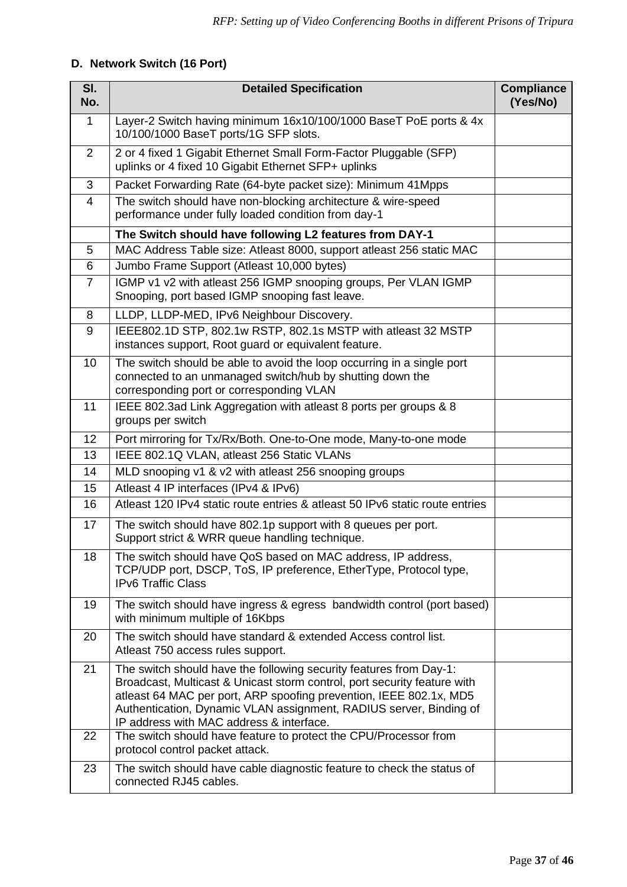## D. Network Switch (16 Port)

| Sl. No. | Detailed Specification | Compliance (Yes/No) |
|---|---|---|
| 1 | Layer-2 Switch having minimum 16x10/100/1000 BaseT PoE ports & 4x 10/100/1000 BaseT ports/1G SFP slots. | |
| 2 | 2 or 4 fixed 1 Gigabit Ethernet Small Form-Factor Pluggable (SFP) uplinks or 4 fixed 10 Gigabit Ethernet SFP+ uplinks | |
| 3 | Packet Forwarding Rate (64-byte packet size): Minimum 41Mpps | |
| 4 | The switch should have non-blocking architecture & wire-speed performance under fully loaded condition from day-1 | |
| | **The Switch should have following L2 features from DAY-1** | |
| 5 | MAC Address Table size: Atleast 8000, support atleast 256 static MAC | |
| 6 | Jumbo Frame Support (Atleast 10,000 bytes) | |
| 7 | IGMP v1 v2 with atleast 256 IGMP snooping groups, Per VLAN IGMP Snooping, port based IGMP snooping fast leave. | |
| 8 | LLDP, LLDP-MED, IPv6 Neighbour Discovery. | |
| 9 | IEEE802.1D STP, 802.1w RSTP, 802.1s MSTP with atleast 32 MSTP instances support, Root guard or equivalent feature. | |
| 10 | The switch should be able to avoid the loop occurring in a single port connected to an unmanaged switch/hub by shutting down the corresponding port or corresponding VLAN | |
| 11 | IEEE 802.3ad Link Aggregation with atleast 8 ports per groups & 8 groups per switch | |
| 12 | Port mirroring for Tx/Rx/Both. One-to-One mode, Many-to-one mode | |
| 13 | IEEE 802.1Q VLAN, atleast 256 Static VLANs | |
| 14 | MLD snooping v1 & v2 with atleast 256 snooping groups | |
| 15 | Atleast 4 IP interfaces (IPv4 & IPv6) | |
| 16 | Atleast 120 IPv4 static route entries & atleast 50 IPv6 static route entries | |
| 17 | The switch should have 802.1p support with 8 queues per port. Support strict & WRR queue handling technique. | |
| 18 | The switch should have QoS based on MAC address, IP address, TCP/UDP port, DSCP, ToS, IP preference, EtherType, Protocol type, IPv6 Traffic Class | |
| 19 | The switch should have ingress & egress bandwidth control (port based) with minimum multiple of 16Kbps | |
| 20 | The switch should have standard & extended Access control list. Atleast 750 access rules support. | |
| 21 | The switch should have the following security features from Day-1: Broadcast, Multicast & Unicast storm control, port security feature with atleast 64 MAC per port, ARP spoofing prevention, IEEE 802.1x, MD5 Authentication, Dynamic VLAN assignment, RADIUS server, Binding of IP address with MAC address & interface. | |
| 22 | The switch should have feature to protect the CPU/Processor from protocol control packet attack. | |
| 23 | The switch should have cable diagnostic feature to check the status of connected RJ45 cables. | |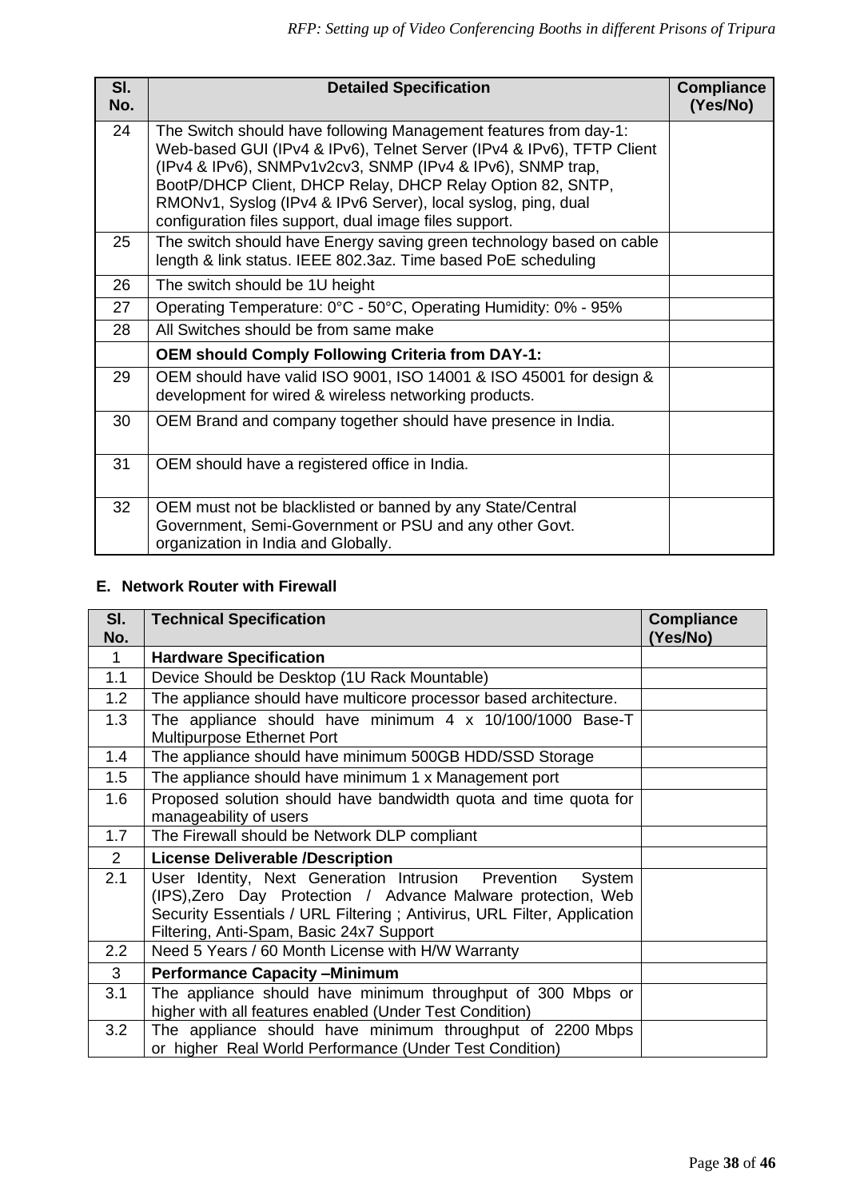| Sl. No. | Detailed Specification | Compliance (Yes/No) |
|---|---|---|
| 24 | The Switch should have following Management features from day-1: Web-based GUI (IPv4 & IPv6), Telnet Server (IPv4 & IPv6), TFTP Client (IPv4 & IPv6), SNMPv1v2cv3, SNMP (IPv4 & IPv6), SNMP trap, BootP/DHCP Client, DHCP Relay, DHCP Relay Option 82, SNTP, RMONv1, Syslog (IPv4 & IPv6 Server), local syslog, ping, dual configuration files support, dual image files support. | |
| 25 | The switch should have Energy saving green technology based on cable length & link status. IEEE 802.3az. Time based PoE scheduling | |
| 26 | The switch should be 1U height | |
| 27 | Operating Temperature: 0°C - 50°C, Operating Humidity: 0% - 95% | |
| 28 | All Switches should be from same make | |
| | **OEM should Comply Following Criteria from DAY-1:** | |
| 29 | OEM should have valid ISO 9001, ISO 14001 & ISO 45001 for design & development for wired & wireless networking products. | |
| 30 | OEM Brand and company together should have presence in India. | |
| 31 | OEM should have a registered office in India. | |
| 32 | OEM must not be blacklisted or banned by any State/Central Government, Semi-Government or PSU and any other Govt. organization in India and Globally. | |

### E. Network Router with Firewall

| Sl. No. | Technical Specification | Compliance (Yes/No) |
|---|---|---|
| 1 | **Hardware Specification** | |
| 1.1 | Device Should be Desktop (1U Rack Mountable) | |
| 1.2 | The appliance should have multicore processor based architecture. | |
| 1.3 | The appliance should have minimum 4 x 10/100/1000 Base-T Multipurpose Ethernet Port | |
| 1.4 | The appliance should have minimum 500GB HDD/SSD Storage | |
| 1.5 | The appliance should have minimum 1 x Management port | |
| 1.6 | Proposed solution should have bandwidth quota and time quota for manageability of users | |
| 1.7 | The Firewall should be Network DLP compliant | |
| 2 | **License Deliverable /Description** | |
| 2.1 | User Identity, Next Generation Intrusion Prevention System (IPS),Zero Day Protection / Advance Malware protection, Web Security Essentials / URL Filtering ; Antivirus, URL Filter, Application Filtering, Anti-Spam, Basic 24x7 Support | |
| 2.2 | Need 5 Years / 60 Month License with H/W Warranty | |
| 3 | **Performance Capacity –Minimum** | |
| 3.1 | The appliance should have minimum throughput of 300 Mbps or higher with all features enabled (Under Test Condition) | |
| 3.2 | The appliance should have minimum throughput of 2200 Mbps or higher Real World Performance (Under Test Condition) | |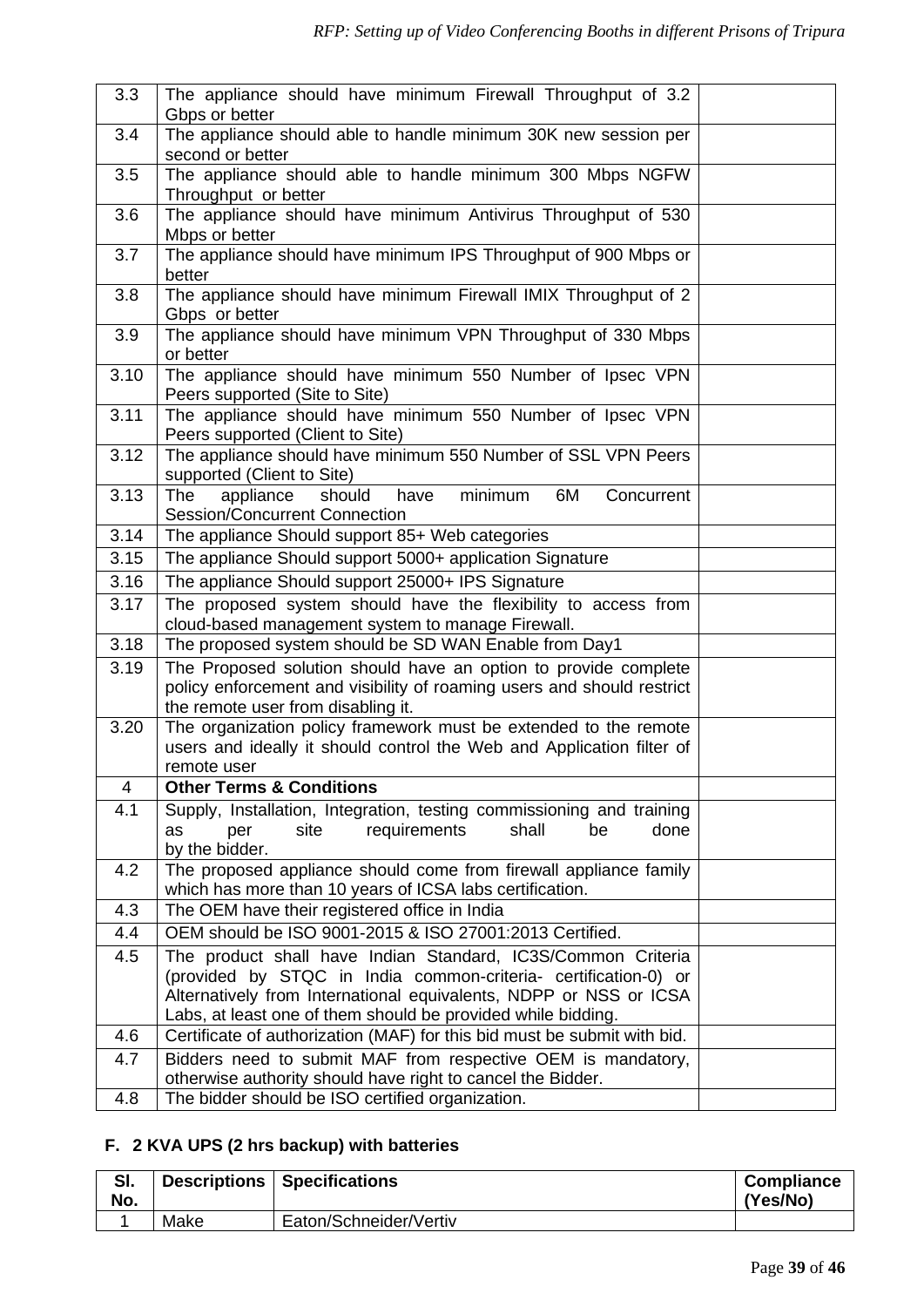| | | |
|---|---|---|
| 3.3 | The appliance should have minimum Firewall Throughput of 3.2 Gbps or better | |
| 3.4 | The appliance should able to handle minimum 30K new session per second or better | |
| 3.5 | The appliance should able to handle minimum 300 Mbps NGFW Throughput or better | |
| 3.6 | The appliance should have minimum Antivirus Throughput of 530 Mbps or better | |
| 3.7 | The appliance should have minimum IPS Throughput of 900 Mbps or better | |
| 3.8 | The appliance should have minimum Firewall IMIX Throughput of 2 Gbps or better | |
| 3.9 | The appliance should have minimum VPN Throughput of 330 Mbps or better | |
| 3.10 | The appliance should have minimum 550 Number of Ipsec VPN Peers supported (Site to Site) | |
| 3.11 | The appliance should have minimum 550 Number of Ipsec VPN Peers supported (Client to Site) | |
| 3.12 | The appliance should have minimum 550 Number of SSL VPN Peers supported (Client to Site) | |
| 3.13 | The appliance should have minimum 6M Concurrent Session/Concurrent Connection | |
| 3.14 | The appliance Should support 85+ Web categories | |
| 3.15 | The appliance Should support 5000+ application Signature | |
| 3.16 | The appliance Should support 25000+ IPS Signature | |
| 3.17 | The proposed system should have the flexibility to access from cloud-based management system to manage Firewall. | |
| 3.18 | The proposed system should be SD WAN Enable from Day1 | |
| 3.19 | The Proposed solution should have an option to provide complete policy enforcement and visibility of roaming users and should restrict the remote user from disabling it. | |
| 3.20 | The organization policy framework must be extended to the remote users and ideally it should control the Web and Application filter of remote user | |
| 4 | **Other Terms & Conditions** | |
| 4.1 | Supply, Installation, Integration, testing commissioning and training as per site requirements shall be done by the bidder. | |
| 4.2 | The proposed appliance should come from firewall appliance family which has more than 10 years of ICSA labs certification. | |
| 4.3 | The OEM have their registered office in India | |
| 4.4 | OEM should be ISO 9001-2015 & ISO 27001:2013 Certified. | |
| 4.5 | The product shall have Indian Standard, IC3S/Common Criteria (provided by STQC in India common-criteria- certification-0) or Alternatively from International equivalents, NDPP or NSS or ICSA Labs, at least one of them should be provided while bidding. | |
| 4.6 | Certificate of authorization (MAF) for this bid must be submit with bid. | |
| 4.7 | Bidders need to submit MAF from respective OEM is mandatory, otherwise authority should have right to cancel the Bidder. | |
| 4.8 | The bidder should be ISO certified organization. | |

## F. 2 KVA UPS (2 hrs backup) with batteries

| Sl. No. | Descriptions | Specifications | Compliance (Yes/No) |
|---|---|---|---|
| 1 | Make | Eaton/Schneider/Vertiv | |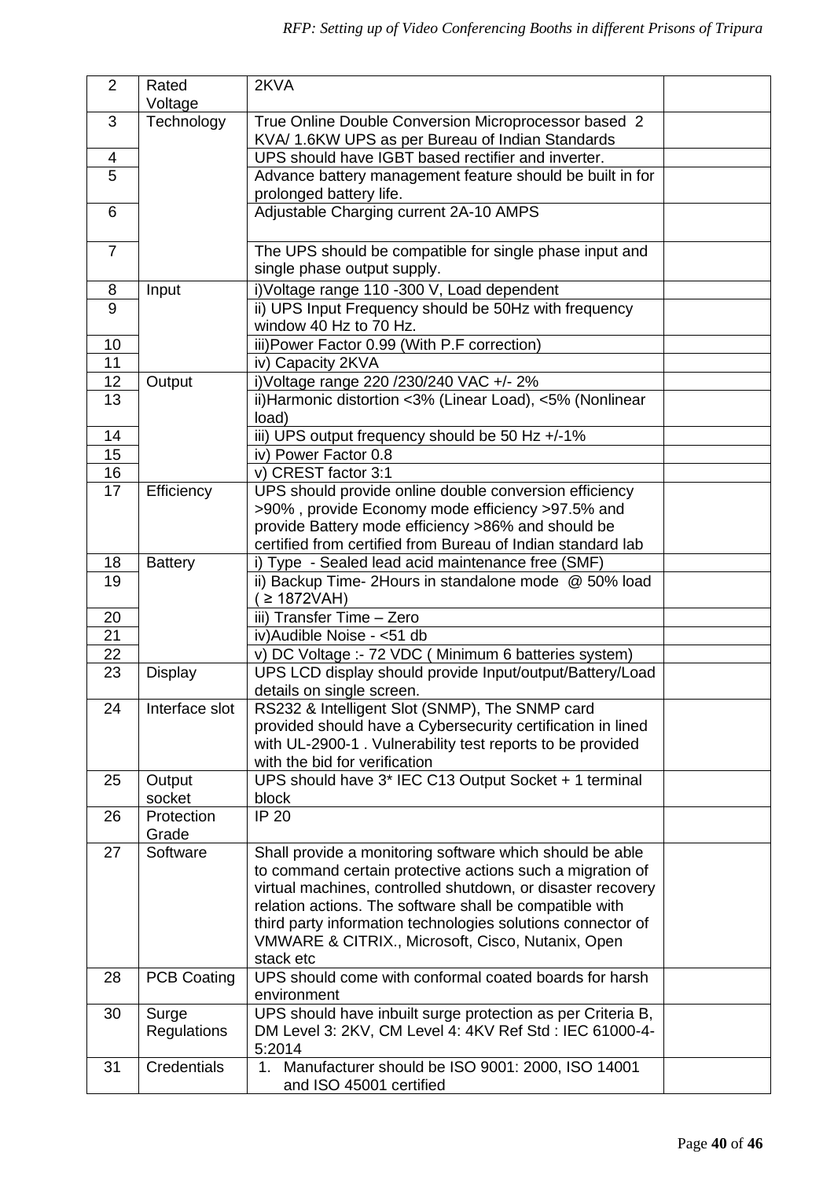| 2 | Rated Voltage | 2KVA | |
|---|---|---|---|
| 3 | Technology | True Online Double Conversion Microprocessor based 2 KVA/ 1.6KW UPS as per Bureau of Indian Standards | |
| 4 | | UPS should have IGBT based rectifier and inverter. | |
| 5 | | Advance battery management feature should be built in for prolonged battery life. | |
| 6 | | Adjustable Charging current 2A-10 AMPS | |
| 7 | | The UPS should be compatible for single phase input and single phase output supply. | |
| 8 | Input | i)Voltage range 110 -300 V, Load dependent | |
| 9 | | ii) UPS Input Frequency should be 50Hz with frequency window 40 Hz to 70 Hz. | |
| 10 | | iii)Power Factor 0.99 (With P.F correction) | |
| 11 | | iv) Capacity 2KVA | |
| 12 | Output | i)Voltage range 220 /230/240 VAC +/- 2% | |
| 13 | | ii)Harmonic distortion <3% (Linear Load), <5% (Nonlinear load) | |
| 14 | | iii) UPS output frequency should be 50 Hz +/-1% | |
| 15 | | iv) Power Factor 0.8 | |
| 16 | | v) CREST factor 3:1 | |
| 17 | Efficiency | UPS should provide online double conversion efficiency >90% , provide Economy mode efficiency >97.5% and provide Battery mode efficiency >86% and should be certified from certified from Bureau of Indian standard lab | |
| 18 | Battery | i) Type - Sealed lead acid maintenance free (SMF) | |
| 19 | | ii) Backup Time- 2Hours in standalone mode @ 50% load ( ≥ 1872VAH) | |
| 20 | | iii) Transfer Time – Zero | |
| 21 | | iv)Audible Noise - <51 db | |
| 22 | | v) DC Voltage :- 72 VDC ( Minimum 6 batteries system) | |
| 23 | Display | UPS LCD display should provide Input/output/Battery/Load details on single screen. | |
| 24 | Interface slot | RS232 & Intelligent Slot (SNMP), The SNMP card provided should have a Cybersecurity certification in lined with UL-2900-1 . Vulnerability test reports to be provided with the bid for verification | |
| 25 | Output socket | UPS should have 3* IEC C13 Output Socket + 1 terminal block | |
| 26 | Protection Grade | IP 20 | |
| 27 | Software | Shall provide a monitoring software which should be able to command certain protective actions such a migration of virtual machines, controlled shutdown, or disaster recovery relation actions. The software shall be compatible with third party information technologies solutions connector of VMWARE & CITRIX., Microsoft, Cisco, Nutanix, Open stack etc | |
| 28 | PCB Coating | UPS should come with conformal coated boards for harsh environment | |
| 30 | Surge Regulations | UPS should have inbuilt surge protection as per Criteria B, DM Level 3: 2KV, CM Level 4: 4KV Ref Std : IEC 61000-4-5:2014 | |
| 31 | Credentials | 1. Manufacturer should be ISO 9001: 2000, ISO 14001 and ISO 45001 certified | |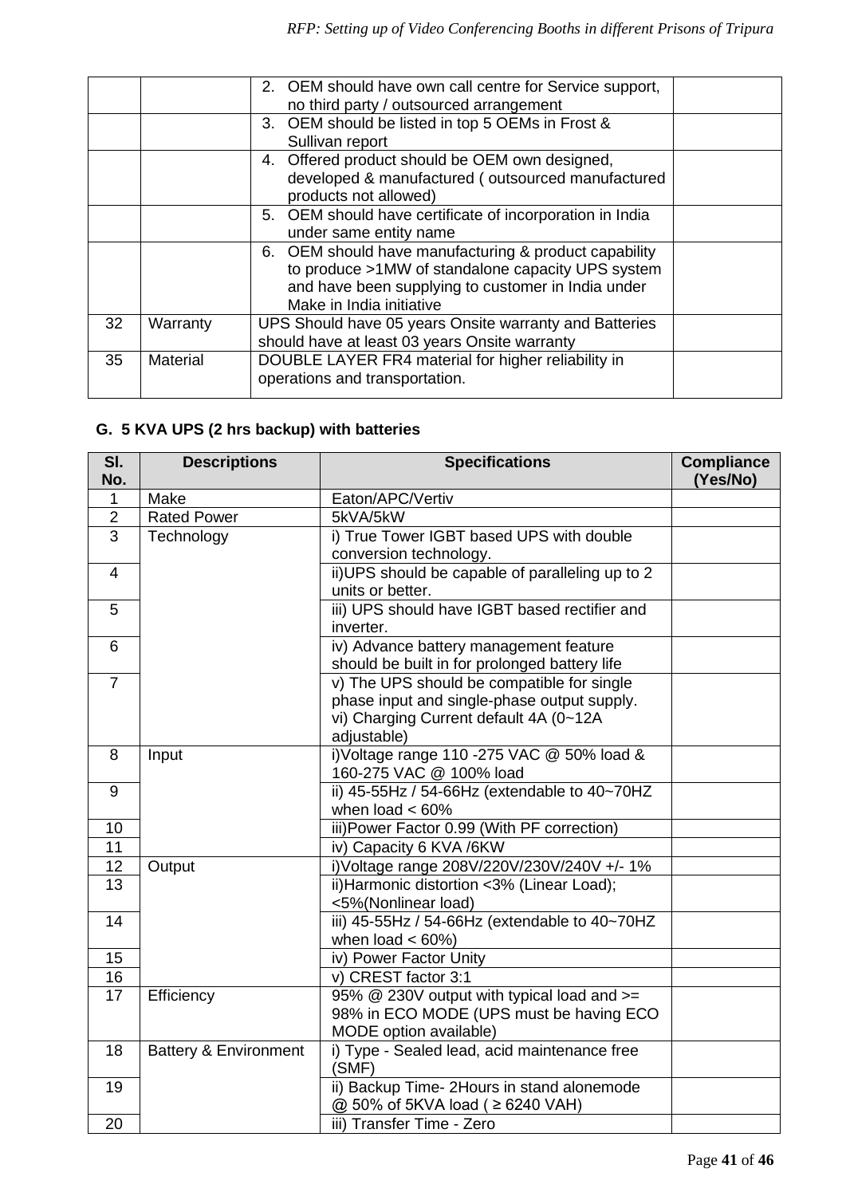| | | | |
|---|---|---|---|
| | | 2. OEM should have own call centre for Service support, no third party / outsourced arrangement | |
| | | 3. OEM should be listed in top 5 OEMs in Frost & Sullivan report | |
| | | 4. Offered product should be OEM own designed, developed & manufactured ( outsourced manufactured products not allowed) | |
| | | 5. OEM should have certificate of incorporation in India under same entity name | |
| | | 6. OEM should have manufacturing & product capability to produce >1MW of standalone capacity UPS system and have been supplying to customer in India under Make in India initiative | |
| 32 | Warranty | UPS Should have 05 years Onsite warranty and Batteries should have at least 03 years Onsite warranty | |
| 35 | Material | DOUBLE LAYER FR4 material for higher reliability in operations and transportation. | |

**G. 5 KVA UPS (2 hrs backup) with batteries**

| Sl. No. | Descriptions | Specifications | Compliance (Yes/No) |
|---|---|---|---|
| 1 | Make | Eaton/APC/Vertiv | |
| 2 | Rated Power | 5kVA/5kW | |
| 3 | Technology | i) True Tower IGBT based UPS with double conversion technology. | |
| 4 | | ii)UPS should be capable of paralleling up to 2 units or better. | |
| 5 | | iii) UPS should have IGBT based rectifier and inverter. | |
| 6 | | iv) Advance battery management feature should be built in for prolonged battery life | |
| 7 | | v) The UPS should be compatible for single phase input and single-phase output supply. vi) Charging Current default 4A (0~12A adjustable) | |
| 8 | Input | i)Voltage range 110 -275 VAC @ 50% load & 160-275 VAC @ 100% load | |
| 9 | | ii) 45-55Hz / 54-66Hz (extendable to 40~70HZ when load < 60% | |
| 10 | | iii)Power Factor 0.99 (With PF correction) | |
| 11 | | iv) Capacity 6 KVA /6KW | |
| 12 | Output | i)Voltage range 208V/220V/230V/240V +/- 1% | |
| 13 | | ii)Harmonic distortion <3% (Linear Load); <5%(Nonlinear load) | |
| 14 | | iii) 45-55Hz / 54-66Hz (extendable to 40~70HZ when load < 60%) | |
| 15 | | iv) Power Factor Unity | |
| 16 | | v) CREST factor 3:1 | |
| 17 | Efficiency | 95% @ 230V output with typical load and >= 98% in ECO MODE (UPS must be having ECO MODE option available) | |
| 18 | Battery & Environment | i) Type - Sealed lead, acid maintenance free (SMF) | |
| 19 | | ii) Backup Time- 2Hours in stand alonemode @ 50% of 5KVA load ( ≥ 6240 VAH) | |
| 20 | | iii) Transfer Time - Zero | |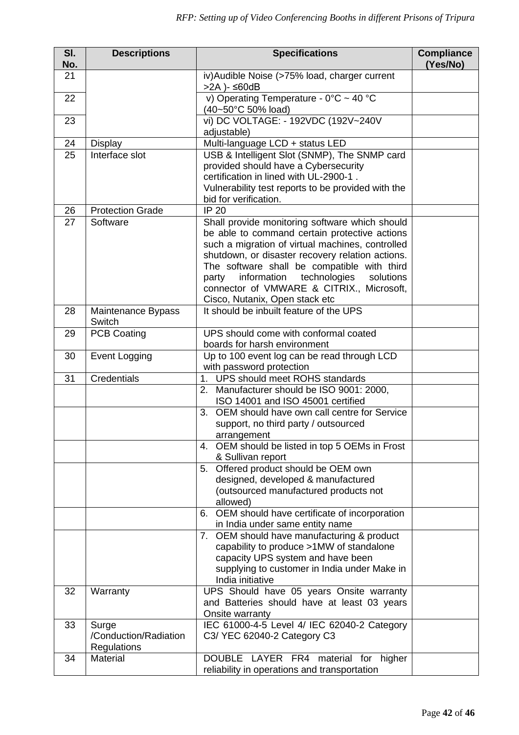| Sl. No. | Descriptions | Specifications | Compliance (Yes/No) |
|---|---|---|---|
| 21 | | iv)Audible Noise (>75% load, charger current >2A )- ≤60dB | |
| 22 | | v) Operating Temperature - 0°C ~ 40 °C (40~50°C 50% load) | |
| 23 | | vi) DC VOLTAGE: - 192VDC (192V~240V adjustable) | |
| 24 | Display | Multi-language LCD + status LED | |
| 25 | Interface slot | USB & Intelligent Slot (SNMP), The SNMP card provided should have a Cybersecurity certification in lined with UL-2900-1 . Vulnerability test reports to be provided with the bid for verification. | |
| 26 | Protection Grade | IP 20 | |
| 27 | Software | Shall provide monitoring software which should be able to command certain protective actions such a migration of virtual machines, controlled shutdown, or disaster recovery relation actions. The software shall be compatible with third party information technologies solutions connector of VMWARE & CITRIX., Microsoft, Cisco, Nutanix, Open stack etc | |
| 28 | Maintenance Bypass Switch | It should be inbuilt feature of the UPS | |
| 29 | PCB Coating | UPS should come with conformal coated boards for harsh environment | |
| 30 | Event Logging | Up to 100 event log can be read through LCD with password protection | |
| 31 | Credentials | 1. UPS should meet ROHS standards | |
| | | 2. Manufacturer should be ISO 9001: 2000, ISO 14001 and ISO 45001 certified | |
| | | 3. OEM should have own call centre for Service support, no third party / outsourced arrangement | |
| | | 4. OEM should be listed in top 5 OEMs in Frost & Sullivan report | |
| | | 5. Offered product should be OEM own designed, developed & manufactured (outsourced manufactured products not allowed) | |
| | | 6. OEM should have certificate of incorporation in India under same entity name | |
| | | 7. OEM should have manufacturing & product capability to produce >1MW of standalone capacity UPS system and have been supplying to customer in India under Make in India initiative | |
| 32 | Warranty | UPS Should have 05 years Onsite warranty and Batteries should have at least 03 years Onsite warranty | |
| 33 | Surge /Conduction/Radiation Regulations | IEC 61000-4-5 Level 4/ IEC 62040-2 Category C3/ YEC 62040-2 Category C3 | |
| 34 | Material | DOUBLE LAYER FR4 material for higher reliability in operations and transportation | |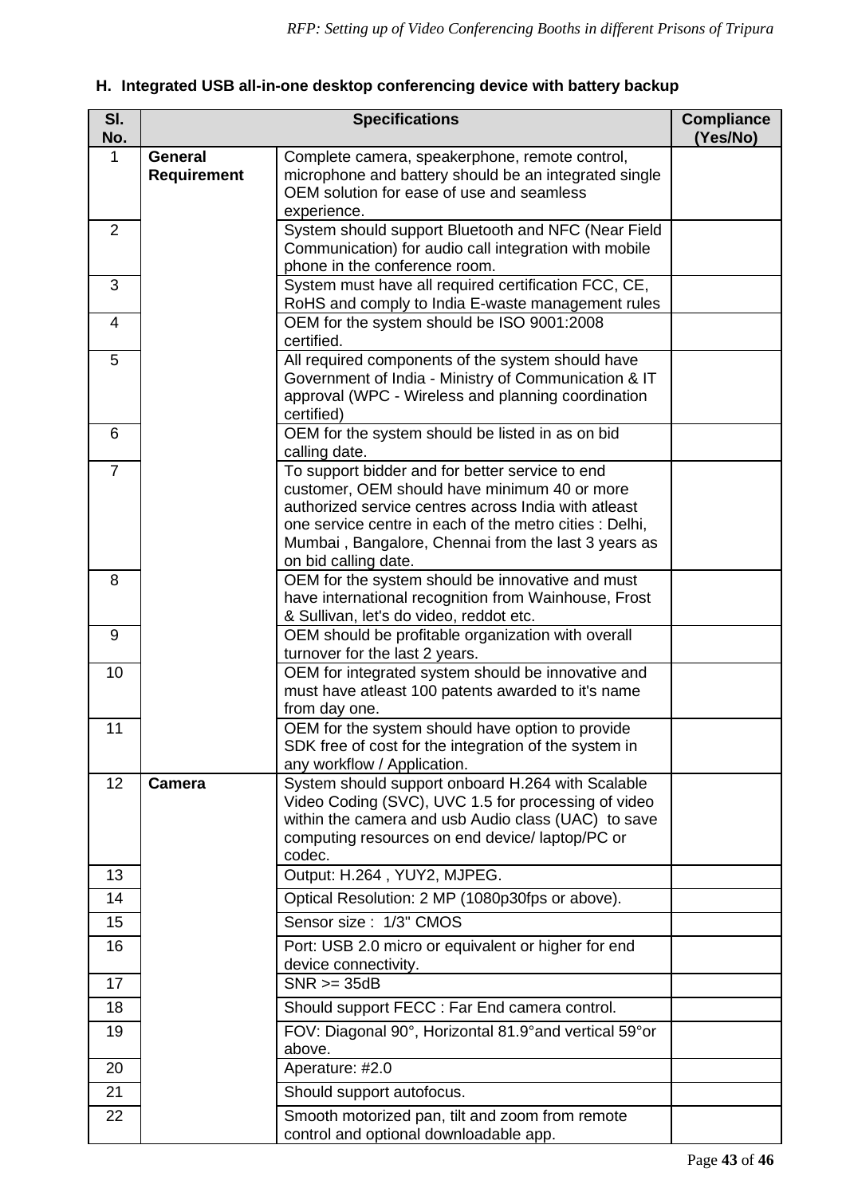## H. Integrated USB all-in-one desktop conferencing device with battery backup

| Sl. No. | Specifications | | Compliance (Yes/No) |
|---|---|---|---|
| 1 | **General Requirement** | Complete camera, speakerphone, remote control, microphone and battery should be an integrated single OEM solution for ease of use and seamless experience. | |
| 2 | | System should support Bluetooth and NFC (Near Field Communication) for audio call integration with mobile phone in the conference room. | |
| 3 | | System must have all required certification FCC, CE, RoHS and comply to India E-waste management rules | |
| 4 | | OEM for the system should be ISO 9001:2008 certified. | |
| 5 | | All required components of the system should have Government of India - Ministry of Communication & IT approval (WPC - Wireless and planning coordination certified) | |
| 6 | | OEM for the system should be listed in as on bid calling date. | |
| 7 | | To support bidder and for better service to end customer, OEM should have minimum 40 or more authorized service centres across India with atleast one service centre in each of the metro cities : Delhi, Mumbai , Bangalore, Chennai from the last 3 years as on bid calling date. | |
| 8 | | OEM for the system should be innovative and must have international recognition from Wainhouse, Frost & Sullivan, let's do video, reddot etc. | |
| 9 | | OEM should be profitable organization with overall turnover for the last 2 years. | |
| 10 | | OEM for integrated system should be innovative and must have atleast 100 patents awarded to it's name from day one. | |
| 11 | | OEM for the system should have option to provide SDK free of cost for the integration of the system in any workflow / Application. | |
| 12 | **Camera** | System should support onboard H.264 with Scalable Video Coding (SVC), UVC 1.5 for processing of video within the camera and usb Audio class (UAC) to save computing resources on end device/ laptop/PC or codec. | |
| 13 | | Output: H.264 , YUY2, MJPEG. | |
| 14 | | Optical Resolution: 2 MP (1080p30fps or above). | |
| 15 | | Sensor size : 1/3" CMOS | |
| 16 | | Port: USB 2.0 micro or equivalent or higher for end device connectivity. | |
| 17 | | SNR >= 35dB | |
| 18 | | Should support FECC : Far End camera control. | |
| 19 | | FOV: Diagonal 90°, Horizontal 81.9°and vertical 59°or above. | |
| 20 | | Aperature: #2.0 | |
| 21 | | Should support autofocus. | |
| 22 | | Smooth motorized pan, tilt and zoom from remote control and optional downloadable app. | |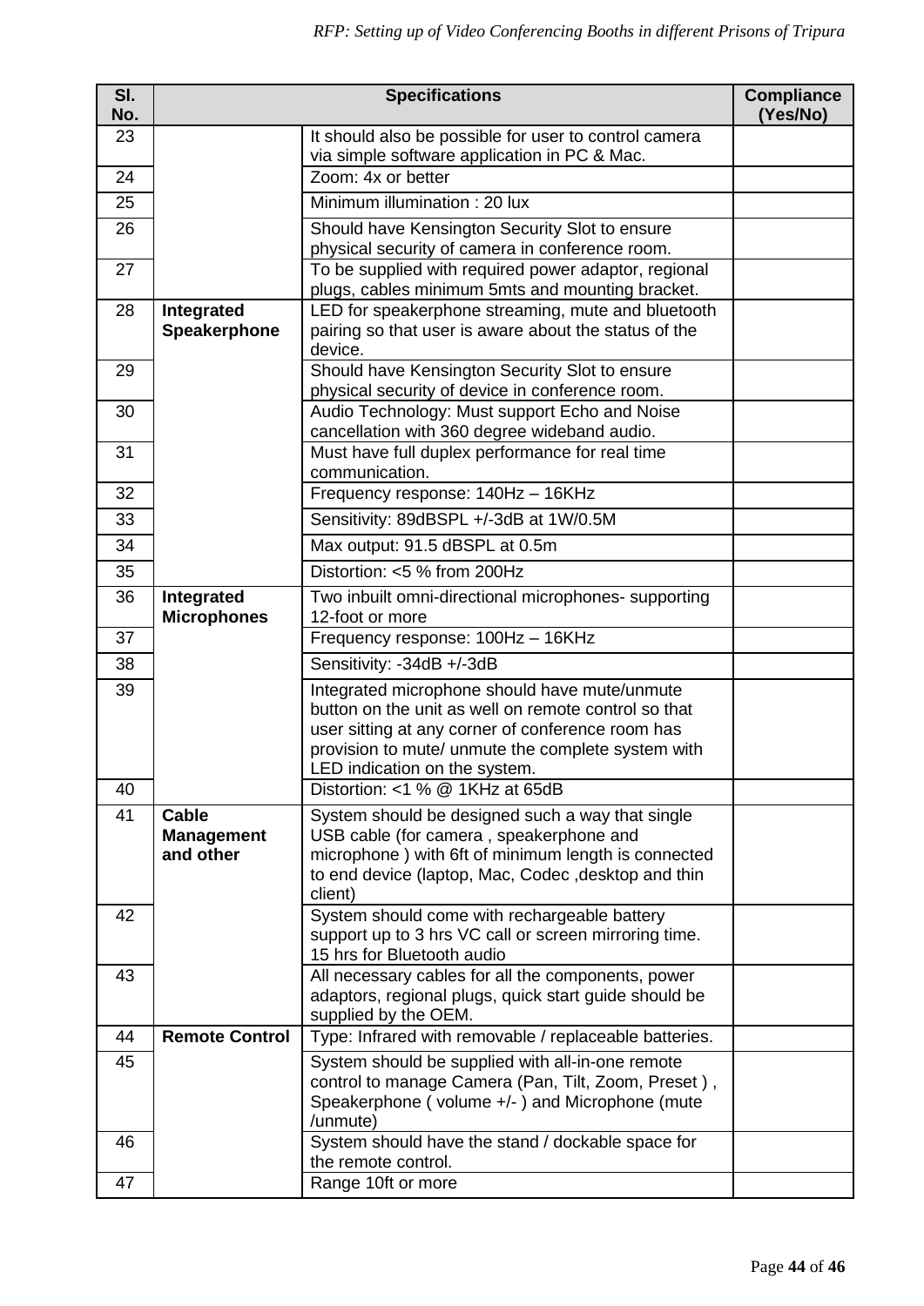| Sl. No. | Specifications | | Compliance (Yes/No) |
|---|---|---|---|
| 23 | | It should also be possible for user to control camera via simple software application in PC & Mac. | |
| 24 | | Zoom: 4x or better | |
| 25 | | Minimum illumination : 20 lux | |
| 26 | | Should have Kensington Security Slot to ensure physical security of camera in conference room. | |
| 27 | | To be supplied with required power adaptor, regional plugs, cables minimum 5mts and mounting bracket. | |
| 28 | **Integrated Speakerphone** | LED for speakerphone streaming, mute and bluetooth pairing so that user is aware about the status of the device. | |
| 29 | | Should have Kensington Security Slot to ensure physical security of device in conference room. | |
| 30 | | Audio Technology: Must support Echo and Noise cancellation with 360 degree wideband audio. | |
| 31 | | Must have full duplex performance for real time communication. | |
| 32 | | Frequency response: 140Hz – 16KHz | |
| 33 | | Sensitivity: 89dBSPL +/-3dB at 1W/0.5M | |
| 34 | | Max output: 91.5 dBSPL at 0.5m | |
| 35 | | Distortion: <5 % from 200Hz | |
| 36 | **Integrated Microphones** | Two inbuilt omni-directional microphones- supporting 12-foot or more | |
| 37 | | Frequency response: 100Hz – 16KHz | |
| 38 | | Sensitivity: -34dB +/-3dB | |
| 39 | | Integrated microphone should have mute/unmute button on the unit as well on remote control so that user sitting at any corner of conference room has provision to mute/ unmute the complete system with LED indication on the system. | |
| 40 | | Distortion: <1 % @ 1KHz at 65dB | |
| 41 | **Cable Management and other** | System should be designed such a way that single USB cable (for camera , speakerphone and microphone ) with 6ft of minimum length is connected to end device (laptop, Mac, Codec ,desktop and thin client) | |
| 42 | | System should come with rechargeable battery support up to 3 hrs VC call or screen mirroring time. 15 hrs for Bluetooth audio | |
| 43 | | All necessary cables for all the components, power adaptors, regional plugs, quick start guide should be supplied by the OEM. | |
| 44 | **Remote Control** | Type: Infrared with removable / replaceable batteries. | |
| 45 | | System should be supplied with all-in-one remote control to manage Camera (Pan, Tilt, Zoom, Preset ) , Speakerphone ( volume +/- ) and Microphone (mute /unmute) | |
| 46 | | System should have the stand / dockable space for the remote control. | |
| 47 | | Range 10ft or more | |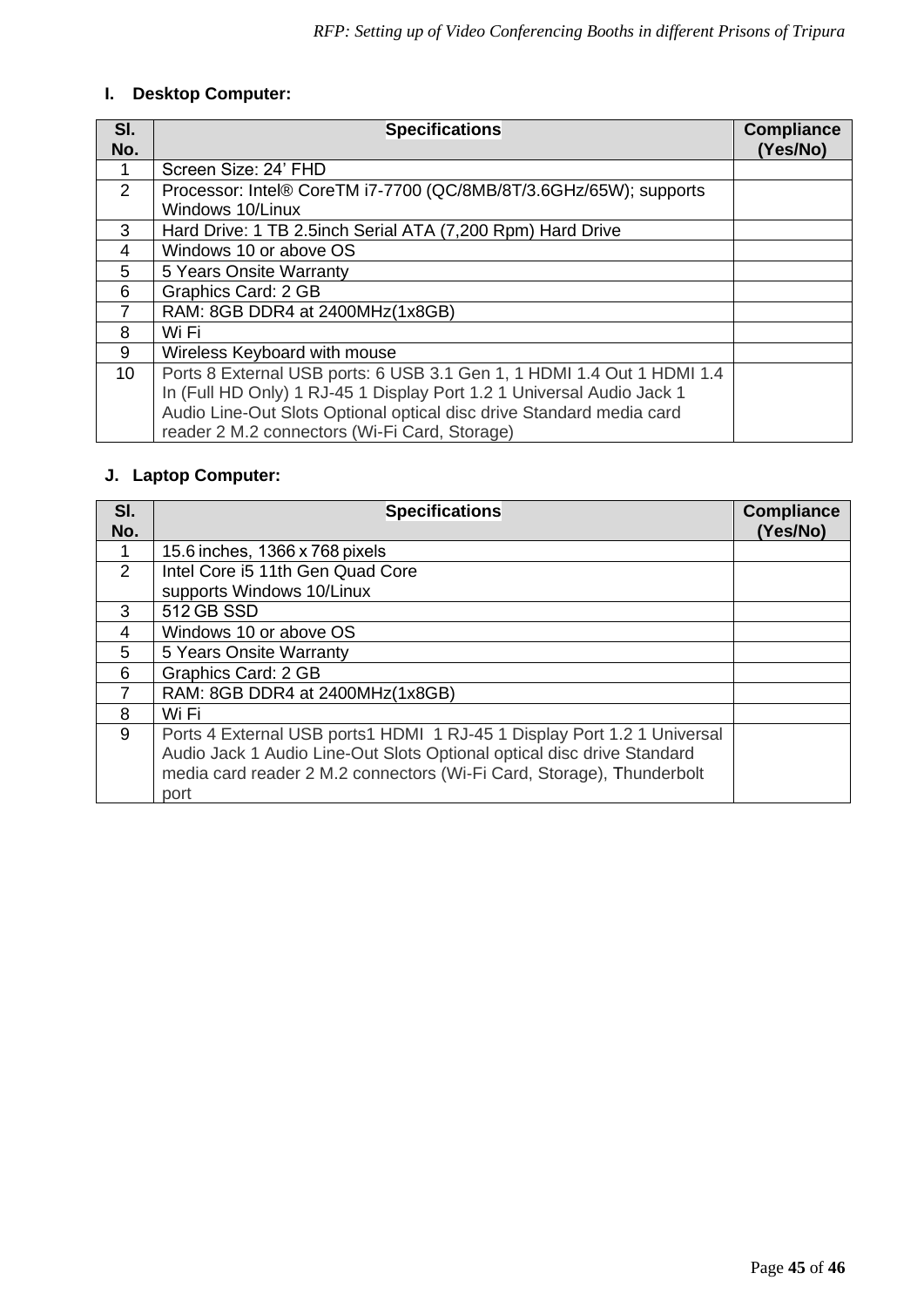## I. Desktop Computer:

| Sl. No. | Specifications | Compliance (Yes/No) |
|---|---|---|
| 1 | Screen Size: 24' FHD | |
| 2 | Processor: Intel® CoreTM i7-7700 (QC/8MB/8T/3.6GHz/65W); supports Windows 10/Linux | |
| 3 | Hard Drive: 1 TB 2.5inch Serial ATA (7,200 Rpm) Hard Drive | |
| 4 | Windows 10 or above OS | |
| 5 | 5 Years Onsite Warranty | |
| 6 | Graphics Card: 2 GB | |
| 7 | RAM: 8GB DDR4 at 2400MHz(1x8GB) | |
| 8 | Wi Fi | |
| 9 | Wireless Keyboard with mouse | |
| 10 | Ports 8 External USB ports: 6 USB 3.1 Gen 1, 1 HDMI 1.4 Out 1 HDMI 1.4 In (Full HD Only) 1 RJ-45 1 Display Port 1.2 1 Universal Audio Jack 1 Audio Line-Out Slots Optional optical disc drive Standard media card reader 2 M.2 connectors (Wi-Fi Card, Storage) | |

## J. Laptop Computer:

| Sl. No. | Specifications | Compliance (Yes/No) |
|---|---|---|
| 1 | 15.6 inches, 1366 x 768 pixels | |
| 2 | Intel Core i5 11th Gen Quad Core<br>supports Windows 10/Linux | |
| 3 | 512 GB SSD | |
| 4 | Windows 10 or above OS | |
| 5 | 5 Years Onsite Warranty | |
| 6 | Graphics Card: 2 GB | |
| 7 | RAM: 8GB DDR4 at 2400MHz(1x8GB) | |
| 8 | Wi Fi | |
| 9 | Ports 4 External USB ports1 HDMI 1 RJ-45 1 Display Port 1.2 1 Universal Audio Jack 1 Audio Line-Out Slots Optional optical disc drive Standard media card reader 2 M.2 connectors (Wi-Fi Card, Storage), Thunderbolt port | |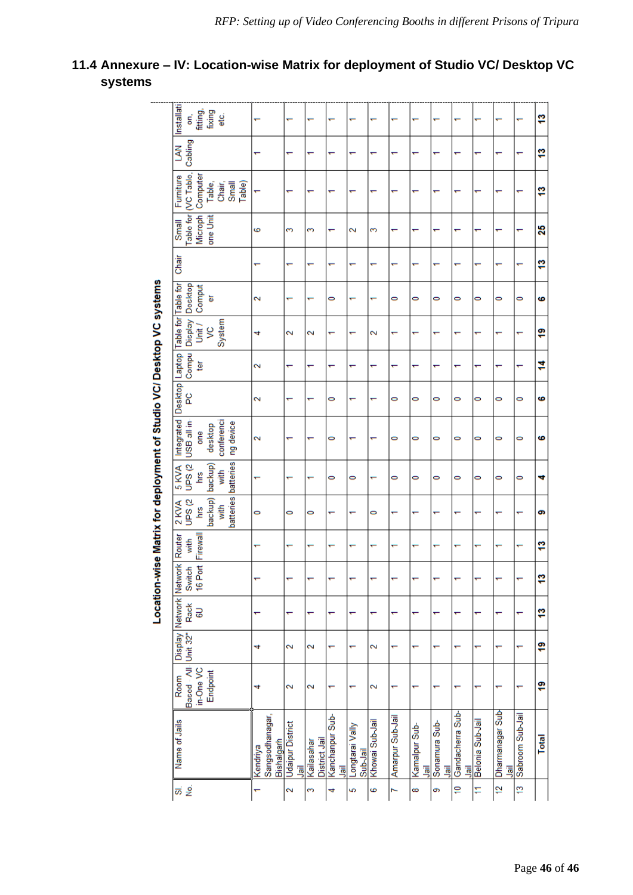## 11.4 Annexure – IV: Location-wise Matrix for deployment of Studio VC/ Desktop VC systems

**Location-wise Matrix for deployment of Studio VC/ Desktop VC systems**

| Sl. No. | Name of Jails | Room Based All in-One VC Endpoint | Display Unit 32" | Network Rack 6U | Network Switch 16 Port | Router with Firewall | 2 KVA UPS (2 hrs backup) with batteries | 5 KVA UPS (2 hrs backup) with batteries | Integrated USB all in one desktop conferencing device | Desktop PC | Laptop Computer | Table for Display Unit / VC System | Table for Desktop Computer | Chair | Small Table for Microphone Unit | Furniture (VC Table, Computer Table, Chair, Small Table) | LAN Cabling | Installation, fitting, fixing etc. |
|---|---|---|---|---|---|---|---|---|---|---|---|---|---|---|---|---|---|---|
| 1 | Kendriya Sangsodhanagar, Bishalgarh | 4 | 4 | 1 | 1 | 1 | 0 | 1 | 2 | 2 | 2 | 4 | 2 | 1 | 6 | 1 | 1 | 1 |
| 2 | Udaipur District Jail | 2 | 2 | 1 | 1 | 1 | 0 | 1 | 1 | 1 | 1 | 2 | 1 | 1 | 3 | 1 | 1 | 1 |
| 3 | Kailasahar District Jail | 2 | 2 | 1 | 1 | 1 | 0 | 1 | 1 | 1 | 1 | 2 | 1 | 1 | 3 | 1 | 1 | 1 |
| 4 | Kanchanpur Sub-Jail | 1 | 1 | 1 | 1 | 1 | 1 | 0 | 0 | 0 | 1 | 1 | 0 | 1 | 1 | 1 | 1 | 1 |
| 5 | Longtarai Vally Sub-Jail | 1 | 1 | 1 | 1 | 1 | 1 | 0 | 1 | 1 | 1 | 1 | 1 | 1 | 2 | 1 | 1 | 1 |
| 6 | Khowai Sub-Jail | 2 | 2 | 1 | 1 | 1 | 0 | 1 | 1 | 1 | 1 | 2 | 1 | 1 | 3 | 1 | 1 | 1 |
| 7 | Amarpur Sub-Jail | 1 | 1 | 1 | 1 | 1 | 1 | 0 | 0 | 0 | 1 | 1 | 0 | 1 | 1 | 1 | 1 | 1 |
| 8 | Kamalpur Sub-Jail | 1 | 1 | 1 | 1 | 1 | 1 | 0 | 0 | 0 | 1 | 1 | 0 | 1 | 1 | 1 | 1 | 1 |
| 9 | Sonamura Sub-Jail | 1 | 1 | 1 | 1 | 1 | 1 | 0 | 0 | 0 | 1 | 1 | 0 | 1 | 1 | 1 | 1 | 1 |
| 10 | Gandacherra Sub-Jail | 1 | 1 | 1 | 1 | 1 | 1 | 0 | 0 | 0 | 1 | 1 | 0 | 1 | 1 | 1 | 1 | 1 |
| 11 | Belonia Sub-Jail | 1 | 1 | 1 | 1 | 1 | 1 | 0 | 0 | 0 | 1 | 1 | 0 | 1 | 1 | 1 | 1 | 1 |
| 12 | Dharmanagar Sub-Jail | 1 | 1 | 1 | 1 | 1 | 1 | 0 | 0 | 0 | 1 | 1 | 0 | 1 | 1 | 1 | 1 | 1 |
| 13 | Sabroom Sub-Jail | 1 | 1 | 1 | 1 | 1 | 1 | 0 | 0 | 0 | 1 | 1 | 0 | 1 | 1 | 1 | 1 | 1 |
| | **Total** | **19** | **19** | **13** | **13** | **13** | **9** | **4** | **6** | **6** | **14** | **19** | **6** | **13** | **25** | **13** | **13** | **13** |